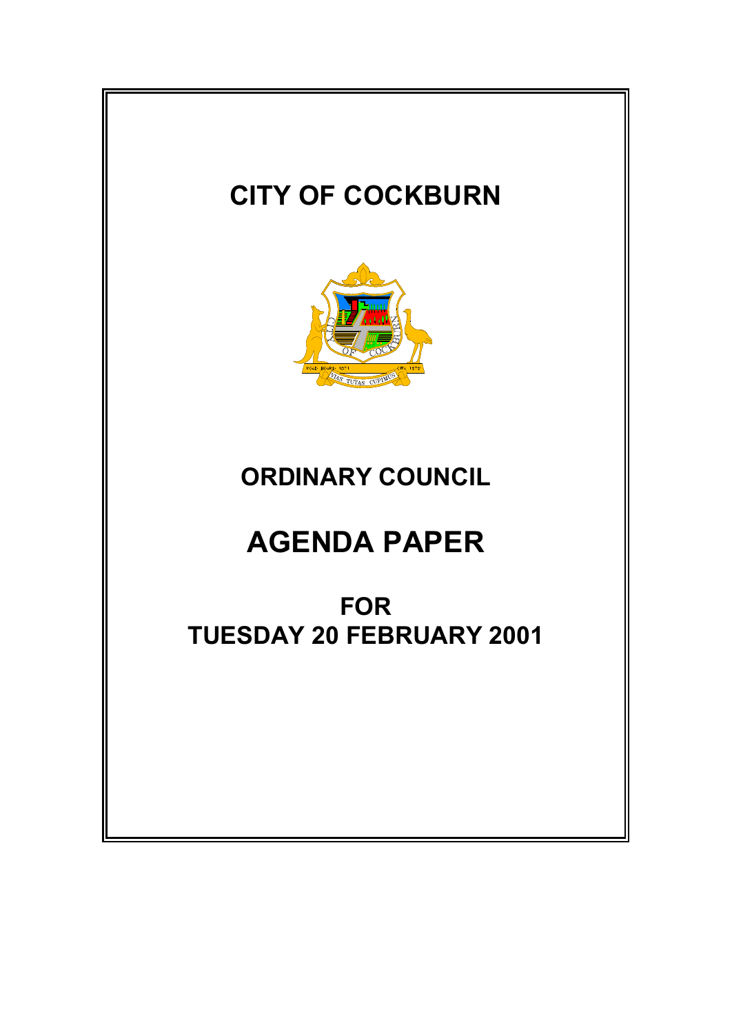# CITY OF COCKBURN

# ORDINARY COUNCIL

# AGENDA PAPER

## FOR
## TUESDAY 20 FEBRUARY 2001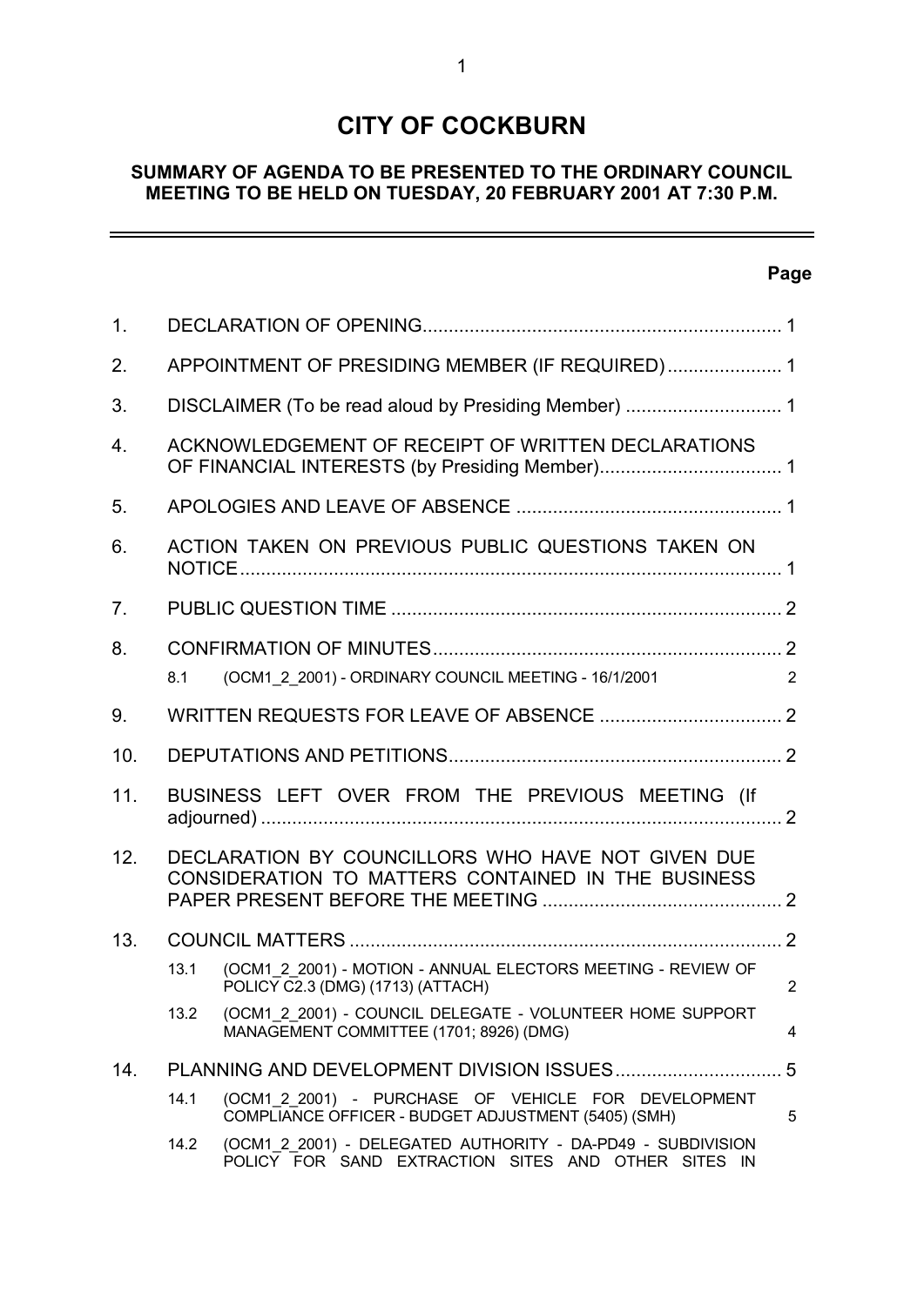# CITY OF COCKBURN

## SUMMARY OF AGENDA TO BE PRESENTED TO THE ORDINARY COUNCIL MEETING TO BE HELD ON TUESDAY, 20 FEBRUARY 2001 AT 7:30 P.M.

| | | Page |
|---|---|---|
| 1. | DECLARATION OF OPENING | 1 |
| 2. | APPOINTMENT OF PRESIDING MEMBER (IF REQUIRED) | 1 |
| 3. | DISCLAIMER (To be read aloud by Presiding Member) | 1 |
| 4. | ACKNOWLEDGEMENT OF RECEIPT OF WRITTEN DECLARATIONS OF FINANCIAL INTERESTS (by Presiding Member) | 1 |
| 5. | APOLOGIES AND LEAVE OF ABSENCE | 1 |
| 6. | ACTION TAKEN ON PREVIOUS PUBLIC QUESTIONS TAKEN ON NOTICE | 1 |
| 7. | PUBLIC QUESTION TIME | 2 |
| 8. | CONFIRMATION OF MINUTES | 2 |
| | 8.1 (OCM1_2_2001) - ORDINARY COUNCIL MEETING - 16/1/2001 | 2 |
| 9. | WRITTEN REQUESTS FOR LEAVE OF ABSENCE | 2 |
| 10. | DEPUTATIONS AND PETITIONS | 2 |
| 11. | BUSINESS LEFT OVER FROM THE PREVIOUS MEETING (If adjourned) | 2 |
| 12. | DECLARATION BY COUNCILLORS WHO HAVE NOT GIVEN DUE CONSIDERATION TO MATTERS CONTAINED IN THE BUSINESS PAPER PRESENT BEFORE THE MEETING | 2 |
| 13. | COUNCIL MATTERS | 2 |
| | 13.1 (OCM1_2_2001) - MOTION - ANNUAL ELECTORS MEETING - REVIEW OF POLICY C2.3 (DMG) (1713) (ATTACH) | 2 |
| | 13.2 (OCM1_2_2001) - COUNCIL DELEGATE - VOLUNTEER HOME SUPPORT MANAGEMENT COMMITTEE (1701; 8926) (DMG) | 4 |
| 14. | PLANNING AND DEVELOPMENT DIVISION ISSUES | 5 |
| | 14.1 (OCM1_2_2001) - PURCHASE OF VEHICLE FOR DEVELOPMENT COMPLIANCE OFFICER - BUDGET ADJUSTMENT (5405) (SMH) | 5 |
| | 14.2 (OCM1_2_2001) - DELEGATED AUTHORITY - DA-PD49 - SUBDIVISION POLICY FOR SAND EXTRACTION SITES AND OTHER SITES IN | |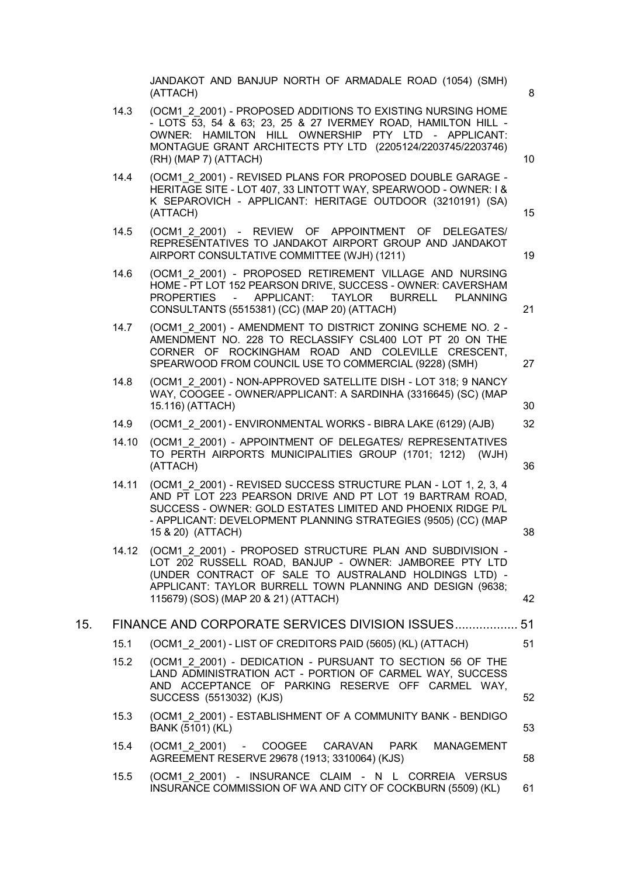JANDAKOT AND BANJUP NORTH OF ARMADALE ROAD (1054) (SMH) (ATTACH) 8

14.3 (OCM1_2_2001) - PROPOSED ADDITIONS TO EXISTING NURSING HOME - LOTS 53, 54 & 63; 23, 25 & 27 IVERMEY ROAD, HAMILTON HILL - OWNER: HAMILTON HILL OWNERSHIP PTY LTD - APPLICANT: MONTAGUE GRANT ARCHITECTS PTY LTD (2205124/2203745/2203746) (RH) (MAP 7) (ATTACH) 10

14.4 (OCM1_2_2001) - REVISED PLANS FOR PROPOSED DOUBLE GARAGE - HERITAGE SITE - LOT 407, 33 LINTOTT WAY, SPEARWOOD - OWNER: I & K SEPAROVICH - APPLICANT: HERITAGE OUTDOOR (3210191) (SA) (ATTACH) 15

14.5 (OCM1_2_2001) - REVIEW OF APPOINTMENT OF DELEGATES/ REPRESENTATIVES TO JANDAKOT AIRPORT GROUP AND JANDAKOT AIRPORT CONSULTATIVE COMMITTEE (WJH) (1211) 19

14.6 (OCM1_2_2001) - PROPOSED RETIREMENT VILLAGE AND NURSING HOME - PT LOT 152 PEARSON DRIVE, SUCCESS - OWNER: CAVERSHAM PROPERTIES - APPLICANT: TAYLOR BURRELL PLANNING CONSULTANTS (5515381) (CC) (MAP 20) (ATTACH) 21

14.7 (OCM1_2_2001) - AMENDMENT TO DISTRICT ZONING SCHEME NO. 2 - AMENDMENT NO. 228 TO RECLASSIFY CSL400 LOT PT 20 ON THE CORNER OF ROCKINGHAM ROAD AND COLEVILLE CRESCENT, SPEARWOOD FROM COUNCIL USE TO COMMERCIAL (9228) (SMH) 27

14.8 (OCM1_2_2001) - NON-APPROVED SATELLITE DISH - LOT 318; 9 NANCY WAY, COOGEE - OWNER/APPLICANT: A SARDINHA (3316645) (SC) (MAP 15.116) (ATTACH) 30

14.9 (OCM1_2_2001) - ENVIRONMENTAL WORKS - BIBRA LAKE (6129) (AJB) 32

14.10 (OCM1_2_2001) - APPOINTMENT OF DELEGATES/ REPRESENTATIVES TO PERTH AIRPORTS MUNICIPALITIES GROUP (1701; 1212) (WJH) (ATTACH) 36

14.11 (OCM1_2_2001) - REVISED SUCCESS STRUCTURE PLAN - LOT 1, 2, 3, 4 AND PT LOT 223 PEARSON DRIVE AND PT LOT 19 BARTRAM ROAD, SUCCESS - OWNER: GOLD ESTATES LIMITED AND PHOENIX RIDGE P/L - APPLICANT: DEVELOPMENT PLANNING STRATEGIES (9505) (CC) (MAP 15 & 20) (ATTACH) 38

14.12 (OCM1_2_2001) - PROPOSED STRUCTURE PLAN AND SUBDIVISION - LOT 202 RUSSELL ROAD, BANJUP - OWNER: JAMBOREE PTY LTD (UNDER CONTRACT OF SALE TO AUSTRALAND HOLDINGS LTD) - APPLICANT: TAYLOR BURRELL TOWN PLANNING AND DESIGN (9638; 115679) (SOS) (MAP 20 & 21) (ATTACH) 42

15. FINANCE AND CORPORATE SERVICES DIVISION ISSUES.................. 51

15.1 (OCM1_2_2001) - LIST OF CREDITORS PAID (5605) (KL) (ATTACH) 51

15.2 (OCM1_2_2001) - DEDICATION - PURSUANT TO SECTION 56 OF THE LAND ADMINISTRATION ACT - PORTION OF CARMEL WAY, SUCCESS AND ACCEPTANCE OF PARKING RESERVE OFF CARMEL WAY, SUCCESS (5513032) (KJS) 52

15.3 (OCM1_2_2001) - ESTABLISHMENT OF A COMMUNITY BANK - BENDIGO BANK (5101) (KL) 53

15.4 (OCM1_2_2001) - COOGEE CARAVAN PARK MANAGEMENT AGREEMENT RESERVE 29678 (1913; 3310064) (KJS) 58

15.5 (OCM1_2_2001) - INSURANCE CLAIM - N L CORREIA VERSUS INSURANCE COMMISSION OF WA AND CITY OF COCKBURN (5509) (KL) 61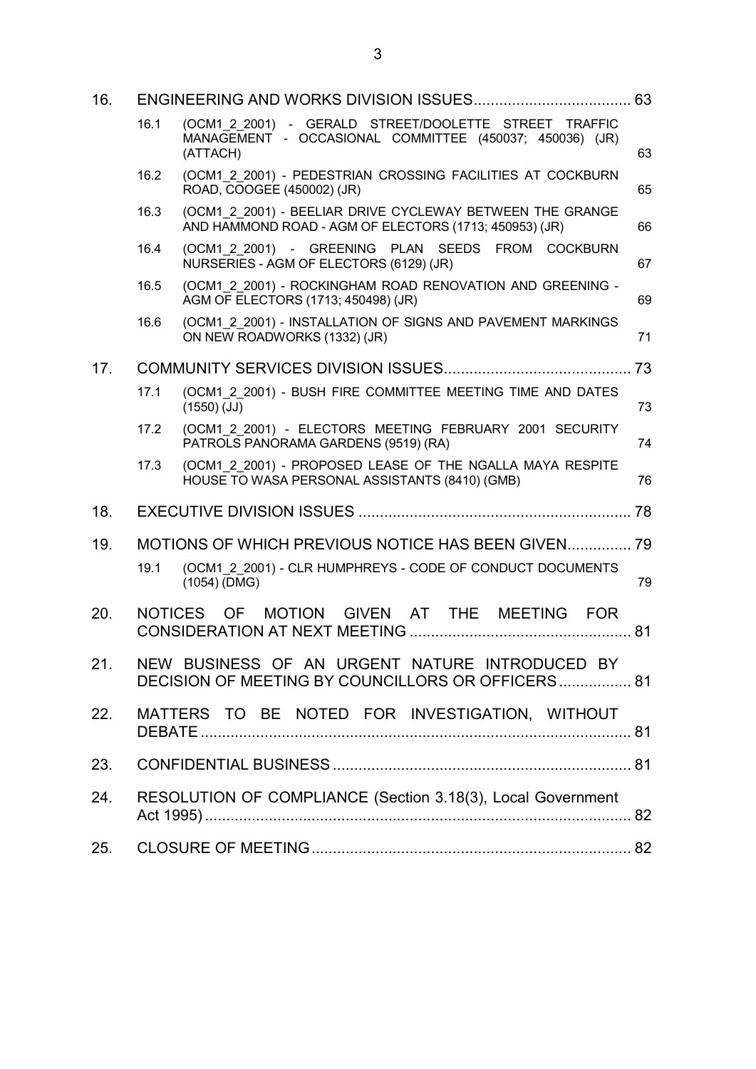| | | | |
|---|---|---|---|
| 16. | ENGINEERING AND WORKS DIVISION ISSUES | | 63 |
| | 16.1 | (OCM1_2_2001) - GERALD STREET/DOOLETTE STREET TRAFFIC MANAGEMENT - OCCASIONAL COMMITTEE (450037; 450036) (JR) (ATTACH) | 63 |
| | 16.2 | (OCM1_2_2001) - PEDESTRIAN CROSSING FACILITIES AT COCKBURN ROAD, COOGEE (450002) (JR) | 65 |
| | 16.3 | (OCM1_2_2001) - BEELIAR DRIVE CYCLEWAY BETWEEN THE GRANGE AND HAMMOND ROAD - AGM OF ELECTORS (1713; 450953) (JR) | 66 |
| | 16.4 | (OCM1_2_2001) - GREENING PLAN SEEDS FROM COCKBURN NURSERIES - AGM OF ELECTORS (6129) (JR) | 67 |
| | 16.5 | (OCM1_2_2001) - ROCKINGHAM ROAD RENOVATION AND GREENING - AGM OF ELECTORS (1713; 450498) (JR) | 69 |
| | 16.6 | (OCM1_2_2001) - INSTALLATION OF SIGNS AND PAVEMENT MARKINGS ON NEW ROADWORKS (1332) (JR) | 71 |
| 17. | COMMUNITY SERVICES DIVISION ISSUES | | 73 |
| | 17.1 | (OCM1_2_2001) - BUSH FIRE COMMITTEE MEETING TIME AND DATES (1550) (JJ) | 73 |
| | 17.2 | (OCM1_2_2001) - ELECTORS MEETING FEBRUARY 2001 SECURITY PATROLS PANORAMA GARDENS (9519) (RA) | 74 |
| | 17.3 | (OCM1_2_2001) - PROPOSED LEASE OF THE NGALLA MAYA RESPITE HOUSE TO WASA PERSONAL ASSISTANTS (8410) (GMB) | 76 |
| 18. | EXECUTIVE DIVISION ISSUES | | 78 |
| 19. | MOTIONS OF WHICH PREVIOUS NOTICE HAS BEEN GIVEN | | 79 |
| | 19.1 | (OCM1_2_2001) - CLR HUMPHREYS - CODE OF CONDUCT DOCUMENTS (1054) (DMG) | 79 |
| 20. | NOTICES OF MOTION GIVEN AT THE MEETING FOR CONSIDERATION AT NEXT MEETING | | 81 |
| 21. | NEW BUSINESS OF AN URGENT NATURE INTRODUCED BY DECISION OF MEETING BY COUNCILLORS OR OFFICERS | | 81 |
| 22. | MATTERS TO BE NOTED FOR INVESTIGATION, WITHOUT DEBATE | | 81 |
| 23. | CONFIDENTIAL BUSINESS | | 81 |
| 24. | RESOLUTION OF COMPLIANCE (Section 3.18(3), Local Government Act 1995) | | 82 |
| 25. | CLOSURE OF MEETING | | 82 |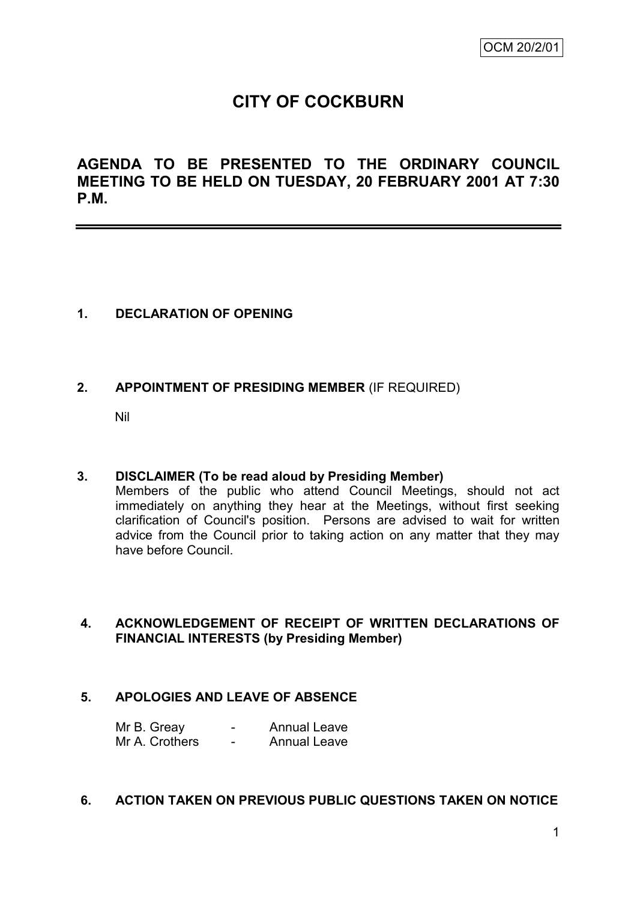OCM 20/2/01

# CITY OF COCKBURN

## AGENDA TO BE PRESENTED TO THE ORDINARY COUNCIL MEETING TO BE HELD ON TUESDAY, 20 FEBRUARY 2001 AT 7:30 P.M.

---

### 1. DECLARATION OF OPENING

### 2. APPOINTMENT OF PRESIDING MEMBER (IF REQUIRED)

Nil

### 3. DISCLAIMER (To be read aloud by Presiding Member)

Members of the public who attend Council Meetings, should not act immediately on anything they hear at the Meetings, without first seeking clarification of Council's position. Persons are advised to wait for written advice from the Council prior to taking action on any matter that they may have before Council.

### 4. ACKNOWLEDGEMENT OF RECEIPT OF WRITTEN DECLARATIONS OF FINANCIAL INTERESTS (by Presiding Member)

### 5. APOLOGIES AND LEAVE OF ABSENCE

Mr B. Greay - Annual Leave
Mr A. Crothers - Annual Leave

### 6. ACTION TAKEN ON PREVIOUS PUBLIC QUESTIONS TAKEN ON NOTICE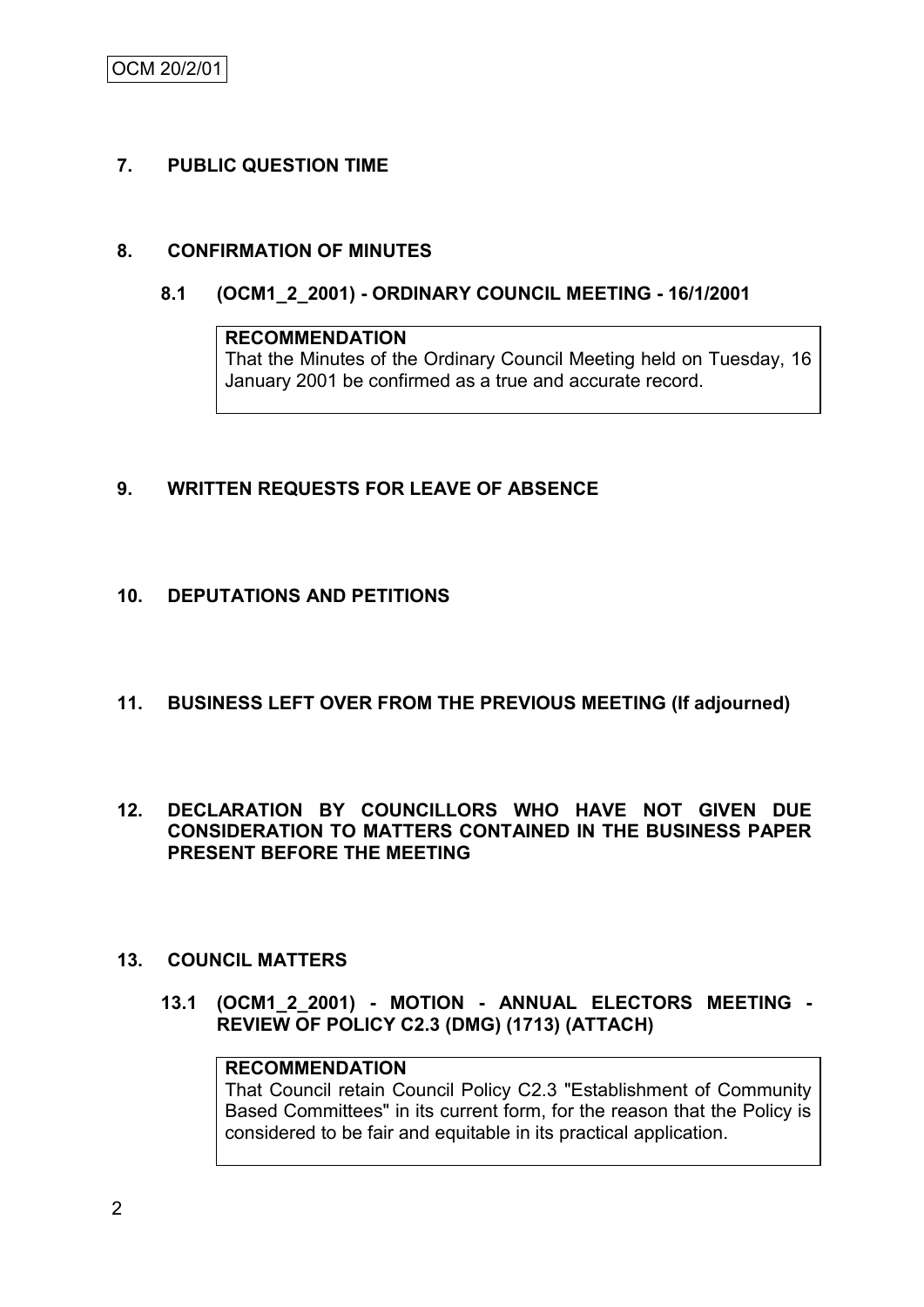## 7. PUBLIC QUESTION TIME

## 8. CONFIRMATION OF MINUTES

### 8.1 (OCM1_2_2001) - ORDINARY COUNCIL MEETING - 16/1/2001

**RECOMMENDATION**
That the Minutes of the Ordinary Council Meeting held on Tuesday, 16 January 2001 be confirmed as a true and accurate record.

## 9. WRITTEN REQUESTS FOR LEAVE OF ABSENCE

## 10. DEPUTATIONS AND PETITIONS

## 11. BUSINESS LEFT OVER FROM THE PREVIOUS MEETING (If adjourned)

## 12. DECLARATION BY COUNCILLORS WHO HAVE NOT GIVEN DUE CONSIDERATION TO MATTERS CONTAINED IN THE BUSINESS PAPER PRESENT BEFORE THE MEETING

## 13. COUNCIL MATTERS

### 13.1 (OCM1_2_2001) - MOTION - ANNUAL ELECTORS MEETING - REVIEW OF POLICY C2.3 (DMG) (1713) (ATTACH)

**RECOMMENDATION**
That Council retain Council Policy C2.3 "Establishment of Community Based Committees" in its current form, for the reason that the Policy is considered to be fair and equitable in its practical application.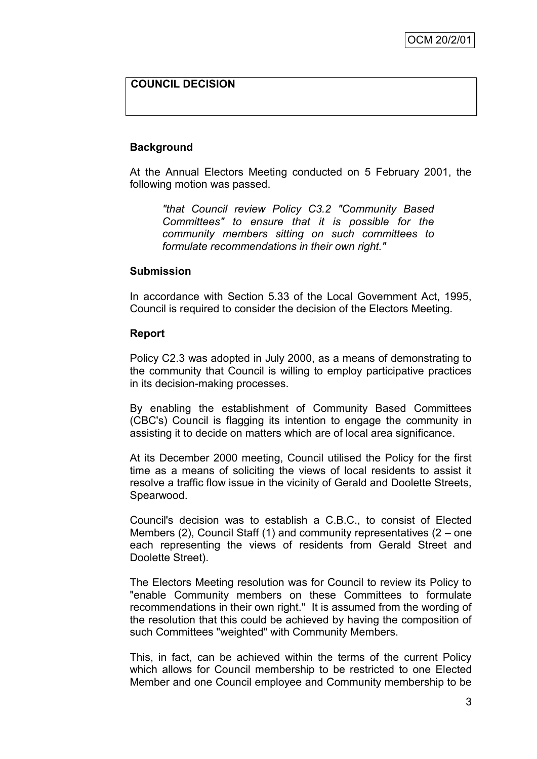**COUNCIL DECISION**

### Background

At the Annual Electors Meeting conducted on 5 February 2001, the following motion was passed.

> *"that Council review Policy C3.2 "Community Based Committees" to ensure that it is possible for the community members sitting on such committees to formulate recommendations in their own right."*

### Submission

In accordance with Section 5.33 of the Local Government Act, 1995, Council is required to consider the decision of the Electors Meeting.

### Report

Policy C2.3 was adopted in July 2000, as a means of demonstrating to the community that Council is willing to employ participative practices in its decision-making processes.

By enabling the establishment of Community Based Committees (CBC's) Council is flagging its intention to engage the community in assisting it to decide on matters which are of local area significance.

At its December 2000 meeting, Council utilised the Policy for the first time as a means of soliciting the views of local residents to assist it resolve a traffic flow issue in the vicinity of Gerald and Doolette Streets, Spearwood.

Council's decision was to establish a C.B.C., to consist of Elected Members (2), Council Staff (1) and community representatives (2 – one each representing the views of residents from Gerald Street and Doolette Street).

The Electors Meeting resolution was for Council to review its Policy to "enable Community members on these Committees to formulate recommendations in their own right." It is assumed from the wording of the resolution that this could be achieved by having the composition of such Committees "weighted" with Community Members.

This, in fact, can be achieved within the terms of the current Policy which allows for Council membership to be restricted to one Elected Member and one Council employee and Community membership to be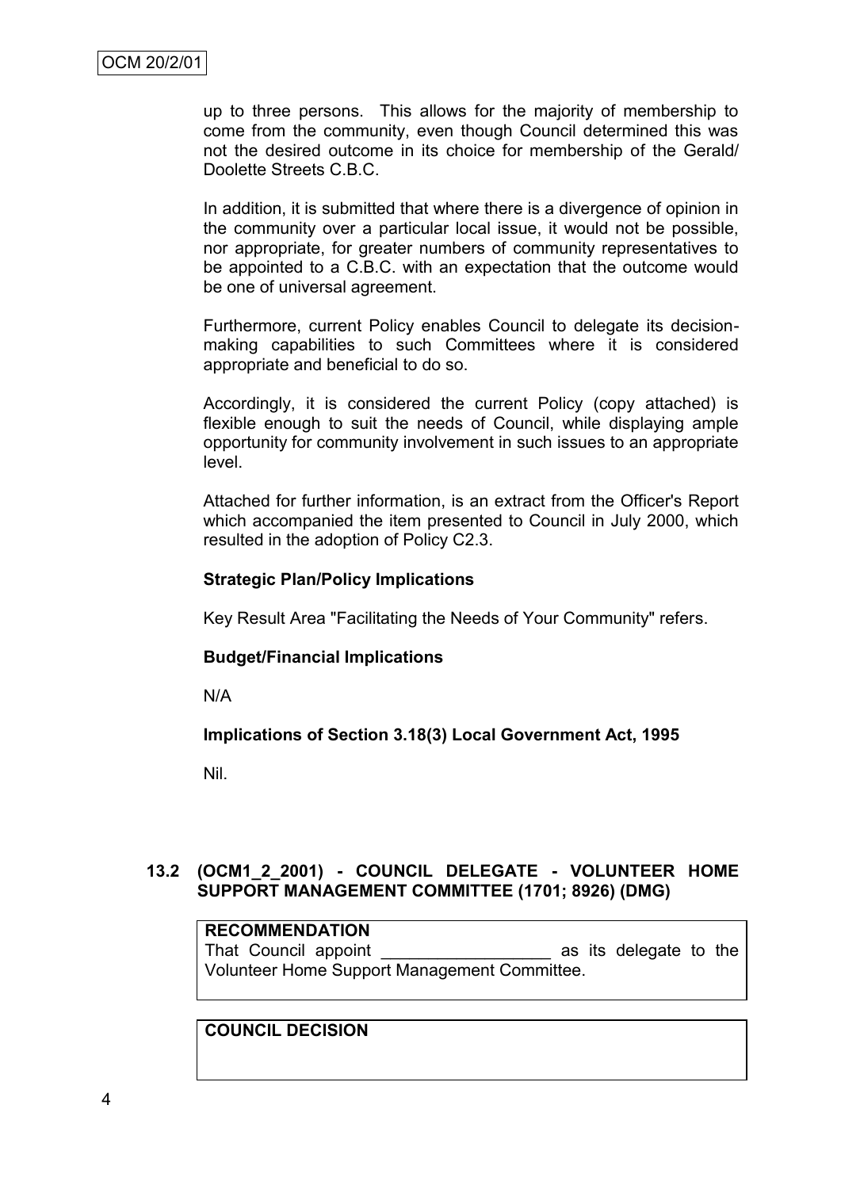up to three persons. This allows for the majority of membership to come from the community, even though Council determined this was not the desired outcome in its choice for membership of the Gerald/ Doolette Streets C.B.C.

In addition, it is submitted that where there is a divergence of opinion in the community over a particular local issue, it would not be possible, nor appropriate, for greater numbers of community representatives to be appointed to a C.B.C. with an expectation that the outcome would be one of universal agreement.

Furthermore, current Policy enables Council to delegate its decision-making capabilities to such Committees where it is considered appropriate and beneficial to do so.

Accordingly, it is considered the current Policy (copy attached) is flexible enough to suit the needs of Council, while displaying ample opportunity for community involvement in such issues to an appropriate level.

Attached for further information, is an extract from the Officer's Report which accompanied the item presented to Council in July 2000, which resulted in the adoption of Policy C2.3.

**Strategic Plan/Policy Implications**

Key Result Area "Facilitating the Needs of Your Community" refers.

**Budget/Financial Implications**

N/A

**Implications of Section 3.18(3) Local Government Act, 1995**

Nil.

### 13.2 (OCM1_2_2001) - COUNCIL DELEGATE - VOLUNTEER HOME SUPPORT MANAGEMENT COMMITTEE (1701; 8926) (DMG)

**RECOMMENDATION**

That Council appoint __________________ as its delegate to the Volunteer Home Support Management Committee.

**COUNCIL DECISION**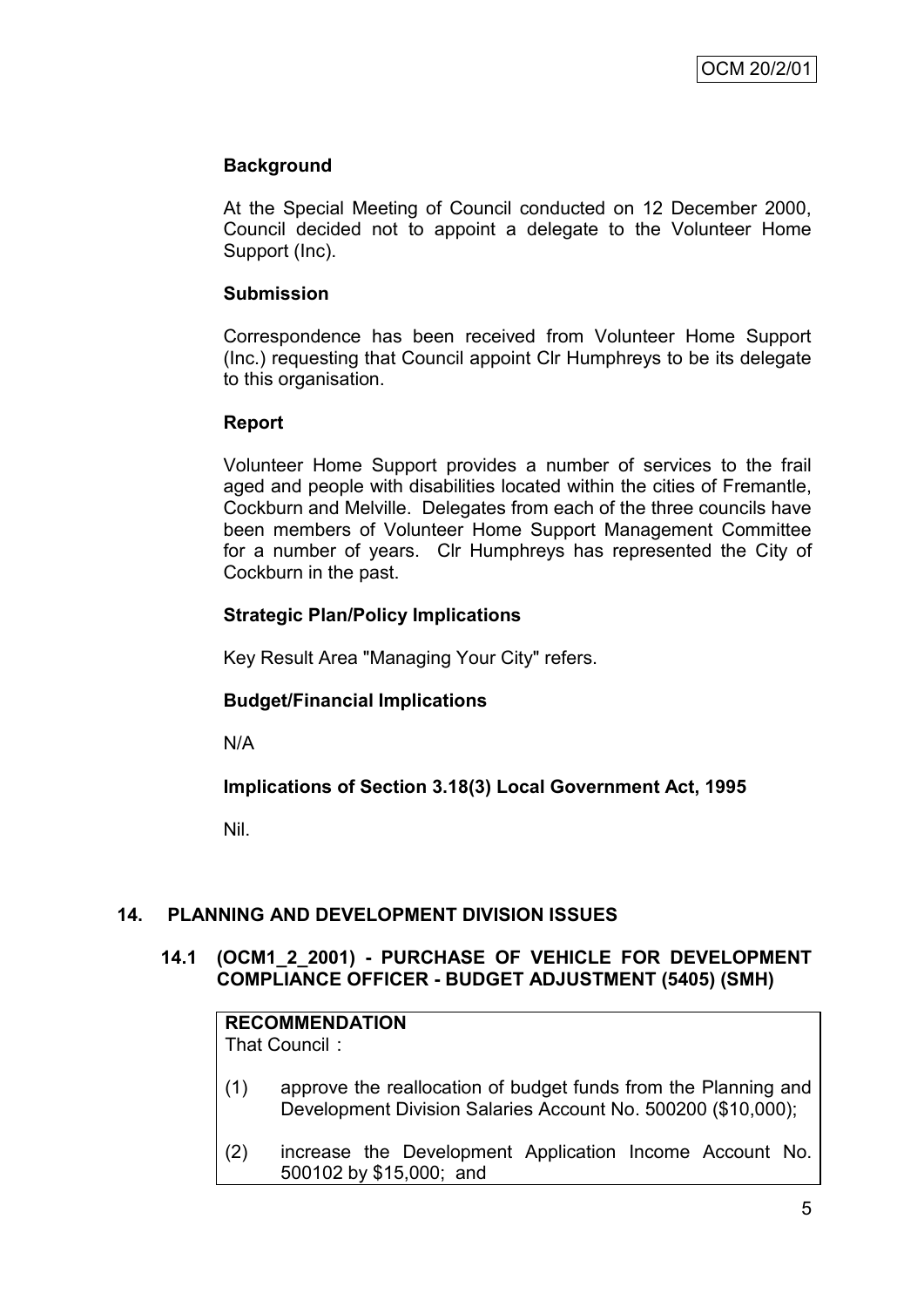### Background

At the Special Meeting of Council conducted on 12 December 2000, Council decided not to appoint a delegate to the Volunteer Home Support (Inc).

### Submission

Correspondence has been received from Volunteer Home Support (Inc.) requesting that Council appoint Clr Humphreys to be its delegate to this organisation.

### Report

Volunteer Home Support provides a number of services to the frail aged and people with disabilities located within the cities of Fremantle, Cockburn and Melville. Delegates from each of the three councils have been members of Volunteer Home Support Management Committee for a number of years. Clr Humphreys has represented the City of Cockburn in the past.

### Strategic Plan/Policy Implications

Key Result Area "Managing Your City" refers.

### Budget/Financial Implications

N/A

### Implications of Section 3.18(3) Local Government Act, 1995

Nil.

## 14. PLANNING AND DEVELOPMENT DIVISION ISSUES

### 14.1 (OCM1_2_2001) - PURCHASE OF VEHICLE FOR DEVELOPMENT COMPLIANCE OFFICER - BUDGET ADJUSTMENT (5405) (SMH)

**RECOMMENDATION**
That Council :

(1) approve the reallocation of budget funds from the Planning and Development Division Salaries Account No. 500200 ($10,000);

(2) increase the Development Application Income Account No. 500102 by $15,000; and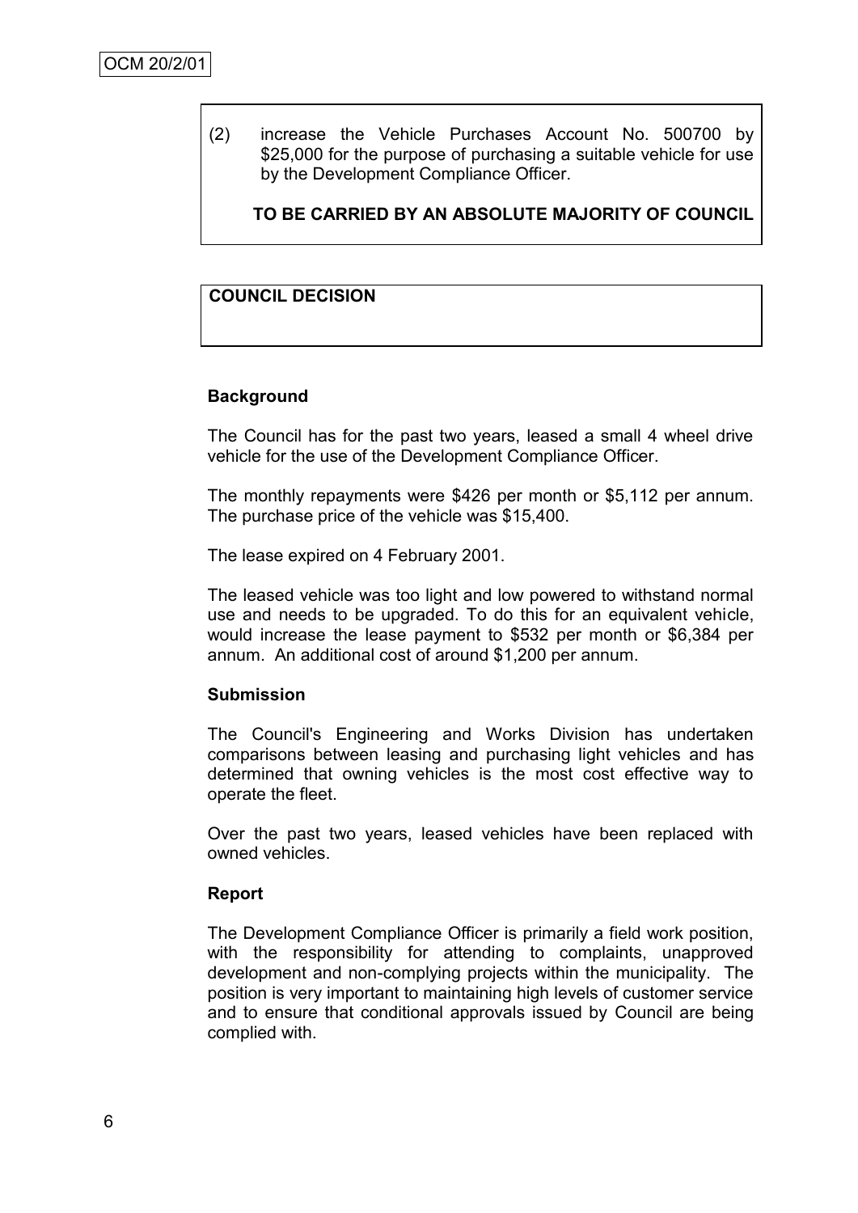(2) increase the Vehicle Purchases Account No. 500700 by $25,000 for the purpose of purchasing a suitable vehicle for use by the Development Compliance Officer.

**TO BE CARRIED BY AN ABSOLUTE MAJORITY OF COUNCIL**

**COUNCIL DECISION**

**Background**

The Council has for the past two years, leased a small 4 wheel drive vehicle for the use of the Development Compliance Officer.

The monthly repayments were $426 per month or $5,112 per annum. The purchase price of the vehicle was $15,400.

The lease expired on 4 February 2001.

The leased vehicle was too light and low powered to withstand normal use and needs to be upgraded. To do this for an equivalent vehicle, would increase the lease payment to $532 per month or $6,384 per annum. An additional cost of around $1,200 per annum.

**Submission**

The Council's Engineering and Works Division has undertaken comparisons between leasing and purchasing light vehicles and has determined that owning vehicles is the most cost effective way to operate the fleet.

Over the past two years, leased vehicles have been replaced with owned vehicles.

**Report**

The Development Compliance Officer is primarily a field work position, with the responsibility for attending to complaints, unapproved development and non-complying projects within the municipality. The position is very important to maintaining high levels of customer service and to ensure that conditional approvals issued by Council are being complied with.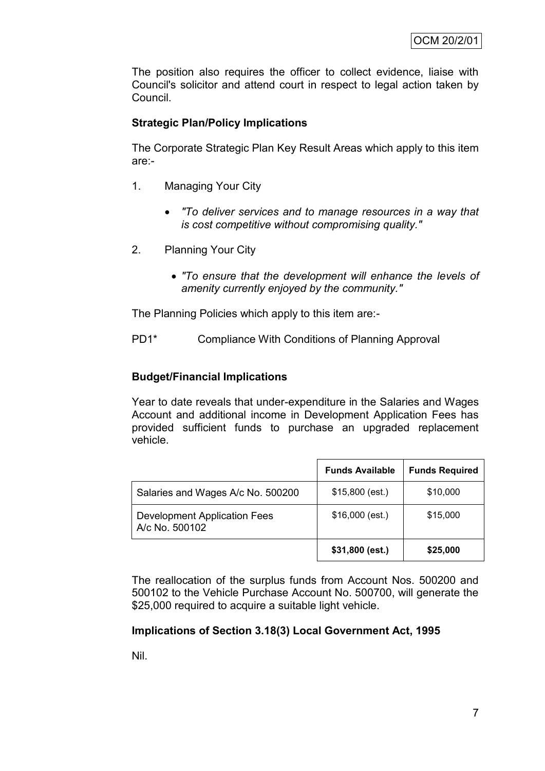The position also requires the officer to collect evidence, liaise with Council's solicitor and attend court in respect to legal action taken by Council.

**Strategic Plan/Policy Implications**

The Corporate Strategic Plan Key Result Areas which apply to this item are:-

1. Managing Your City

    - *"To deliver services and to manage resources in a way that is cost competitive without compromising quality."*

2. Planning Your City

    - *"To ensure that the development will enhance the levels of amenity currently enjoyed by the community."*

The Planning Policies which apply to this item are:-

PD1* Compliance With Conditions of Planning Approval

**Budget/Financial Implications**

Year to date reveals that under-expenditure in the Salaries and Wages Account and additional income in Development Application Fees has provided sufficient funds to purchase an upgraded replacement vehicle.

| | Funds Available | Funds Required |
|---|---|---|
| Salaries and Wages A/c No. 500200 | $15,800 (est.) | $10,000 |
| Development Application Fees A/c No. 500102 | $16,000 (est.) | $15,000 |
| | **$31,800 (est.)** | **$25,000** |

The reallocation of the surplus funds from Account Nos. 500200 and 500102 to the Vehicle Purchase Account No. 500700, will generate the $25,000 required to acquire a suitable light vehicle.

**Implications of Section 3.18(3) Local Government Act, 1995**

Nil.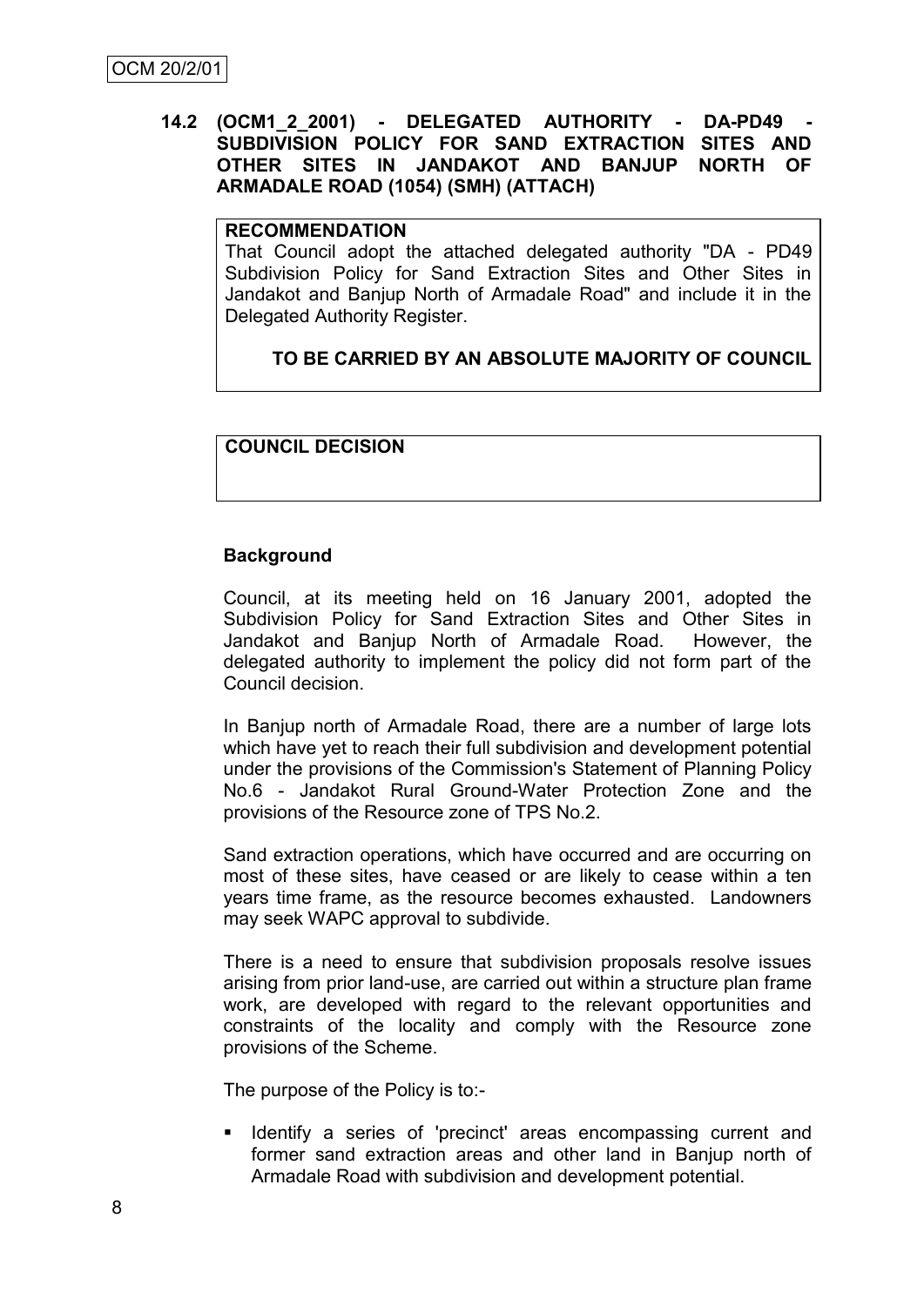### 14.2 (OCM1_2_2001) - DELEGATED AUTHORITY - DA-PD49 - SUBDIVISION POLICY FOR SAND EXTRACTION SITES AND OTHER SITES IN JANDAKOT AND BANJUP NORTH OF ARMADALE ROAD (1054) (SMH) (ATTACH)

**RECOMMENDATION**

That Council adopt the attached delegated authority "DA - PD49 Subdivision Policy for Sand Extraction Sites and Other Sites in Jandakot and Banjup North of Armadale Road" and include it in the Delegated Authority Register.

**TO BE CARRIED BY AN ABSOLUTE MAJORITY OF COUNCIL**

**COUNCIL DECISION**

**Background**

Council, at its meeting held on 16 January 2001, adopted the Subdivision Policy for Sand Extraction Sites and Other Sites in Jandakot and Banjup North of Armadale Road. However, the delegated authority to implement the policy did not form part of the Council decision.

In Banjup north of Armadale Road, there are a number of large lots which have yet to reach their full subdivision and development potential under the provisions of the Commission's Statement of Planning Policy No.6 - Jandakot Rural Ground-Water Protection Zone and the provisions of the Resource zone of TPS No.2.

Sand extraction operations, which have occurred and are occurring on most of these sites, have ceased or are likely to cease within a ten years time frame, as the resource becomes exhausted. Landowners may seek WAPC approval to subdivide.

There is a need to ensure that subdivision proposals resolve issues arising from prior land-use, are carried out within a structure plan frame work, are developed with regard to the relevant opportunities and constraints of the locality and comply with the Resource zone provisions of the Scheme.

The purpose of the Policy is to:-

- Identify a series of 'precinct' areas encompassing current and former sand extraction areas and other land in Banjup north of Armadale Road with subdivision and development potential.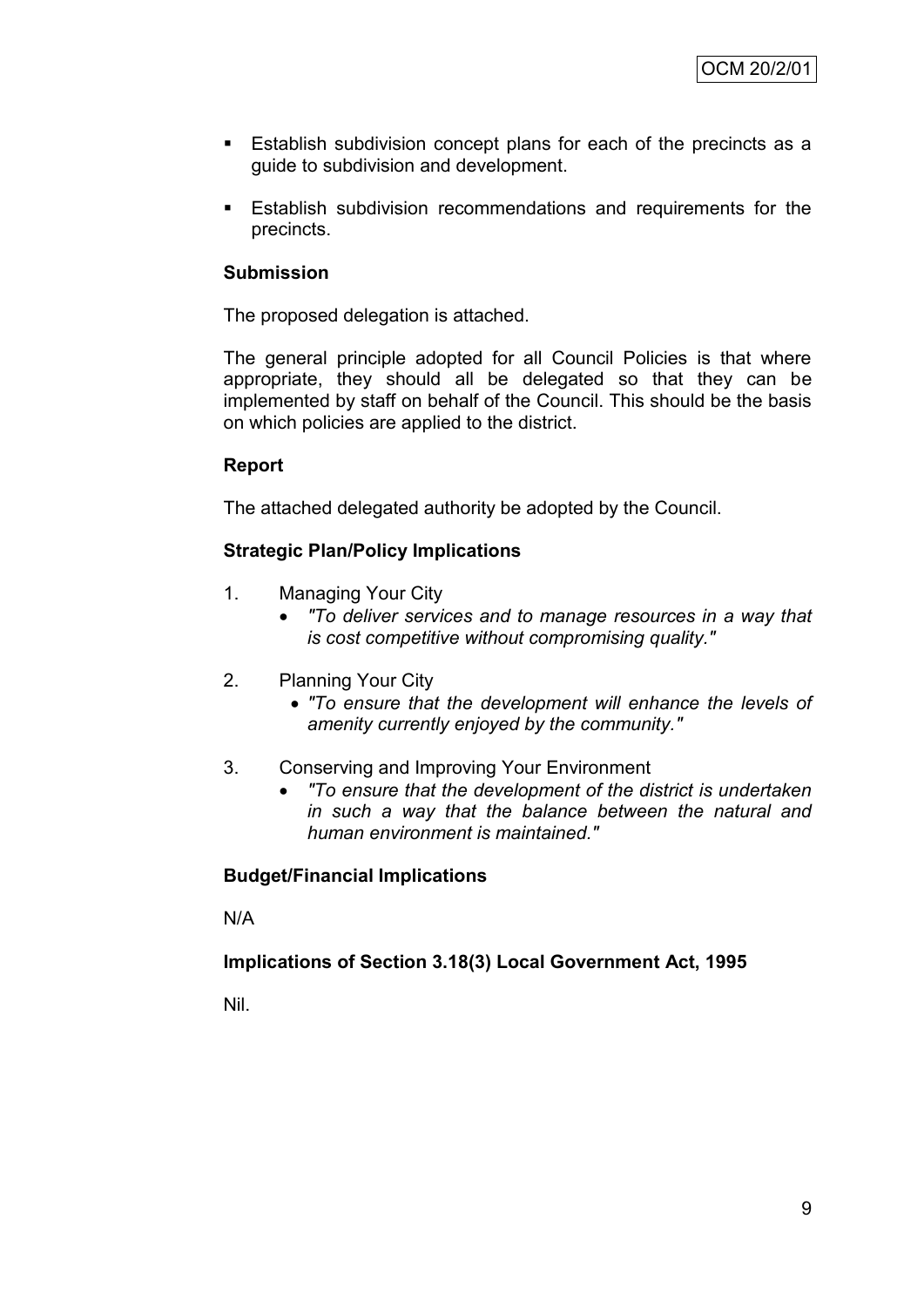- Establish subdivision concept plans for each of the precincts as a guide to subdivision and development.

- Establish subdivision recommendations and requirements for the precincts.

**Submission**

The proposed delegation is attached.

The general principle adopted for all Council Policies is that where appropriate, they should all be delegated so that they can be implemented by staff on behalf of the Council. This should be the basis on which policies are applied to the district.

**Report**

The attached delegated authority be adopted by the Council.

**Strategic Plan/Policy Implications**

1. Managing Your City
   - *"To deliver services and to manage resources in a way that is cost competitive without compromising quality."*

2. Planning Your City
   - *"To ensure that the development will enhance the levels of amenity currently enjoyed by the community."*

3. Conserving and Improving Your Environment
   - *"To ensure that the development of the district is undertaken in such a way that the balance between the natural and human environment is maintained."*

**Budget/Financial Implications**

N/A

**Implications of Section 3.18(3) Local Government Act, 1995**

Nil.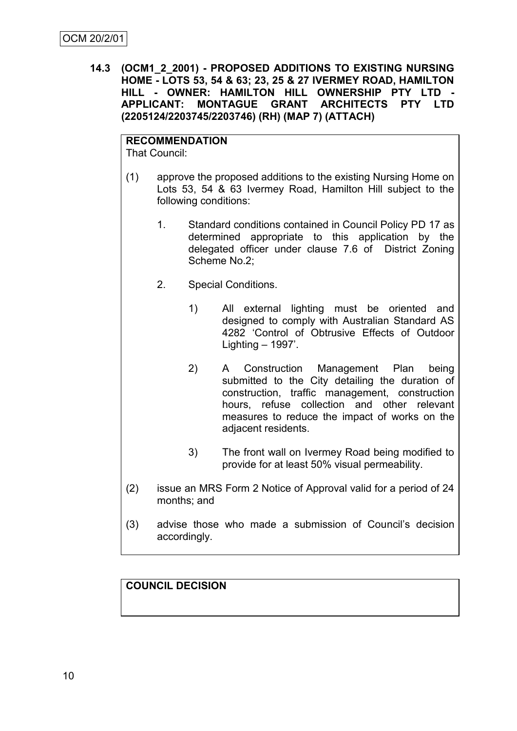OCM 20/2/01

**14.3 (OCM1_2_2001) - PROPOSED ADDITIONS TO EXISTING NURSING HOME - LOTS 53, 54 & 63; 23, 25 & 27 IVERMEY ROAD, HAMILTON HILL - OWNER: HAMILTON HILL OWNERSHIP PTY LTD - APPLICANT: MONTAGUE GRANT ARCHITECTS PTY LTD (2205124/2203745/2203746) (RH) (MAP 7) (ATTACH)**

**RECOMMENDATION**
That Council:

(1) approve the proposed additions to the existing Nursing Home on Lots 53, 54 & 63 Ivermey Road, Hamilton Hill subject to the following conditions:

   1. Standard conditions contained in Council Policy PD 17 as determined appropriate to this application by the delegated officer under clause 7.6 of District Zoning Scheme No.2;

   2. Special Conditions.

      1) All external lighting must be oriented and designed to comply with Australian Standard AS 4282 'Control of Obtrusive Effects of Outdoor Lighting – 1997'.

      2) A Construction Management Plan being submitted to the City detailing the duration of construction, traffic management, construction hours, refuse collection and other relevant measures to reduce the impact of works on the adjacent residents.

      3) The front wall on Ivermey Road being modified to provide for at least 50% visual permeability.

(2) issue an MRS Form 2 Notice of Approval valid for a period of 24 months; and

(3) advise those who made a submission of Council's decision accordingly.

**COUNCIL DECISION**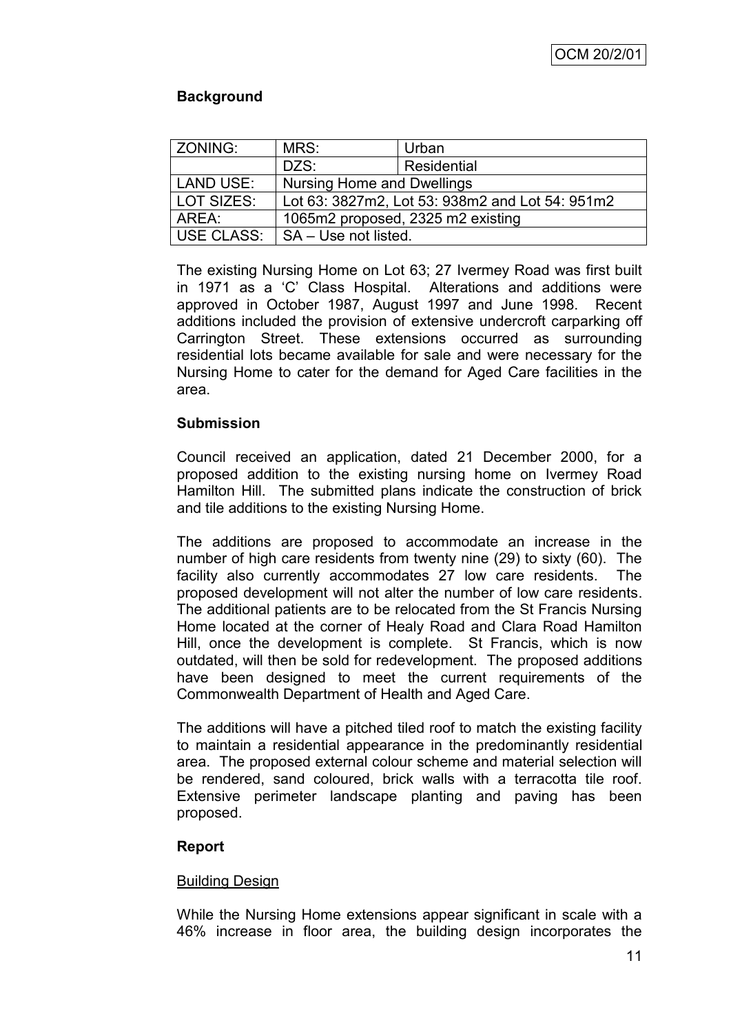OCM 20/2/01

## Background

| ZONING: | MRS: | Urban |
|---|---|---|
| | DZS: | Residential |
| LAND USE: | Nursing Home and Dwellings | |
| LOT SIZES: | Lot 63: 3827m2, Lot 53: 938m2 and Lot 54: 951m2 | |
| AREA: | 1065m2 proposed, 2325 m2 existing | |
| USE CLASS: | SA – Use not listed. | |

The existing Nursing Home on Lot 63; 27 Ivermey Road was first built in 1971 as a 'C' Class Hospital. Alterations and additions were approved in October 1987, August 1997 and June 1998. Recent additions included the provision of extensive undercroft carparking off Carrington Street. These extensions occurred as surrounding residential lots became available for sale and were necessary for the Nursing Home to cater for the demand for Aged Care facilities in the area.

## Submission

Council received an application, dated 21 December 2000, for a proposed addition to the existing nursing home on Ivermey Road Hamilton Hill. The submitted plans indicate the construction of brick and tile additions to the existing Nursing Home.

The additions are proposed to accommodate an increase in the number of high care residents from twenty nine (29) to sixty (60). The facility also currently accommodates 27 low care residents. The proposed development will not alter the number of low care residents. The additional patients are to be relocated from the St Francis Nursing Home located at the corner of Healy Road and Clara Road Hamilton Hill, once the development is complete. St Francis, which is now outdated, will then be sold for redevelopment. The proposed additions have been designed to meet the current requirements of the Commonwealth Department of Health and Aged Care.

The additions will have a pitched tiled roof to match the existing facility to maintain a residential appearance in the predominantly residential area. The proposed external colour scheme and material selection will be rendered, sand coloured, brick walls with a terracotta tile roof. Extensive perimeter landscape planting and paving has been proposed.

## Report

### Building Design

While the Nursing Home extensions appear significant in scale with a 46% increase in floor area, the building design incorporates the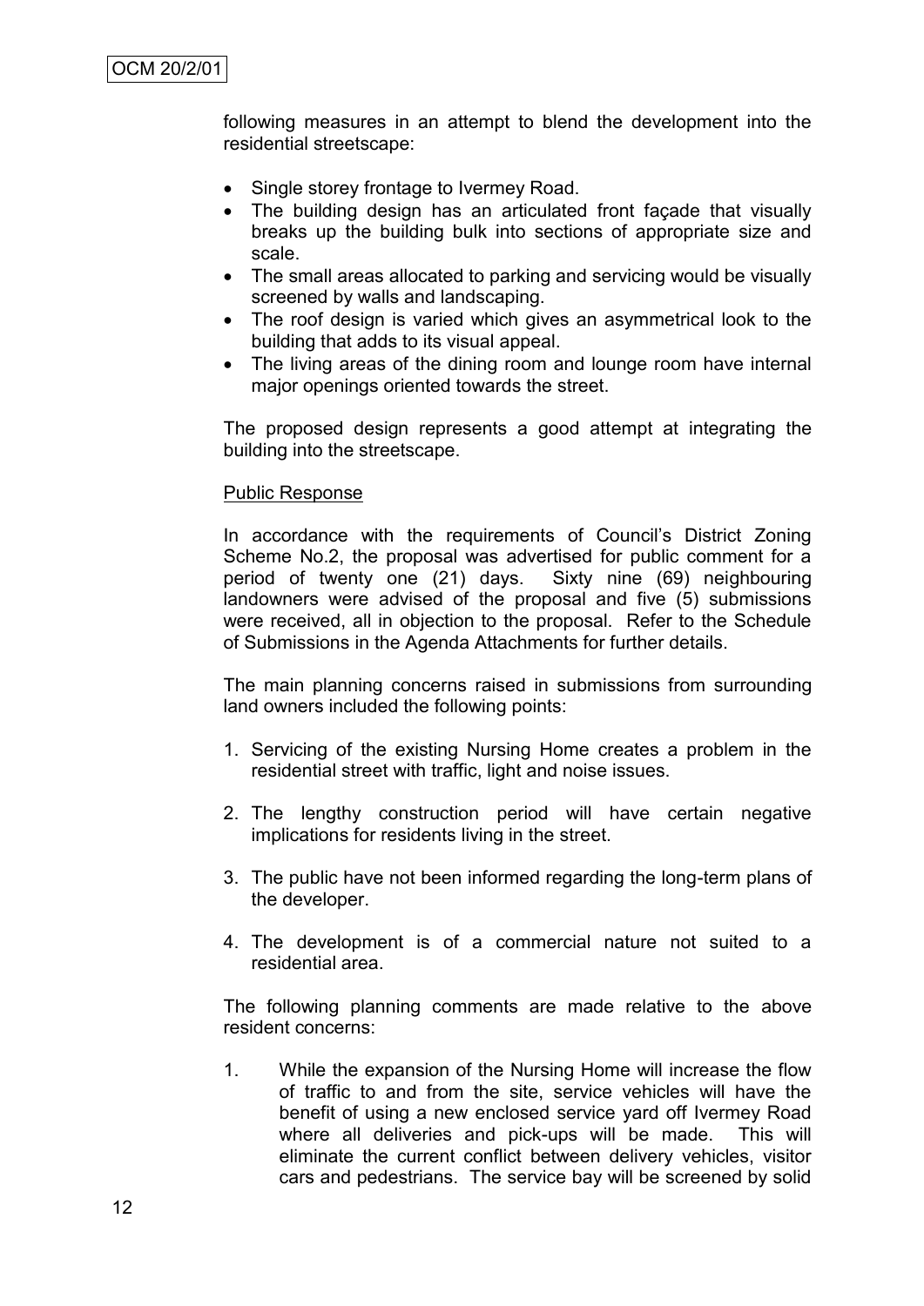following measures in an attempt to blend the development into the residential streetscape:

- Single storey frontage to Ivermey Road.
- The building design has an articulated front façade that visually breaks up the building bulk into sections of appropriate size and scale.
- The small areas allocated to parking and servicing would be visually screened by walls and landscaping.
- The roof design is varied which gives an asymmetrical look to the building that adds to its visual appeal.
- The living areas of the dining room and lounge room have internal major openings oriented towards the street.

The proposed design represents a good attempt at integrating the building into the streetscape.

<u>Public Response</u>

In accordance with the requirements of Council's District Zoning Scheme No.2, the proposal was advertised for public comment for a period of twenty one (21) days. Sixty nine (69) neighbouring landowners were advised of the proposal and five (5) submissions were received, all in objection to the proposal. Refer to the Schedule of Submissions in the Agenda Attachments for further details.

The main planning concerns raised in submissions from surrounding land owners included the following points:

1. Servicing of the existing Nursing Home creates a problem in the residential street with traffic, light and noise issues.
2. The lengthy construction period will have certain negative implications for residents living in the street.
3. The public have not been informed regarding the long-term plans of the developer.
4. The development is of a commercial nature not suited to a residential area.

The following planning comments are made relative to the above resident concerns:

1. While the expansion of the Nursing Home will increase the flow of traffic to and from the site, service vehicles will have the benefit of using a new enclosed service yard off Ivermey Road where all deliveries and pick-ups will be made. This will eliminate the current conflict between delivery vehicles, visitor cars and pedestrians. The service bay will be screened by solid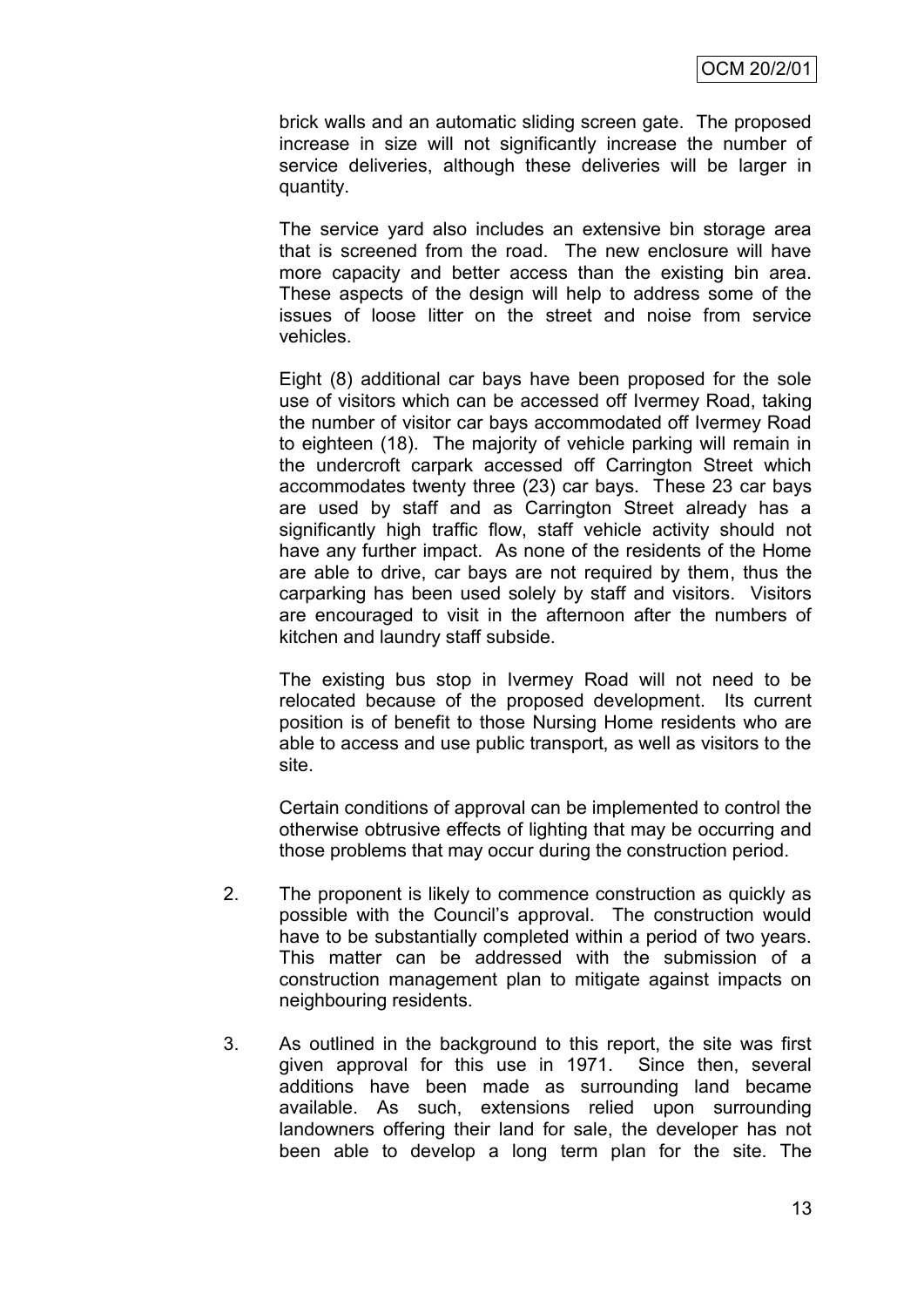brick walls and an automatic sliding screen gate. The proposed increase in size will not significantly increase the number of service deliveries, although these deliveries will be larger in quantity.

The service yard also includes an extensive bin storage area that is screened from the road. The new enclosure will have more capacity and better access than the existing bin area. These aspects of the design will help to address some of the issues of loose litter on the street and noise from service vehicles.

Eight (8) additional car bays have been proposed for the sole use of visitors which can be accessed off Ivermey Road, taking the number of visitor car bays accommodated off Ivermey Road to eighteen (18). The majority of vehicle parking will remain in the undercroft carpark accessed off Carrington Street which accommodates twenty three (23) car bays. These 23 car bays are used by staff and as Carrington Street already has a significantly high traffic flow, staff vehicle activity should not have any further impact. As none of the residents of the Home are able to drive, car bays are not required by them, thus the carparking has been used solely by staff and visitors. Visitors are encouraged to visit in the afternoon after the numbers of kitchen and laundry staff subside.

The existing bus stop in Ivermey Road will not need to be relocated because of the proposed development. Its current position is of benefit to those Nursing Home residents who are able to access and use public transport, as well as visitors to the site.

Certain conditions of approval can be implemented to control the otherwise obtrusive effects of lighting that may be occurring and those problems that may occur during the construction period.

2. The proponent is likely to commence construction as quickly as possible with the Council's approval. The construction would have to be substantially completed within a period of two years. This matter can be addressed with the submission of a construction management plan to mitigate against impacts on neighbouring residents.

3. As outlined in the background to this report, the site was first given approval for this use in 1971. Since then, several additions have been made as surrounding land became available. As such, extensions relied upon surrounding landowners offering their land for sale, the developer has not been able to develop a long term plan for the site. The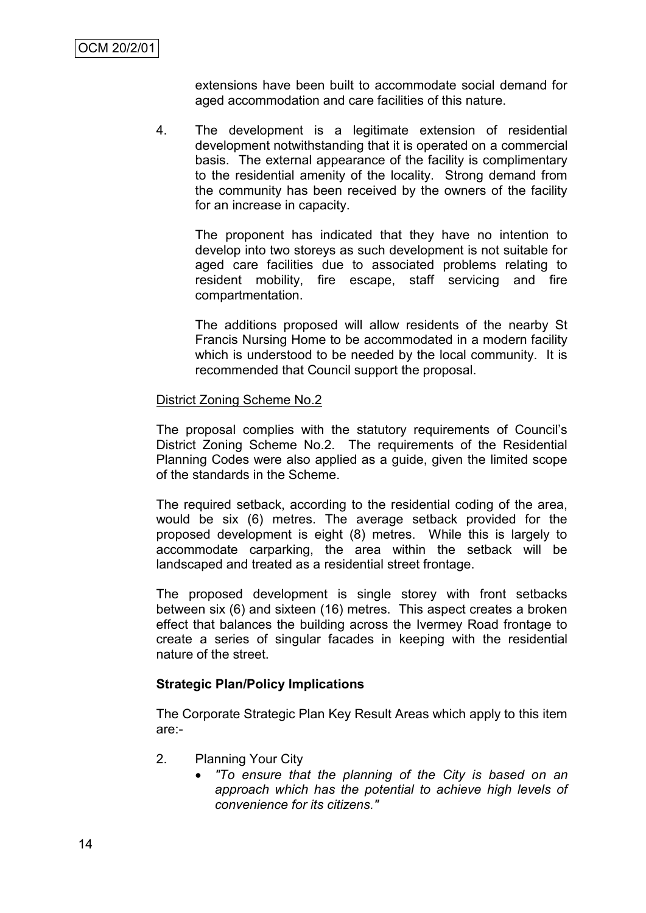extensions have been built to accommodate social demand for aged accommodation and care facilities of this nature.

4. The development is a legitimate extension of residential development notwithstanding that it is operated on a commercial basis. The external appearance of the facility is complimentary to the residential amenity of the locality. Strong demand from the community has been received by the owners of the facility for an increase in capacity.

   The proponent has indicated that they have no intention to develop into two storeys as such development is not suitable for aged care facilities due to associated problems relating to resident mobility, fire escape, staff servicing and fire compartmentation.

   The additions proposed will allow residents of the nearby St Francis Nursing Home to be accommodated in a modern facility which is understood to be needed by the local community. It is recommended that Council support the proposal.

<u>District Zoning Scheme No.2</u>

The proposal complies with the statutory requirements of Council's District Zoning Scheme No.2. The requirements of the Residential Planning Codes were also applied as a guide, given the limited scope of the standards in the Scheme.

The required setback, according to the residential coding of the area, would be six (6) metres. The average setback provided for the proposed development is eight (8) metres. While this is largely to accommodate carparking, the area within the setback will be landscaped and treated as a residential street frontage.

The proposed development is single storey with front setbacks between six (6) and sixteen (16) metres. This aspect creates a broken effect that balances the building across the Ivermey Road frontage to create a series of singular facades in keeping with the residential nature of the street.

**Strategic Plan/Policy Implications**

The Corporate Strategic Plan Key Result Areas which apply to this item are:-

2. Planning Your City
   - *"To ensure that the planning of the City is based on an approach which has the potential to achieve high levels of convenience for its citizens."*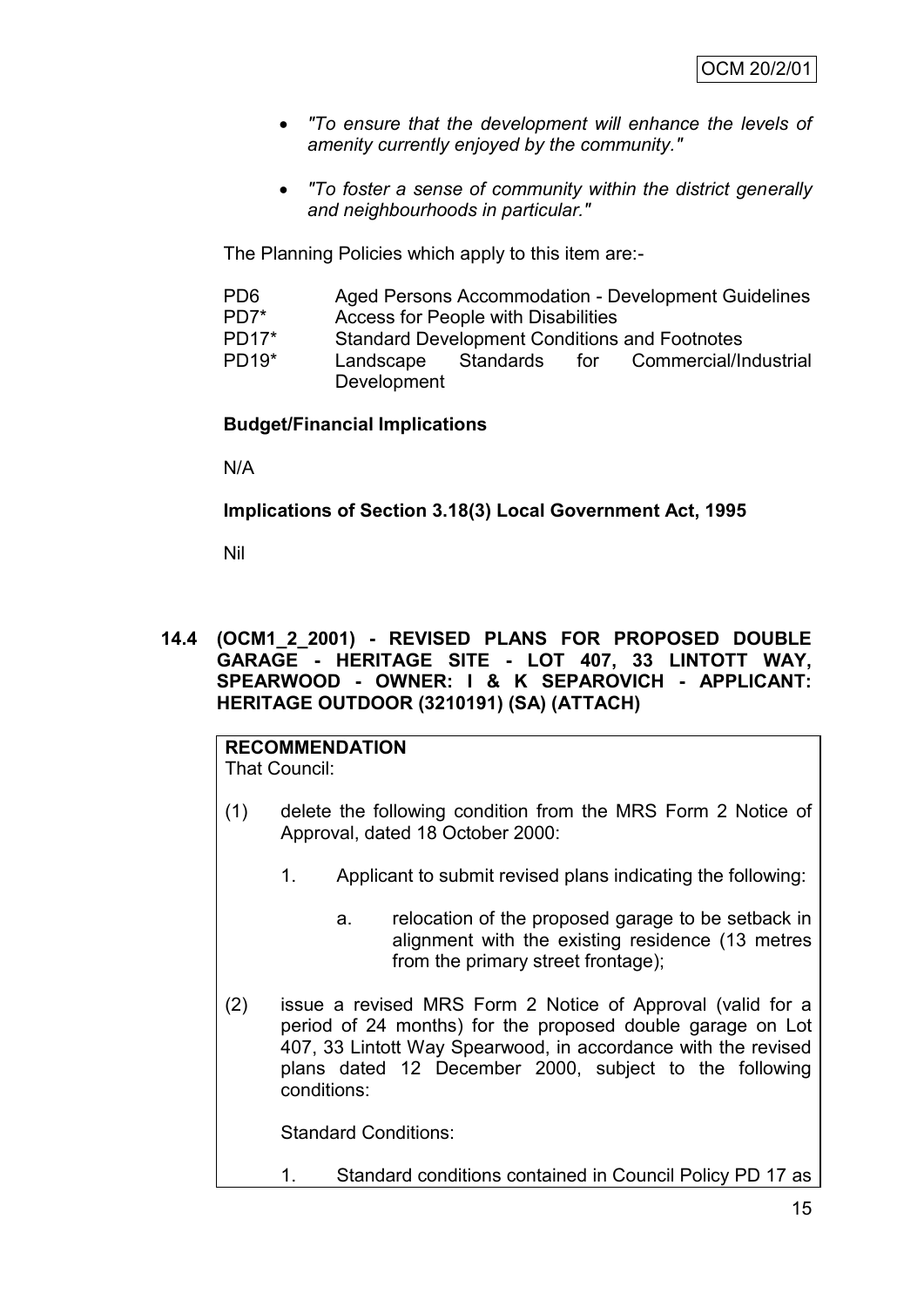- *"To ensure that the development will enhance the levels of amenity currently enjoyed by the community."*

- *"To foster a sense of community within the district generally and neighbourhoods in particular."*

The Planning Policies which apply to this item are:-

| | |
|---|---|
| PD6 | Aged Persons Accommodation - Development Guidelines |
| PD7* | Access for People with Disabilities |
| PD17* | Standard Development Conditions and Footnotes |
| PD19* | Landscape Standards for Commercial/Industrial Development |

**Budget/Financial Implications**

N/A

**Implications of Section 3.18(3) Local Government Act, 1995**

Nil

## 14.4 (OCM1_2_2001) - REVISED PLANS FOR PROPOSED DOUBLE GARAGE - HERITAGE SITE - LOT 407, 33 LINTOTT WAY, SPEARWOOD - OWNER: I & K SEPAROVICH - APPLICANT: HERITAGE OUTDOOR (3210191) (SA) (ATTACH)

**RECOMMENDATION**
That Council:

(1) delete the following condition from the MRS Form 2 Notice of Approval, dated 18 October 2000:

1. Applicant to submit revised plans indicating the following:

   a. relocation of the proposed garage to be setback in alignment with the existing residence (13 metres from the primary street frontage);

(2) issue a revised MRS Form 2 Notice of Approval (valid for a period of 24 months) for the proposed double garage on Lot 407, 33 Lintott Way Spearwood, in accordance with the revised plans dated 12 December 2000, subject to the following conditions:

Standard Conditions:

1. Standard conditions contained in Council Policy PD 17 as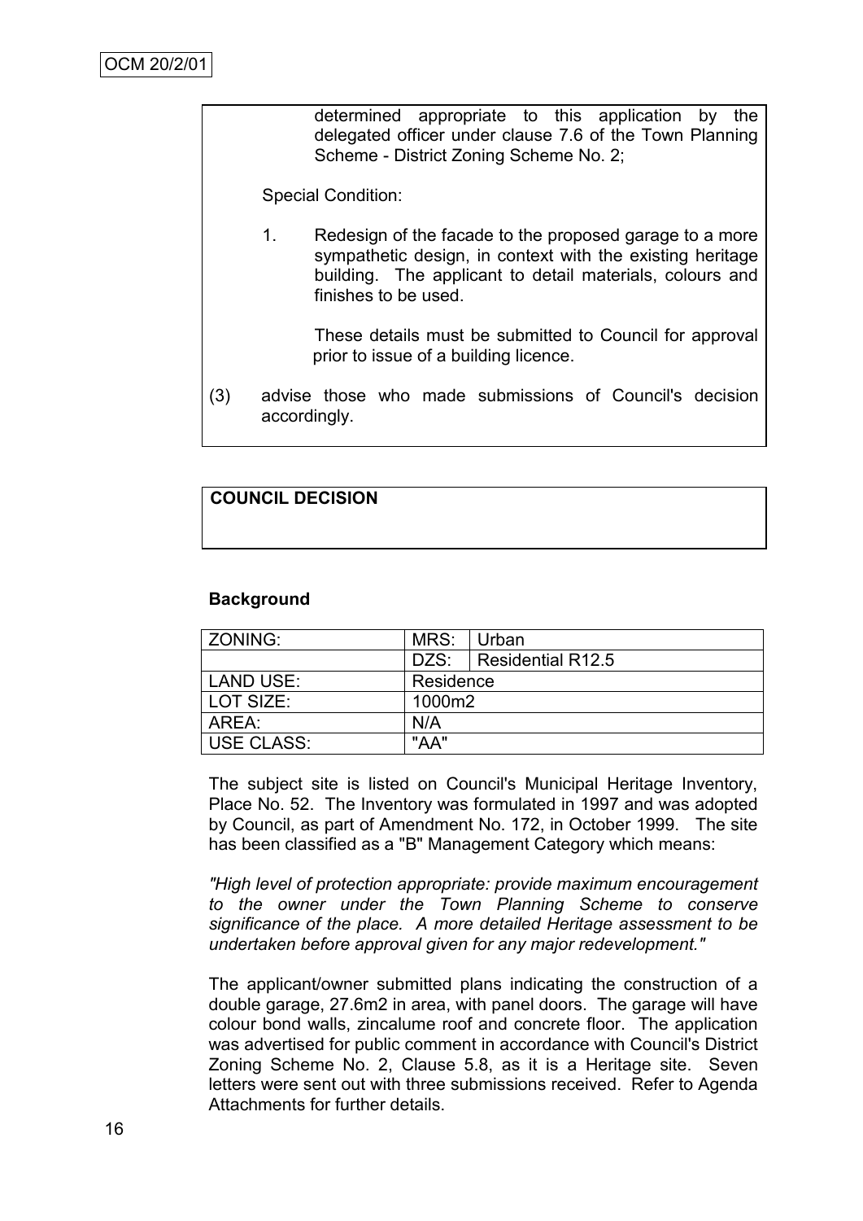determined appropriate to this application by the delegated officer under clause 7.6 of the Town Planning Scheme - District Zoning Scheme No. 2;

Special Condition:

1. Redesign of the facade to the proposed garage to a more sympathetic design, in context with the existing heritage building. The applicant to detail materials, colours and finishes to be used.

   These details must be submitted to Council for approval prior to issue of a building licence.

(3) advise those who made submissions of Council's decision accordingly.

**COUNCIL DECISION**

**Background**

| ZONING: | MRS: | Urban |
|---|---|---|
| | DZS: | Residential R12.5 |
| LAND USE: | Residence | |
| LOT SIZE: | 1000m2 | |
| AREA: | N/A | |
| USE CLASS: | "AA" | |

The subject site is listed on Council's Municipal Heritage Inventory, Place No. 52. The Inventory was formulated in 1997 and was adopted by Council, as part of Amendment No. 172, in October 1999. The site has been classified as a "B" Management Category which means:

*"High level of protection appropriate: provide maximum encouragement to the owner under the Town Planning Scheme to conserve significance of the place. A more detailed Heritage assessment to be undertaken before approval given for any major redevelopment."*

The applicant/owner submitted plans indicating the construction of a double garage, 27.6m2 in area, with panel doors. The garage will have colour bond walls, zincalume roof and concrete floor. The application was advertised for public comment in accordance with Council's District Zoning Scheme No. 2, Clause 5.8, as it is a Heritage site. Seven letters were sent out with three submissions received. Refer to Agenda Attachments for further details.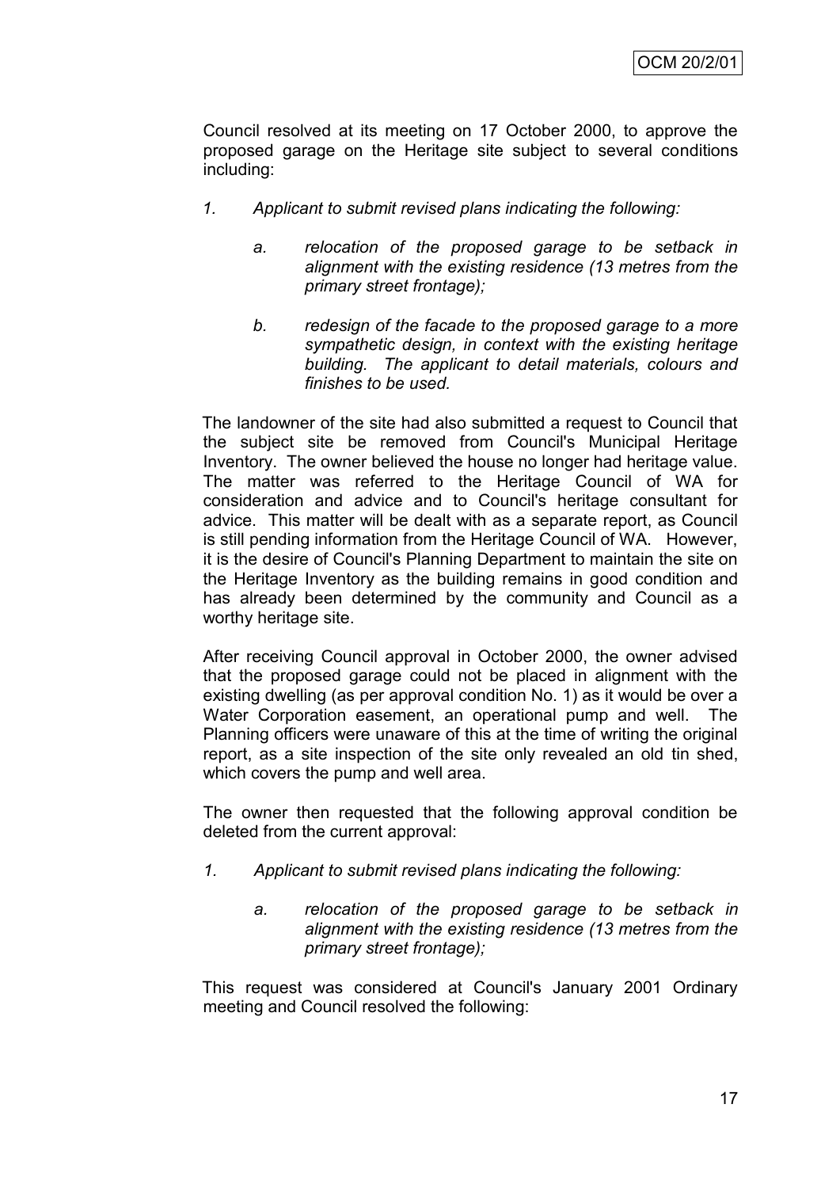Council resolved at its meeting on 17 October 2000, to approve the proposed garage on the Heritage site subject to several conditions including:

1. *Applicant to submit revised plans indicating the following:*

   a. *relocation of the proposed garage to be setback in alignment with the existing residence (13 metres from the primary street frontage);*

   b. *redesign of the facade to the proposed garage to a more sympathetic design, in context with the existing heritage building. The applicant to detail materials, colours and finishes to be used.*

The landowner of the site had also submitted a request to Council that the subject site be removed from Council's Municipal Heritage Inventory. The owner believed the house no longer had heritage value. The matter was referred to the Heritage Council of WA for consideration and advice and to Council's heritage consultant for advice. This matter will be dealt with as a separate report, as Council is still pending information from the Heritage Council of WA. However, it is the desire of Council's Planning Department to maintain the site on the Heritage Inventory as the building remains in good condition and has already been determined by the community and Council as a worthy heritage site.

After receiving Council approval in October 2000, the owner advised that the proposed garage could not be placed in alignment with the existing dwelling (as per approval condition No. 1) as it would be over a Water Corporation easement, an operational pump and well. The Planning officers were unaware of this at the time of writing the original report, as a site inspection of the site only revealed an old tin shed, which covers the pump and well area.

The owner then requested that the following approval condition be deleted from the current approval:

1. *Applicant to submit revised plans indicating the following:*

   a. *relocation of the proposed garage to be setback in alignment with the existing residence (13 metres from the primary street frontage);*

This request was considered at Council's January 2001 Ordinary meeting and Council resolved the following: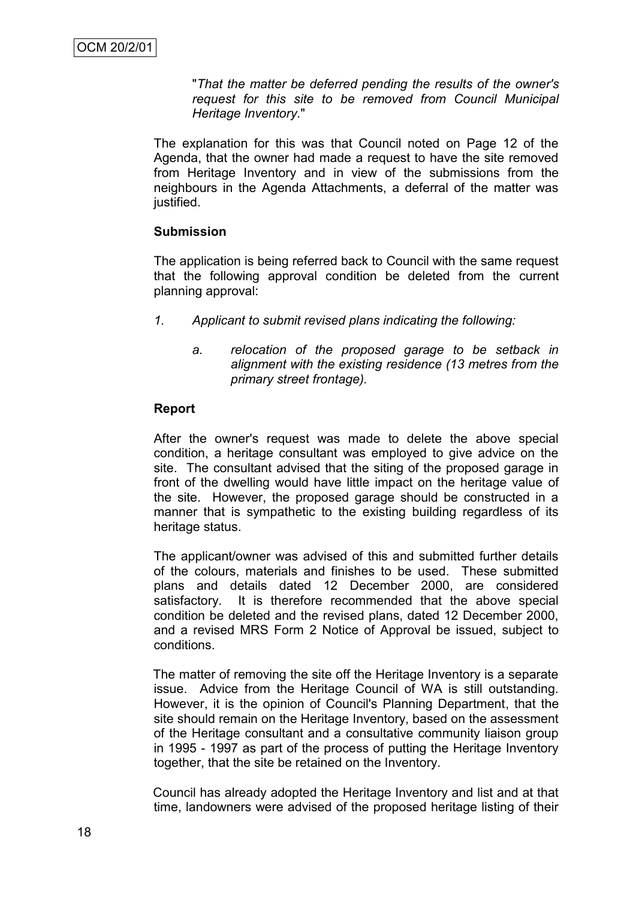"*That the matter be deferred pending the results of the owner's request for this site to be removed from Council Municipal Heritage Inventory.*"

The explanation for this was that Council noted on Page 12 of the Agenda, that the owner had made a request to have the site removed from Heritage Inventory and in view of the submissions from the neighbours in the Agenda Attachments, a deferral of the matter was justified.

**Submission**

The application is being referred back to Council with the same request that the following approval condition be deleted from the current planning approval:

1. *Applicant to submit revised plans indicating the following:*

   a. *relocation of the proposed garage to be setback in alignment with the existing residence (13 metres from the primary street frontage).*

**Report**

After the owner's request was made to delete the above special condition, a heritage consultant was employed to give advice on the site. The consultant advised that the siting of the proposed garage in front of the dwelling would have little impact on the heritage value of the site. However, the proposed garage should be constructed in a manner that is sympathetic to the existing building regardless of its heritage status.

The applicant/owner was advised of this and submitted further details of the colours, materials and finishes to be used. These submitted plans and details dated 12 December 2000, are considered satisfactory. It is therefore recommended that the above special condition be deleted and the revised plans, dated 12 December 2000, and a revised MRS Form 2 Notice of Approval be issued, subject to conditions.

The matter of removing the site off the Heritage Inventory is a separate issue. Advice from the Heritage Council of WA is still outstanding. However, it is the opinion of Council's Planning Department, that the site should remain on the Heritage Inventory, based on the assessment of the Heritage consultant and a consultative community liaison group in 1995 - 1997 as part of the process of putting the Heritage Inventory together, that the site be retained on the Inventory.

Council has already adopted the Heritage Inventory and list and at that time, landowners were advised of the proposed heritage listing of their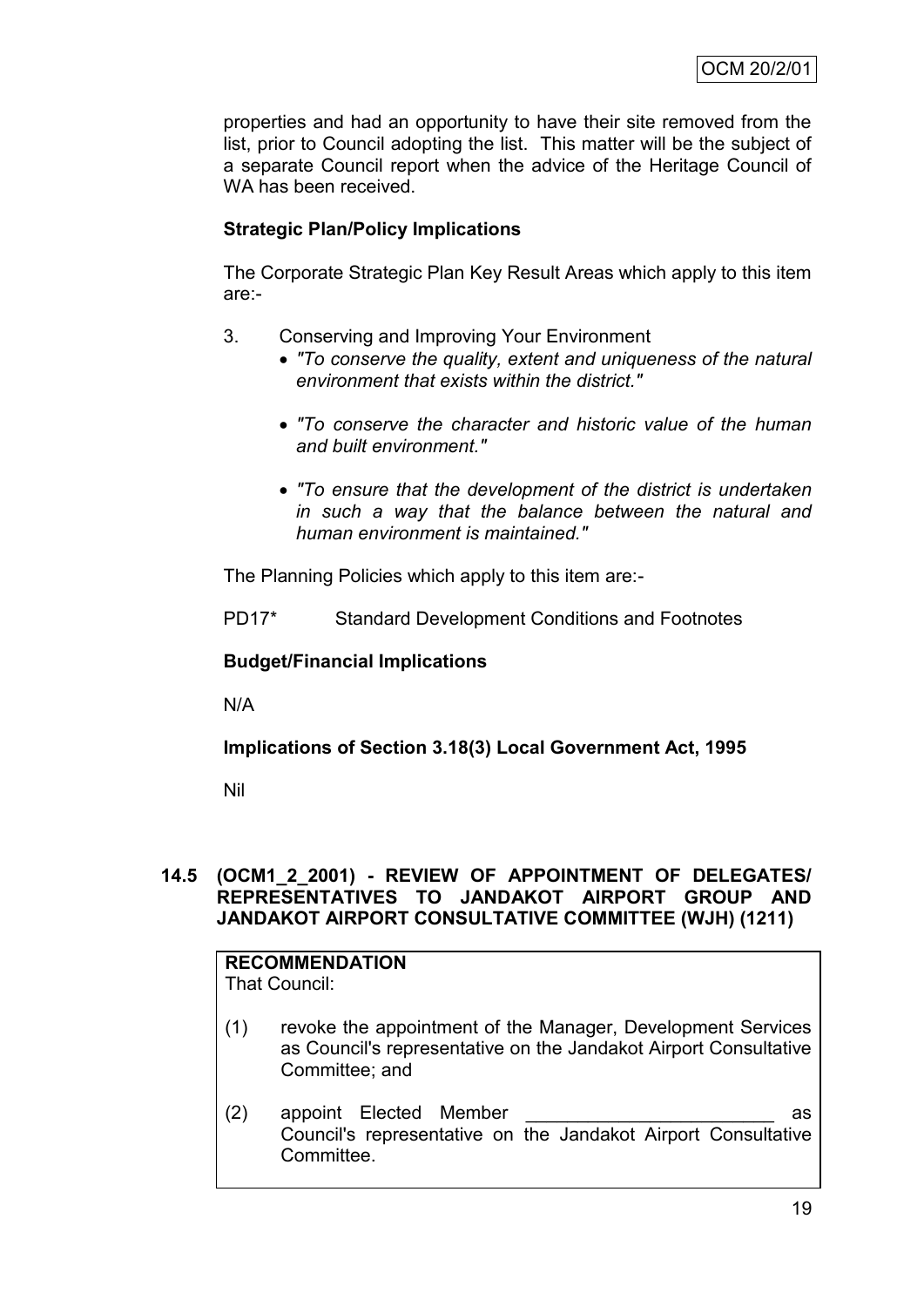properties and had an opportunity to have their site removed from the list, prior to Council adopting the list. This matter will be the subject of a separate Council report when the advice of the Heritage Council of WA has been received.

**Strategic Plan/Policy Implications**

The Corporate Strategic Plan Key Result Areas which apply to this item are:-

3. Conserving and Improving Your Environment
   - *"To conserve the quality, extent and uniqueness of the natural environment that exists within the district."*
   - *"To conserve the character and historic value of the human and built environment."*
   - *"To ensure that the development of the district is undertaken in such a way that the balance between the natural and human environment is maintained."*

The Planning Policies which apply to this item are:-

PD17* Standard Development Conditions and Footnotes

**Budget/Financial Implications**

N/A

**Implications of Section 3.18(3) Local Government Act, 1995**

Nil

## 14.5 (OCM1_2_2001) - REVIEW OF APPOINTMENT OF DELEGATES/ REPRESENTATIVES TO JANDAKOT AIRPORT GROUP AND JANDAKOT AIRPORT CONSULTATIVE COMMITTEE (WJH) (1211)

**RECOMMENDATION**
That Council:

(1) revoke the appointment of the Manager, Development Services as Council's representative on the Jandakot Airport Consultative Committee; and

(2) appoint Elected Member ________________________ as Council's representative on the Jandakot Airport Consultative Committee.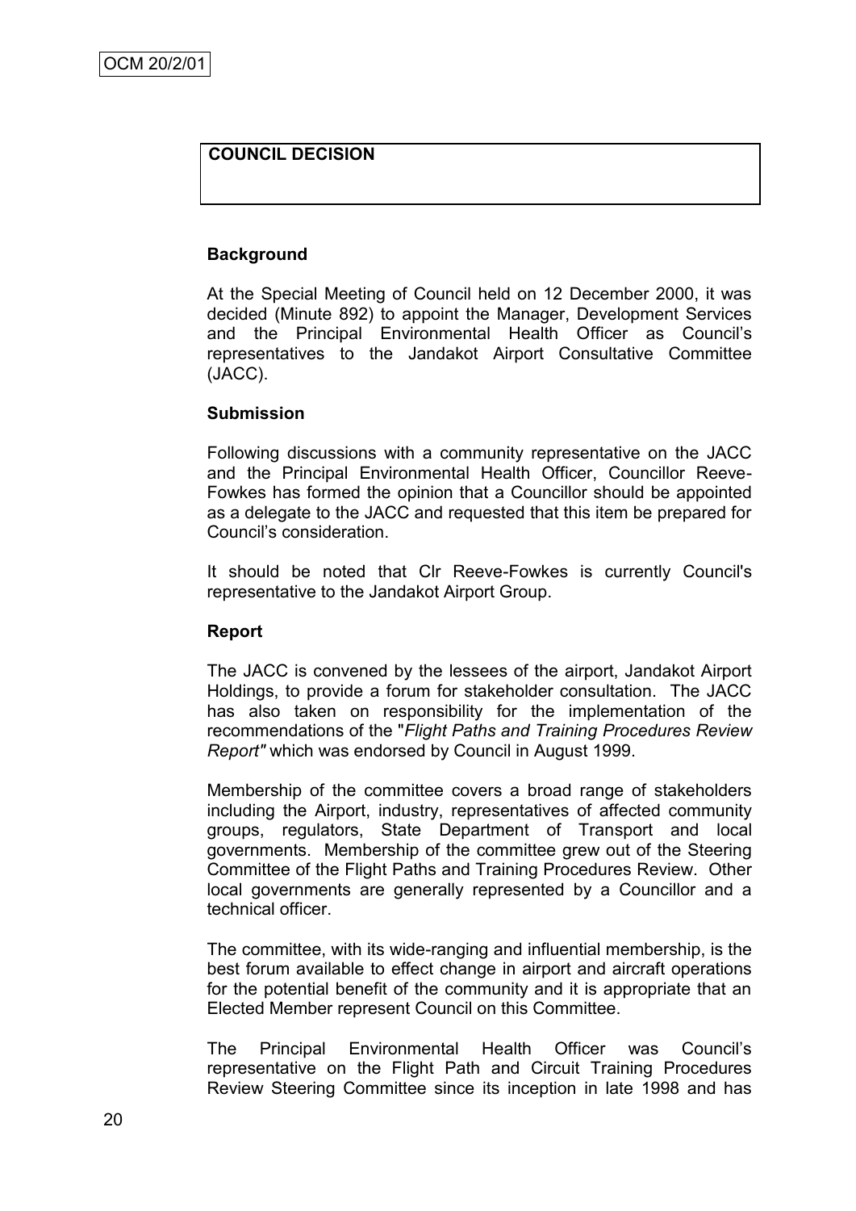OCM 20/2/01

**COUNCIL DECISION**

**Background**

At the Special Meeting of Council held on 12 December 2000, it was decided (Minute 892) to appoint the Manager, Development Services and the Principal Environmental Health Officer as Council's representatives to the Jandakot Airport Consultative Committee (JACC).

**Submission**

Following discussions with a community representative on the JACC and the Principal Environmental Health Officer, Councillor Reeve-Fowkes has formed the opinion that a Councillor should be appointed as a delegate to the JACC and requested that this item be prepared for Council's consideration.

It should be noted that Clr Reeve-Fowkes is currently Council's representative to the Jandakot Airport Group.

**Report**

The JACC is convened by the lessees of the airport, Jandakot Airport Holdings, to provide a forum for stakeholder consultation. The JACC has also taken on responsibility for the implementation of the recommendations of the "*Flight Paths and Training Procedures Review Report"* which was endorsed by Council in August 1999.

Membership of the committee covers a broad range of stakeholders including the Airport, industry, representatives of affected community groups, regulators, State Department of Transport and local governments. Membership of the committee grew out of the Steering Committee of the Flight Paths and Training Procedures Review. Other local governments are generally represented by a Councillor and a technical officer.

The committee, with its wide-ranging and influential membership, is the best forum available to effect change in airport and aircraft operations for the potential benefit of the community and it is appropriate that an Elected Member represent Council on this Committee.

The Principal Environmental Health Officer was Council's representative on the Flight Path and Circuit Training Procedures Review Steering Committee since its inception in late 1998 and has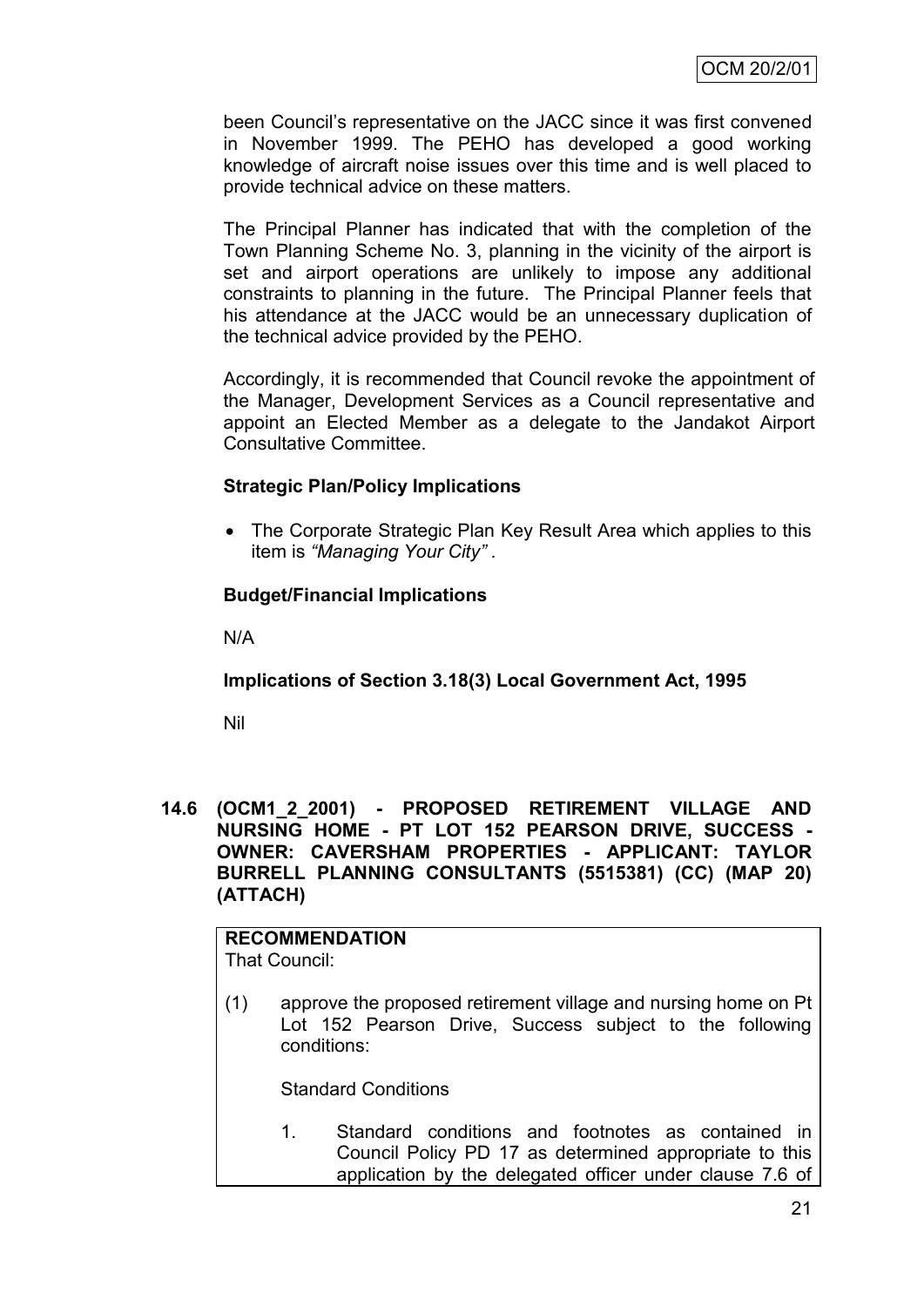been Council's representative on the JACC since it was first convened in November 1999. The PEHO has developed a good working knowledge of aircraft noise issues over this time and is well placed to provide technical advice on these matters.

The Principal Planner has indicated that with the completion of the Town Planning Scheme No. 3, planning in the vicinity of the airport is set and airport operations are unlikely to impose any additional constraints to planning in the future. The Principal Planner feels that his attendance at the JACC would be an unnecessary duplication of the technical advice provided by the PEHO.

Accordingly, it is recommended that Council revoke the appointment of the Manager, Development Services as a Council representative and appoint an Elected Member as a delegate to the Jandakot Airport Consultative Committee.

**Strategic Plan/Policy Implications**

- The Corporate Strategic Plan Key Result Area which applies to this item is *"Managing Your City"* .

**Budget/Financial Implications**

N/A

**Implications of Section 3.18(3) Local Government Act, 1995**

Nil

**14.6 (OCM1_2_2001) - PROPOSED RETIREMENT VILLAGE AND NURSING HOME - PT LOT 152 PEARSON DRIVE, SUCCESS - OWNER: CAVERSHAM PROPERTIES - APPLICANT: TAYLOR BURRELL PLANNING CONSULTANTS (5515381) (CC) (MAP 20) (ATTACH)**

**RECOMMENDATION**
That Council:

(1) approve the proposed retirement village and nursing home on Pt Lot 152 Pearson Drive, Success subject to the following conditions:

Standard Conditions

1. Standard conditions and footnotes as contained in Council Policy PD 17 as determined appropriate to this application by the delegated officer under clause 7.6 of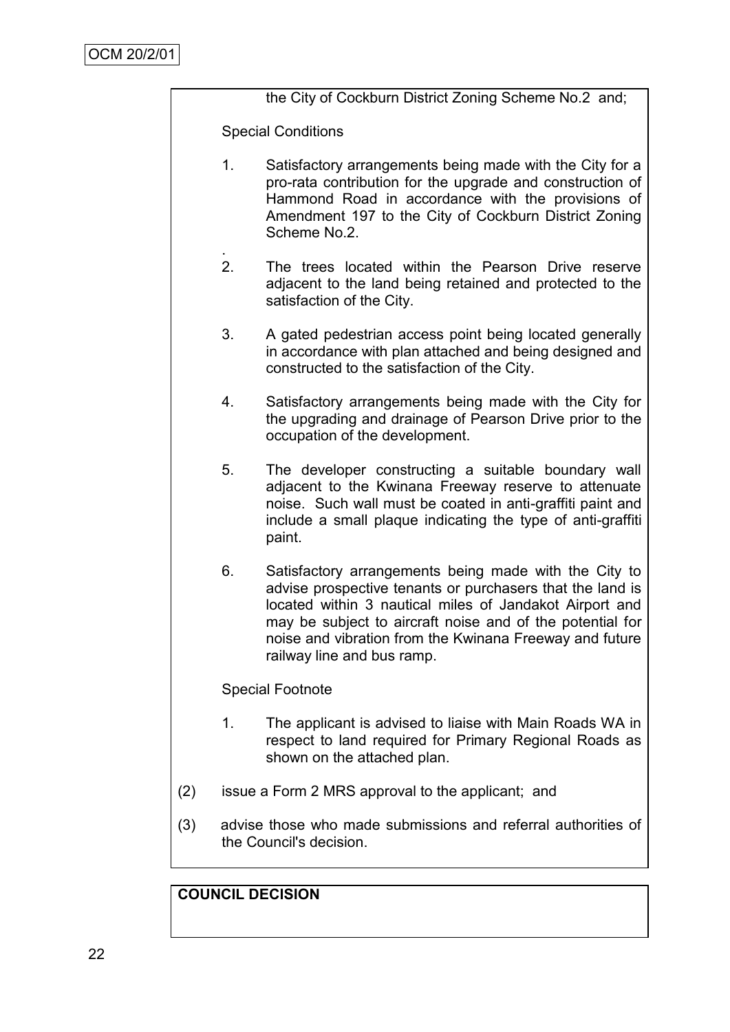the City of Cockburn District Zoning Scheme No.2 and;

Special Conditions

1. Satisfactory arrangements being made with the City for a pro-rata contribution for the upgrade and construction of Hammond Road in accordance with the provisions of Amendment 197 to the City of Cockburn District Zoning Scheme No.2.

2. The trees located within the Pearson Drive reserve adjacent to the land being retained and protected to the satisfaction of the City.

3. A gated pedestrian access point being located generally in accordance with plan attached and being designed and constructed to the satisfaction of the City.

4. Satisfactory arrangements being made with the City for the upgrading and drainage of Pearson Drive prior to the occupation of the development.

5. The developer constructing a suitable boundary wall adjacent to the Kwinana Freeway reserve to attenuate noise. Such wall must be coated in anti-graffiti paint and include a small plaque indicating the type of anti-graffiti paint.

6. Satisfactory arrangements being made with the City to advise prospective tenants or purchasers that the land is located within 3 nautical miles of Jandakot Airport and may be subject to aircraft noise and of the potential for noise and vibration from the Kwinana Freeway and future railway line and bus ramp.

Special Footnote

1. The applicant is advised to liaise with Main Roads WA in respect to land required for Primary Regional Roads as shown on the attached plan.

(2) issue a Form 2 MRS approval to the applicant; and

(3) advise those who made submissions and referral authorities of the Council's decision.

**COUNCIL DECISION**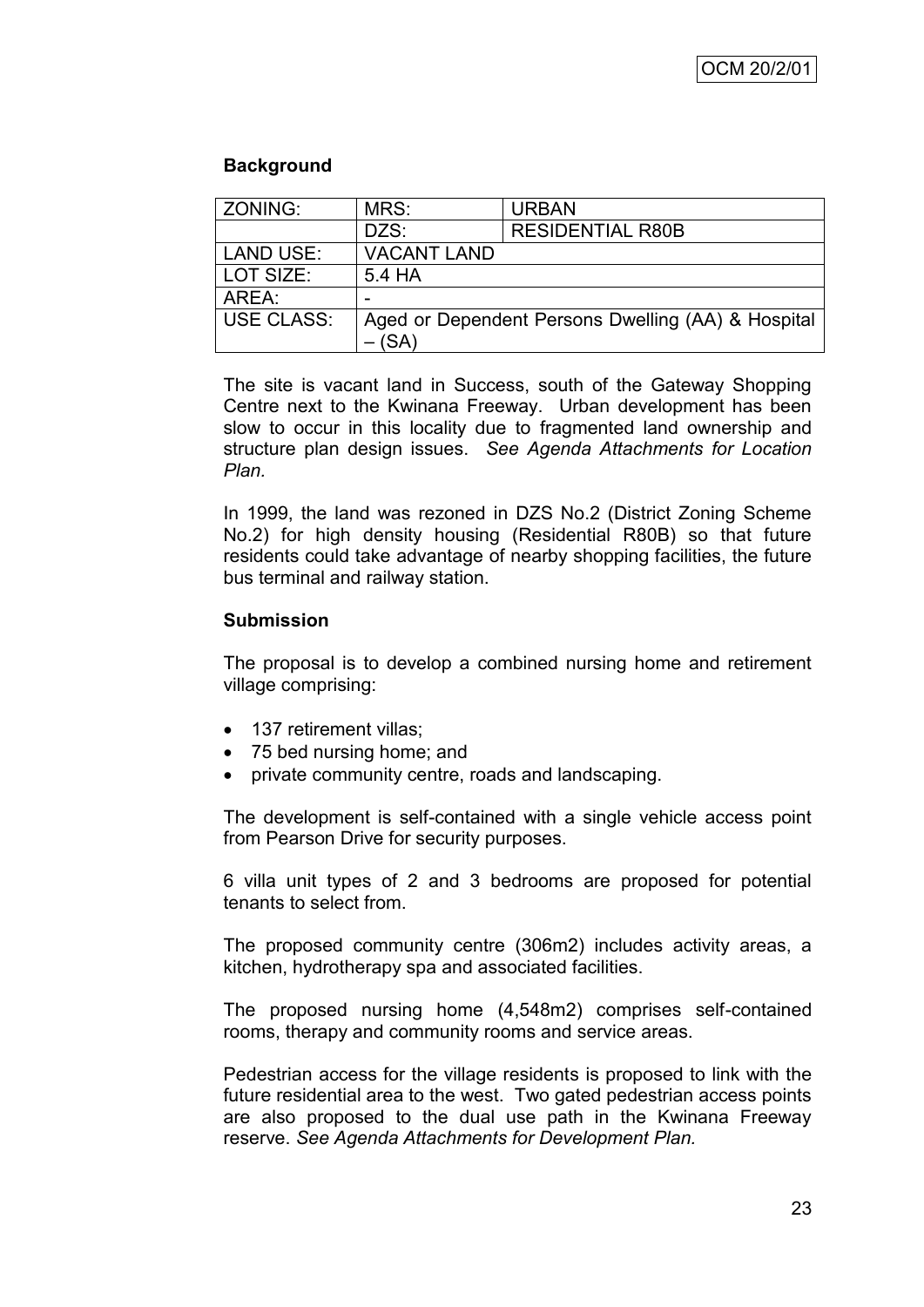**Background**

| ZONING: | MRS: | URBAN |
|---|---|---|
| | DZS: | RESIDENTIAL R80B |
| LAND USE: | VACANT LAND | |
| LOT SIZE: | 5.4 HA | |
| AREA: | - | |
| USE CLASS: | Aged or Dependent Persons Dwelling (AA) & Hospital – (SA) | |

The site is vacant land in Success, south of the Gateway Shopping Centre next to the Kwinana Freeway. Urban development has been slow to occur in this locality due to fragmented land ownership and structure plan design issues. *See Agenda Attachments for Location Plan.*

In 1999, the land was rezoned in DZS No.2 (District Zoning Scheme No.2) for high density housing (Residential R80B) so that future residents could take advantage of nearby shopping facilities, the future bus terminal and railway station.

**Submission**

The proposal is to develop a combined nursing home and retirement village comprising:

- 137 retirement villas;
- 75 bed nursing home; and
- private community centre, roads and landscaping.

The development is self-contained with a single vehicle access point from Pearson Drive for security purposes.

6 villa unit types of 2 and 3 bedrooms are proposed for potential tenants to select from.

The proposed community centre (306m2) includes activity areas, a kitchen, hydrotherapy spa and associated facilities.

The proposed nursing home (4,548m2) comprises self-contained rooms, therapy and community rooms and service areas.

Pedestrian access for the village residents is proposed to link with the future residential area to the west. Two gated pedestrian access points are also proposed to the dual use path in the Kwinana Freeway reserve. *See Agenda Attachments for Development Plan.*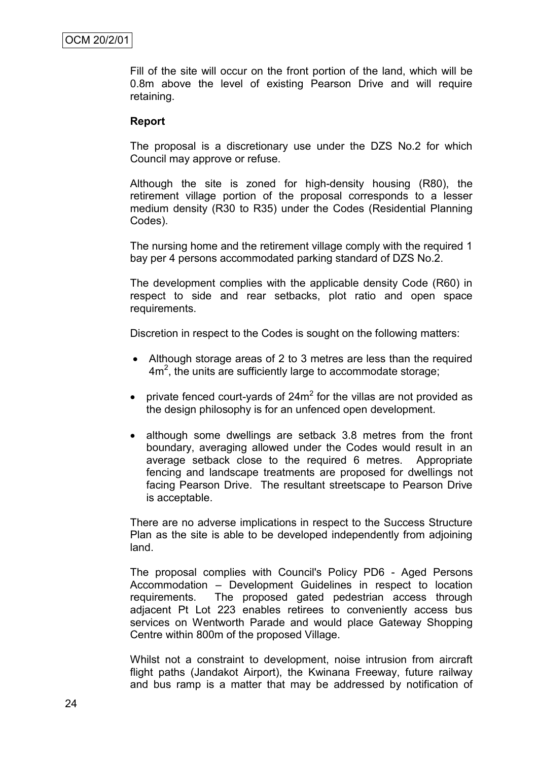Fill of the site will occur on the front portion of the land, which will be 0.8m above the level of existing Pearson Drive and will require retaining.

**Report**

The proposal is a discretionary use under the DZS No.2 for which Council may approve or refuse.

Although the site is zoned for high-density housing (R80), the retirement village portion of the proposal corresponds to a lesser medium density (R30 to R35) under the Codes (Residential Planning Codes).

The nursing home and the retirement village comply with the required 1 bay per 4 persons accommodated parking standard of DZS No.2.

The development complies with the applicable density Code (R60) in respect to side and rear setbacks, plot ratio and open space requirements.

Discretion in respect to the Codes is sought on the following matters:

- Although storage areas of 2 to 3 metres are less than the required $4m^2$, the units are sufficiently large to accommodate storage;
- private fenced court-yards of $24m^2$ for the villas are not provided as the design philosophy is for an unfenced open development.
- although some dwellings are setback 3.8 metres from the front boundary, averaging allowed under the Codes would result in an average setback close to the required 6 metres. Appropriate fencing and landscape treatments are proposed for dwellings not facing Pearson Drive. The resultant streetscape to Pearson Drive is acceptable.

There are no adverse implications in respect to the Success Structure Plan as the site is able to be developed independently from adjoining land.

The proposal complies with Council's Policy PD6 - Aged Persons Accommodation – Development Guidelines in respect to location requirements. The proposed gated pedestrian access through adjacent Pt Lot 223 enables retirees to conveniently access bus services on Wentworth Parade and would place Gateway Shopping Centre within 800m of the proposed Village.

Whilst not a constraint to development, noise intrusion from aircraft flight paths (Jandakot Airport), the Kwinana Freeway, future railway and bus ramp is a matter that may be addressed by notification of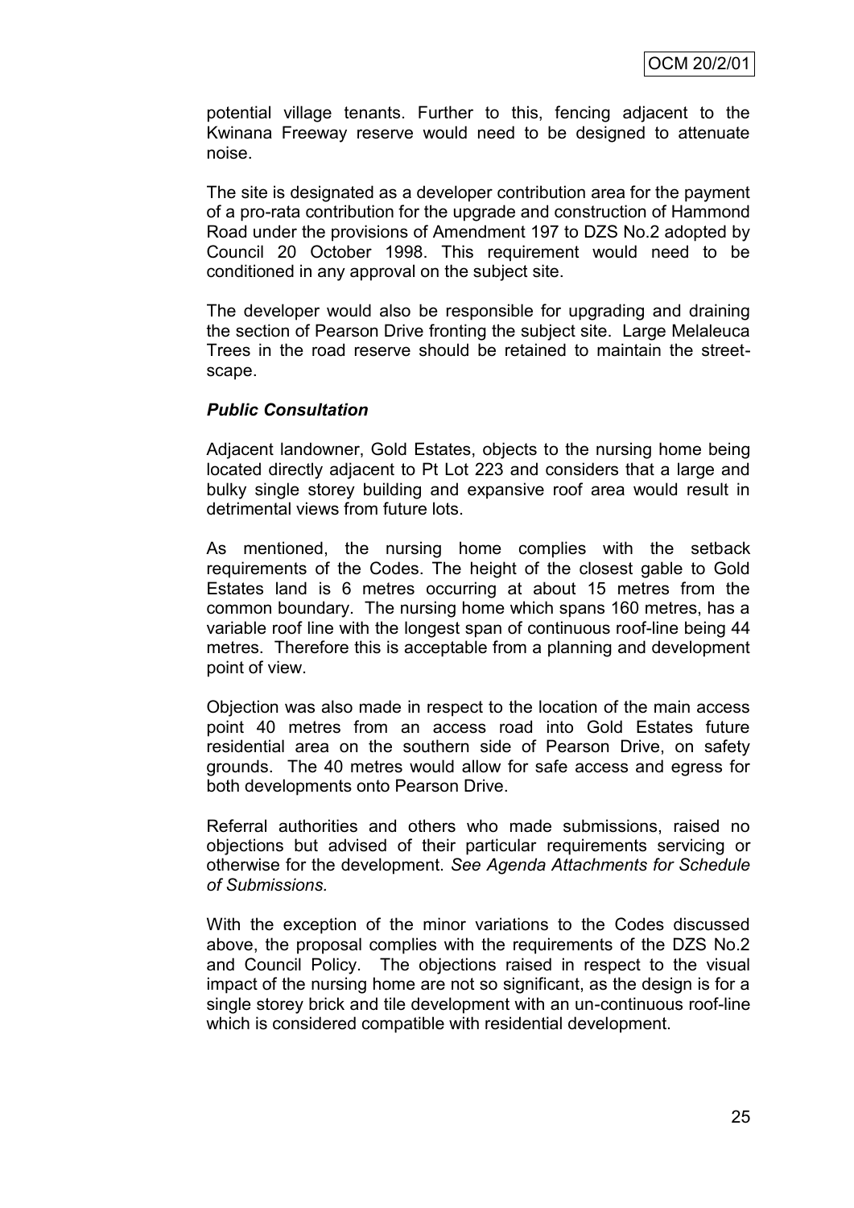potential village tenants. Further to this, fencing adjacent to the Kwinana Freeway reserve would need to be designed to attenuate noise.

The site is designated as a developer contribution area for the payment of a pro-rata contribution for the upgrade and construction of Hammond Road under the provisions of Amendment 197 to DZS No.2 adopted by Council 20 October 1998. This requirement would need to be conditioned in any approval on the subject site.

The developer would also be responsible for upgrading and draining the section of Pearson Drive fronting the subject site. Large Melaleuca Trees in the road reserve should be retained to maintain the street-scape.

***Public Consultation***

Adjacent landowner, Gold Estates, objects to the nursing home being located directly adjacent to Pt Lot 223 and considers that a large and bulky single storey building and expansive roof area would result in detrimental views from future lots.

As mentioned, the nursing home complies with the setback requirements of the Codes. The height of the closest gable to Gold Estates land is 6 metres occurring at about 15 metres from the common boundary. The nursing home which spans 160 metres, has a variable roof line with the longest span of continuous roof-line being 44 metres. Therefore this is acceptable from a planning and development point of view.

Objection was also made in respect to the location of the main access point 40 metres from an access road into Gold Estates future residential area on the southern side of Pearson Drive, on safety grounds. The 40 metres would allow for safe access and egress for both developments onto Pearson Drive.

Referral authorities and others who made submissions, raised no objections but advised of their particular requirements servicing or otherwise for the development. *See Agenda Attachments for Schedule of Submissions.*

With the exception of the minor variations to the Codes discussed above, the proposal complies with the requirements of the DZS No.2 and Council Policy. The objections raised in respect to the visual impact of the nursing home are not so significant, as the design is for a single storey brick and tile development with an un-continuous roof-line which is considered compatible with residential development.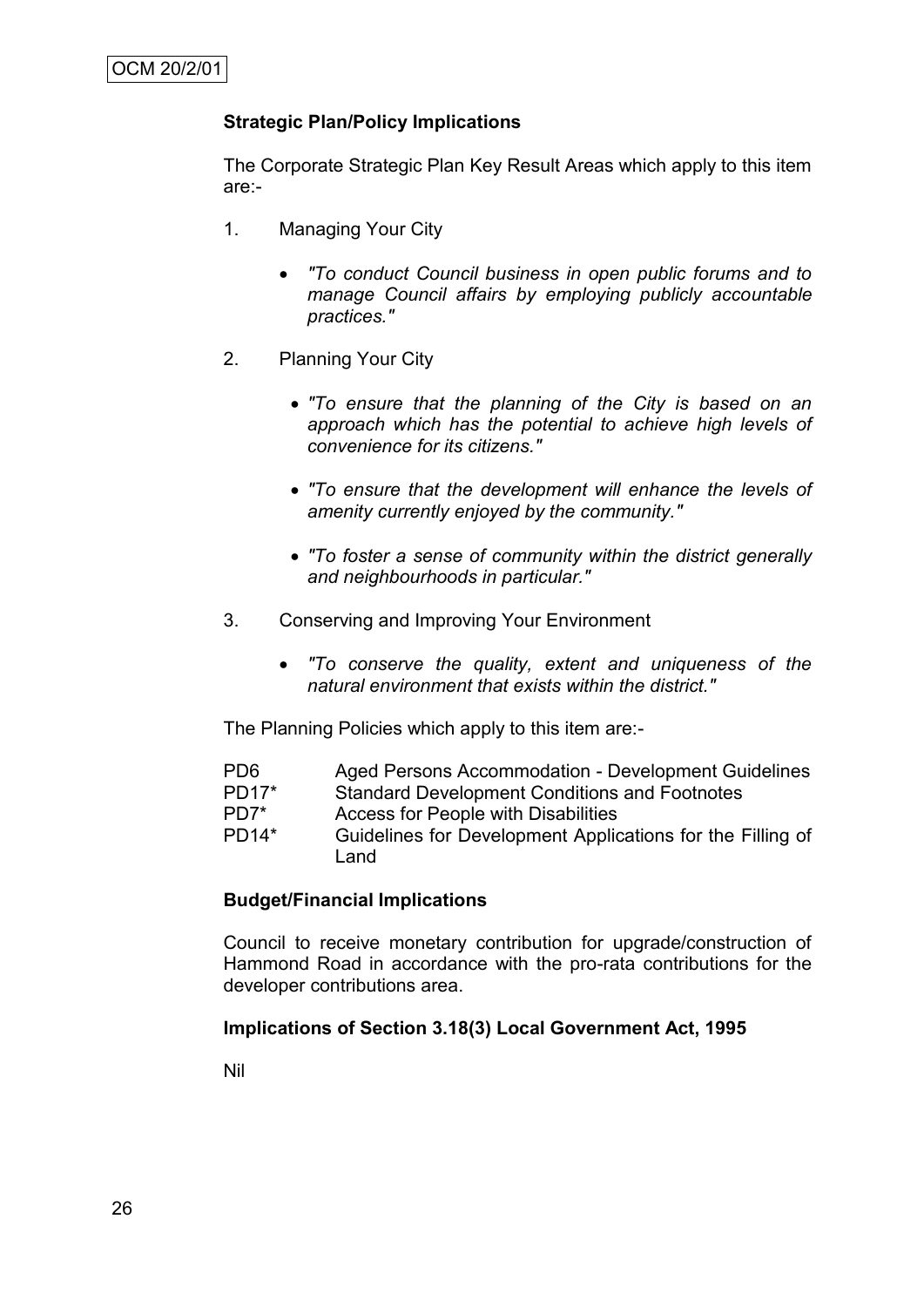OCM 20/2/01

**Strategic Plan/Policy Implications**

The Corporate Strategic Plan Key Result Areas which apply to this item are:-

1. Managing Your City

   - *"To conduct Council business in open public forums and to manage Council affairs by employing publicly accountable practices."*

2. Planning Your City

   - *"To ensure that the planning of the City is based on an approach which has the potential to achieve high levels of convenience for its citizens."*
   - *"To ensure that the development will enhance the levels of amenity currently enjoyed by the community."*
   - *"To foster a sense of community within the district generally and neighbourhoods in particular."*

3. Conserving and Improving Your Environment

   - *"To conserve the quality, extent and uniqueness of the natural environment that exists within the district."*

The Planning Policies which apply to this item are:-

| | |
|---|---|
| PD6 | Aged Persons Accommodation - Development Guidelines |
| PD17* | Standard Development Conditions and Footnotes |
| PD7* | Access for People with Disabilities |
| PD14* | Guidelines for Development Applications for the Filling of Land |

**Budget/Financial Implications**

Council to receive monetary contribution for upgrade/construction of Hammond Road in accordance with the pro-rata contributions for the developer contributions area.

**Implications of Section 3.18(3) Local Government Act, 1995**

Nil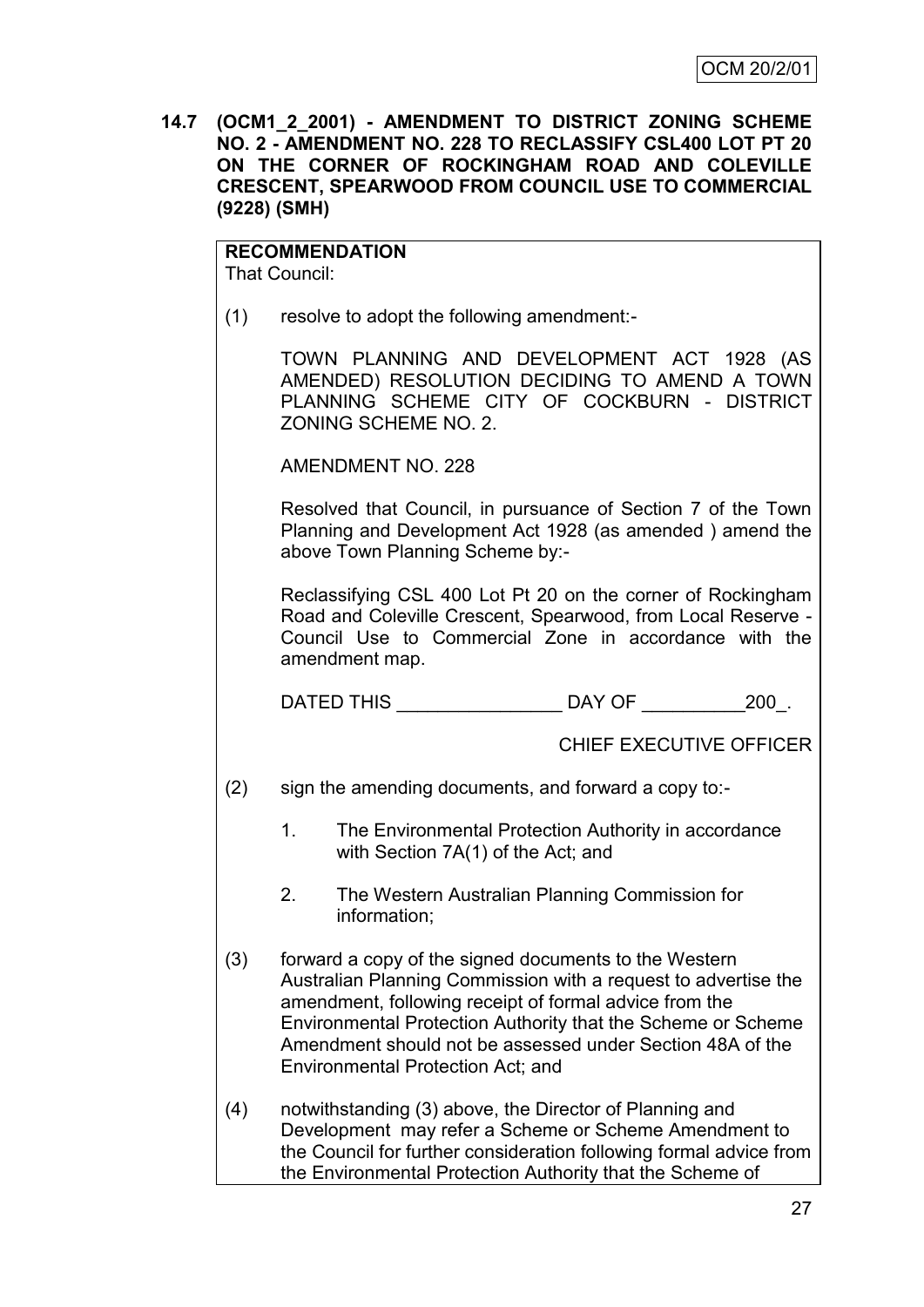**14.7 (OCM1_2_2001) - AMENDMENT TO DISTRICT ZONING SCHEME NO. 2 - AMENDMENT NO. 228 TO RECLASSIFY CSL400 LOT PT 20 ON THE CORNER OF ROCKINGHAM ROAD AND COLEVILLE CRESCENT, SPEARWOOD FROM COUNCIL USE TO COMMERCIAL (9228) (SMH)**

**RECOMMENDATION**
That Council:

(1) resolve to adopt the following amendment:-

TOWN PLANNING AND DEVELOPMENT ACT 1928 (AS AMENDED) RESOLUTION DECIDING TO AMEND A TOWN PLANNING SCHEME CITY OF COCKBURN - DISTRICT ZONING SCHEME NO. 2.

AMENDMENT NO. 228

Resolved that Council, in pursuance of Section 7 of the Town Planning and Development Act 1928 (as amended ) amend the above Town Planning Scheme by:-

Reclassifying CSL 400 Lot Pt 20 on the corner of Rockingham Road and Coleville Crescent, Spearwood, from Local Reserve - Council Use to Commercial Zone in accordance with the amendment map.

DATED THIS ________________ DAY OF __________200_.

CHIEF EXECUTIVE OFFICER

(2) sign the amending documents, and forward a copy to:-

1. The Environmental Protection Authority in accordance with Section 7A(1) of the Act; and
2. The Western Australian Planning Commission for information;

(3) forward a copy of the signed documents to the Western Australian Planning Commission with a request to advertise the amendment, following receipt of formal advice from the Environmental Protection Authority that the Scheme or Scheme Amendment should not be assessed under Section 48A of the Environmental Protection Act; and

(4) notwithstanding (3) above, the Director of Planning and Development may refer a Scheme or Scheme Amendment to the Council for further consideration following formal advice from the Environmental Protection Authority that the Scheme of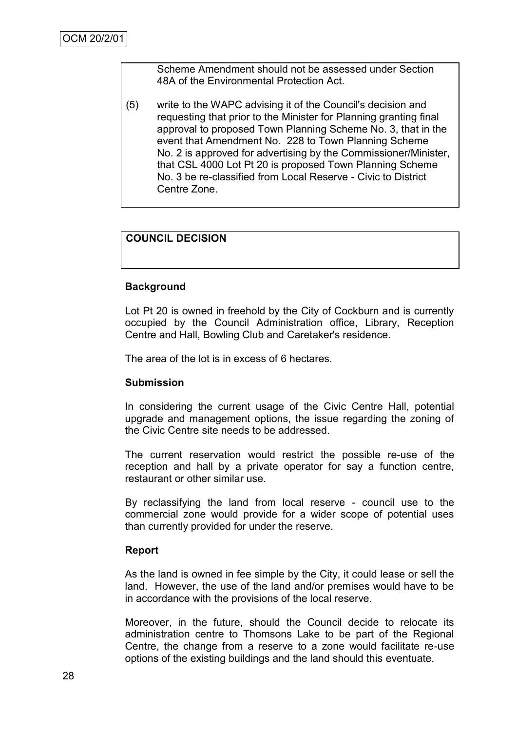Scheme Amendment should not be assessed under Section 48A of the Environmental Protection Act.

(5) write to the WAPC advising it of the Council's decision and requesting that prior to the Minister for Planning granting final approval to proposed Town Planning Scheme No. 3, that in the event that Amendment No. 228 to Town Planning Scheme No. 2 is approved for advertising by the Commissioner/Minister, that CSL 4000 Lot Pt 20 is proposed Town Planning Scheme No. 3 be re-classified from Local Reserve - Civic to District Centre Zone.

**COUNCIL DECISION**

**Background**

Lot Pt 20 is owned in freehold by the City of Cockburn and is currently occupied by the Council Administration office, Library, Reception Centre and Hall, Bowling Club and Caretaker's residence.

The area of the lot is in excess of 6 hectares.

**Submission**

In considering the current usage of the Civic Centre Hall, potential upgrade and management options, the issue regarding the zoning of the Civic Centre site needs to be addressed.

The current reservation would restrict the possible re-use of the reception and hall by a private operator for say a function centre, restaurant or other similar use.

By reclassifying the land from local reserve - council use to the commercial zone would provide for a wider scope of potential uses than currently provided for under the reserve.

**Report**

As the land is owned in fee simple by the City, it could lease or sell the land. However, the use of the land and/or premises would have to be in accordance with the provisions of the local reserve.

Moreover, in the future, should the Council decide to relocate its administration centre to Thomsons Lake to be part of the Regional Centre, the change from a reserve to a zone would facilitate re-use options of the existing buildings and the land should this eventuate.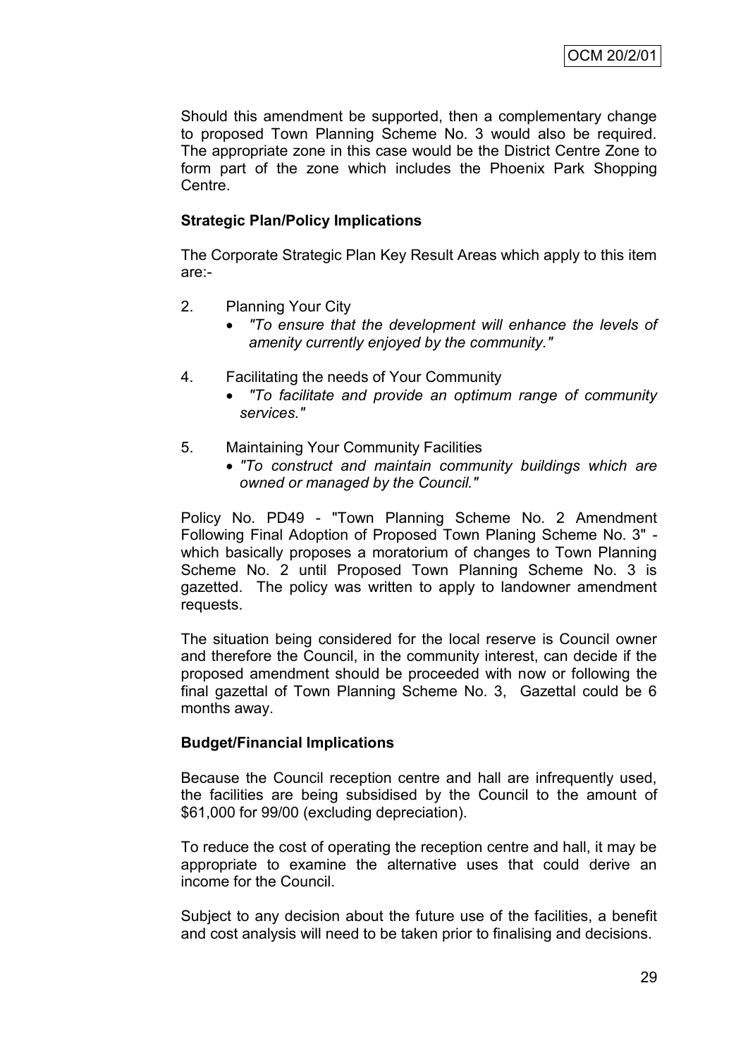Should this amendment be supported, then a complementary change to proposed Town Planning Scheme No. 3 would also be required. The appropriate zone in this case would be the District Centre Zone to form part of the zone which includes the Phoenix Park Shopping Centre.

**Strategic Plan/Policy Implications**

The Corporate Strategic Plan Key Result Areas which apply to this item are:-

2. Planning Your City
   - *"To ensure that the development will enhance the levels of amenity currently enjoyed by the community."*

4. Facilitating the needs of Your Community
   - *"To facilitate and provide an optimum range of community services."*

5. Maintaining Your Community Facilities
   - *"To construct and maintain community buildings which are owned or managed by the Council."*

Policy No. PD49 - "Town Planning Scheme No. 2 Amendment Following Final Adoption of Proposed Town Planing Scheme No. 3" - which basically proposes a moratorium of changes to Town Planning Scheme No. 2 until Proposed Town Planning Scheme No. 3 is gazetted. The policy was written to apply to landowner amendment requests.

The situation being considered for the local reserve is Council owner and therefore the Council, in the community interest, can decide if the proposed amendment should be proceeded with now or following the final gazettal of Town Planning Scheme No. 3, Gazettal could be 6 months away.

**Budget/Financial Implications**

Because the Council reception centre and hall are infrequently used, the facilities are being subsidised by the Council to the amount of $61,000 for 99/00 (excluding depreciation).

To reduce the cost of operating the reception centre and hall, it may be appropriate to examine the alternative uses that could derive an income for the Council.

Subject to any decision about the future use of the facilities, a benefit and cost analysis will need to be taken prior to finalising and decisions.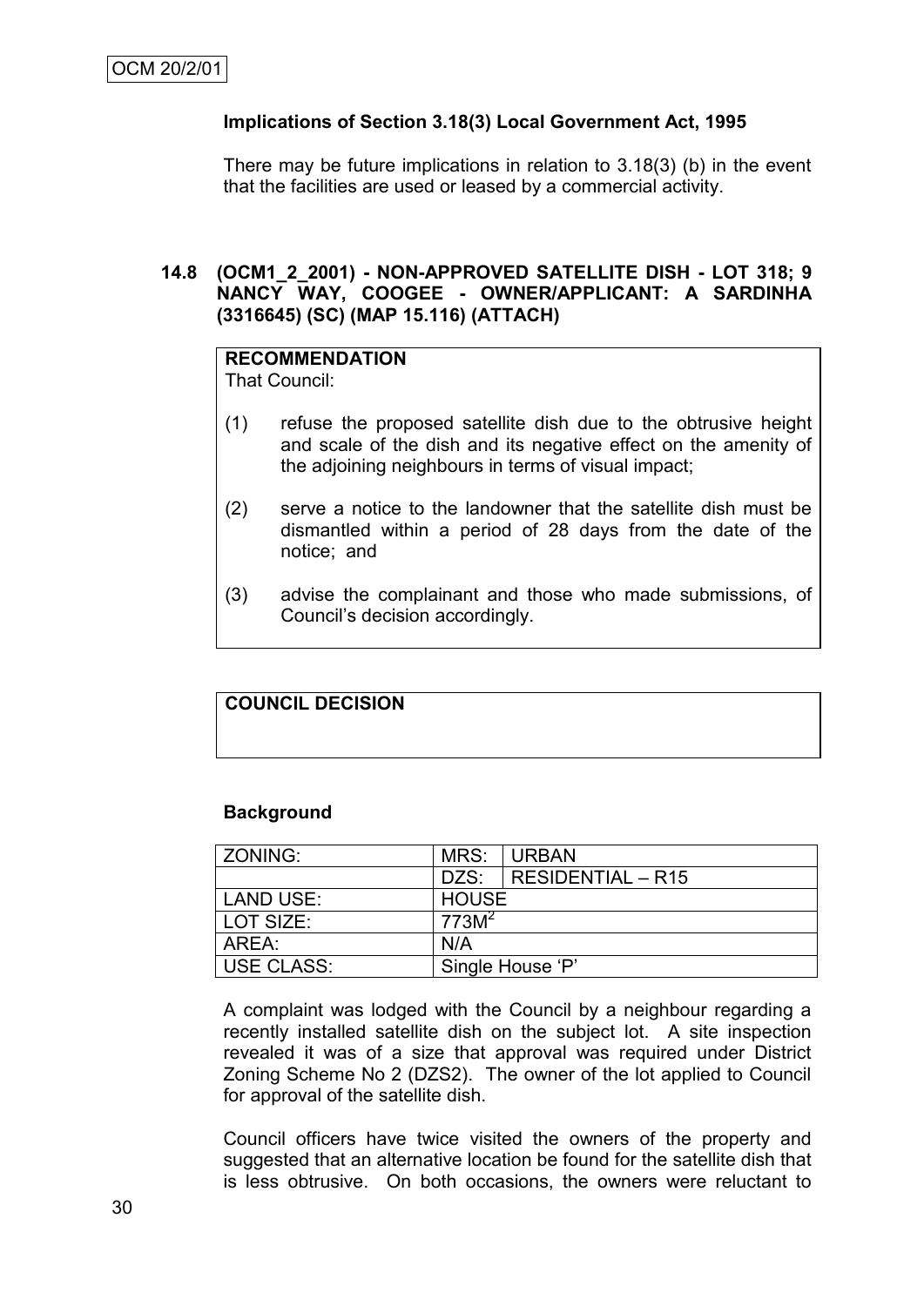**Implications of Section 3.18(3) Local Government Act, 1995**

There may be future implications in relation to 3.18(3) (b) in the event that the facilities are used or leased by a commercial activity.

### 14.8 (OCM1_2_2001) - NON-APPROVED SATELLITE DISH - LOT 318; 9 NANCY WAY, COOGEE - OWNER/APPLICANT: A SARDINHA (3316645) (SC) (MAP 15.116) (ATTACH)

**RECOMMENDATION**

That Council:

(1) refuse the proposed satellite dish due to the obtrusive height and scale of the dish and its negative effect on the amenity of the adjoining neighbours in terms of visual impact;

(2) serve a notice to the landowner that the satellite dish must be dismantled within a period of 28 days from the date of the notice; and

(3) advise the complainant and those who made submissions, of Council's decision accordingly.

**COUNCIL DECISION**

**Background**

| ZONING: | MRS: | URBAN |
|---|---|---|
| | DZS: | RESIDENTIAL – R15 |
| LAND USE: | HOUSE | |
| LOT SIZE: | $773M^2$ | |
| AREA: | N/A | |
| USE CLASS: | Single House 'P' | |

A complaint was lodged with the Council by a neighbour regarding a recently installed satellite dish on the subject lot. A site inspection revealed it was of a size that approval was required under District Zoning Scheme No 2 (DZS2). The owner of the lot applied to Council for approval of the satellite dish.

Council officers have twice visited the owners of the property and suggested that an alternative location be found for the satellite dish that is less obtrusive. On both occasions, the owners were reluctant to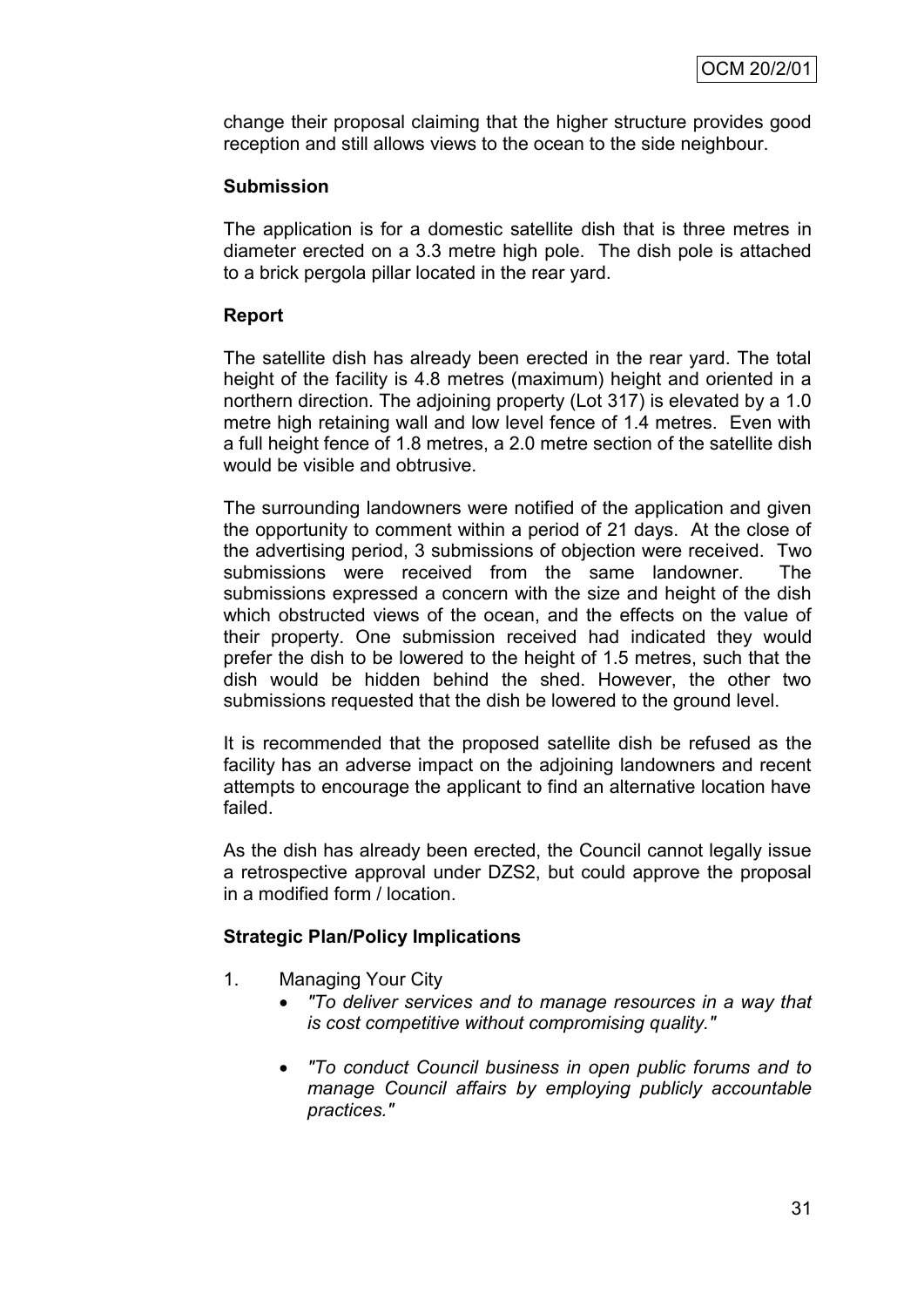change their proposal claiming that the higher structure provides good reception and still allows views to the ocean to the side neighbour.

**Submission**

The application is for a domestic satellite dish that is three metres in diameter erected on a 3.3 metre high pole. The dish pole is attached to a brick pergola pillar located in the rear yard.

**Report**

The satellite dish has already been erected in the rear yard. The total height of the facility is 4.8 metres (maximum) height and oriented in a northern direction. The adjoining property (Lot 317) is elevated by a 1.0 metre high retaining wall and low level fence of 1.4 metres. Even with a full height fence of 1.8 metres, a 2.0 metre section of the satellite dish would be visible and obtrusive.

The surrounding landowners were notified of the application and given the opportunity to comment within a period of 21 days. At the close of the advertising period, 3 submissions of objection were received. Two submissions were received from the same landowner. The submissions expressed a concern with the size and height of the dish which obstructed views of the ocean, and the effects on the value of their property. One submission received had indicated they would prefer the dish to be lowered to the height of 1.5 metres, such that the dish would be hidden behind the shed. However, the other two submissions requested that the dish be lowered to the ground level.

It is recommended that the proposed satellite dish be refused as the facility has an adverse impact on the adjoining landowners and recent attempts to encourage the applicant to find an alternative location have failed.

As the dish has already been erected, the Council cannot legally issue a retrospective approval under DZS2, but could approve the proposal in a modified form / location.

**Strategic Plan/Policy Implications**

1. Managing Your City
   - *"To deliver services and to manage resources in a way that is cost competitive without compromising quality."*
   - *"To conduct Council business in open public forums and to manage Council affairs by employing publicly accountable practices."*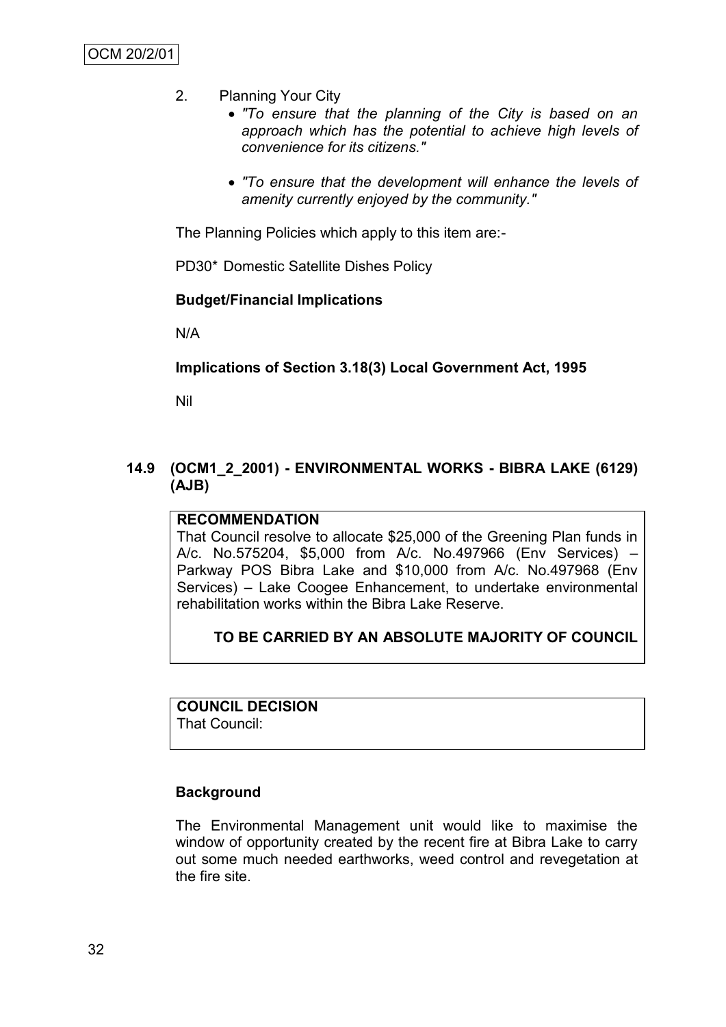2. Planning Your City
    - *"To ensure that the planning of the City is based on an approach which has the potential to achieve high levels of convenience for its citizens."*
    - *"To ensure that the development will enhance the levels of amenity currently enjoyed by the community."*

The Planning Policies which apply to this item are:-

PD30* Domestic Satellite Dishes Policy

**Budget/Financial Implications**

N/A

**Implications of Section 3.18(3) Local Government Act, 1995**

Nil

## 14.9 (OCM1_2_2001) - ENVIRONMENTAL WORKS - BIBRA LAKE (6129) (AJB)

**RECOMMENDATION**

That Council resolve to allocate $25,000 of the Greening Plan funds in A/c. No.575204, $5,000 from A/c. No.497966 (Env Services) – Parkway POS Bibra Lake and $10,000 from A/c. No.497968 (Env Services) – Lake Coogee Enhancement, to undertake environmental rehabilitation works within the Bibra Lake Reserve.

**TO BE CARRIED BY AN ABSOLUTE MAJORITY OF COUNCIL**

**COUNCIL DECISION**

That Council:

**Background**

The Environmental Management unit would like to maximise the window of opportunity created by the recent fire at Bibra Lake to carry out some much needed earthworks, weed control and revegetation at the fire site.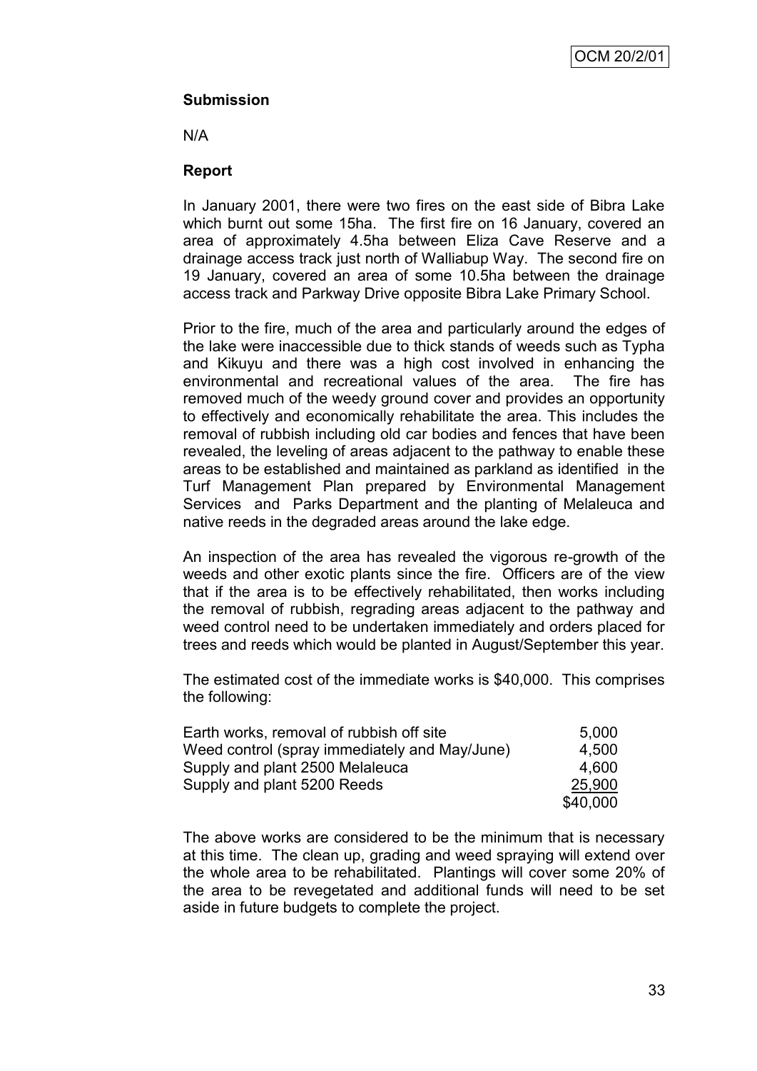**Submission**

N/A

**Report**

In January 2001, there were two fires on the east side of Bibra Lake which burnt out some 15ha. The first fire on 16 January, covered an area of approximately 4.5ha between Eliza Cave Reserve and a drainage access track just north of Walliabup Way. The second fire on 19 January, covered an area of some 10.5ha between the drainage access track and Parkway Drive opposite Bibra Lake Primary School.

Prior to the fire, much of the area and particularly around the edges of the lake were inaccessible due to thick stands of weeds such as Typha and Kikuyu and there was a high cost involved in enhancing the environmental and recreational values of the area. The fire has removed much of the weedy ground cover and provides an opportunity to effectively and economically rehabilitate the area. This includes the removal of rubbish including old car bodies and fences that have been revealed, the leveling of areas adjacent to the pathway to enable these areas to be established and maintained as parkland as identified in the Turf Management Plan prepared by Environmental Management Services and Parks Department and the planting of Melaleuca and native reeds in the degraded areas around the lake edge.

An inspection of the area has revealed the vigorous re-growth of the weeds and other exotic plants since the fire. Officers are of the view that if the area is to be effectively rehabilitated, then works including the removal of rubbish, regrading areas adjacent to the pathway and weed control need to be undertaken immediately and orders placed for trees and reeds which would be planted in August/September this year.

The estimated cost of the immediate works is $40,000. This comprises the following:

| | |
|---|---|
| Earth works, removal of rubbish off site | 5,000 |
| Weed control (spray immediately and May/June) | 4,500 |
| Supply and plant 2500 Melaleuca | 4,600 |
| Supply and plant 5200 Reeds | 25,900 |
| | $40,000 |

The above works are considered to be the minimum that is necessary at this time. The clean up, grading and weed spraying will extend over the whole area to be rehabilitated. Plantings will cover some 20% of the area to be revegetated and additional funds will need to be set aside in future budgets to complete the project.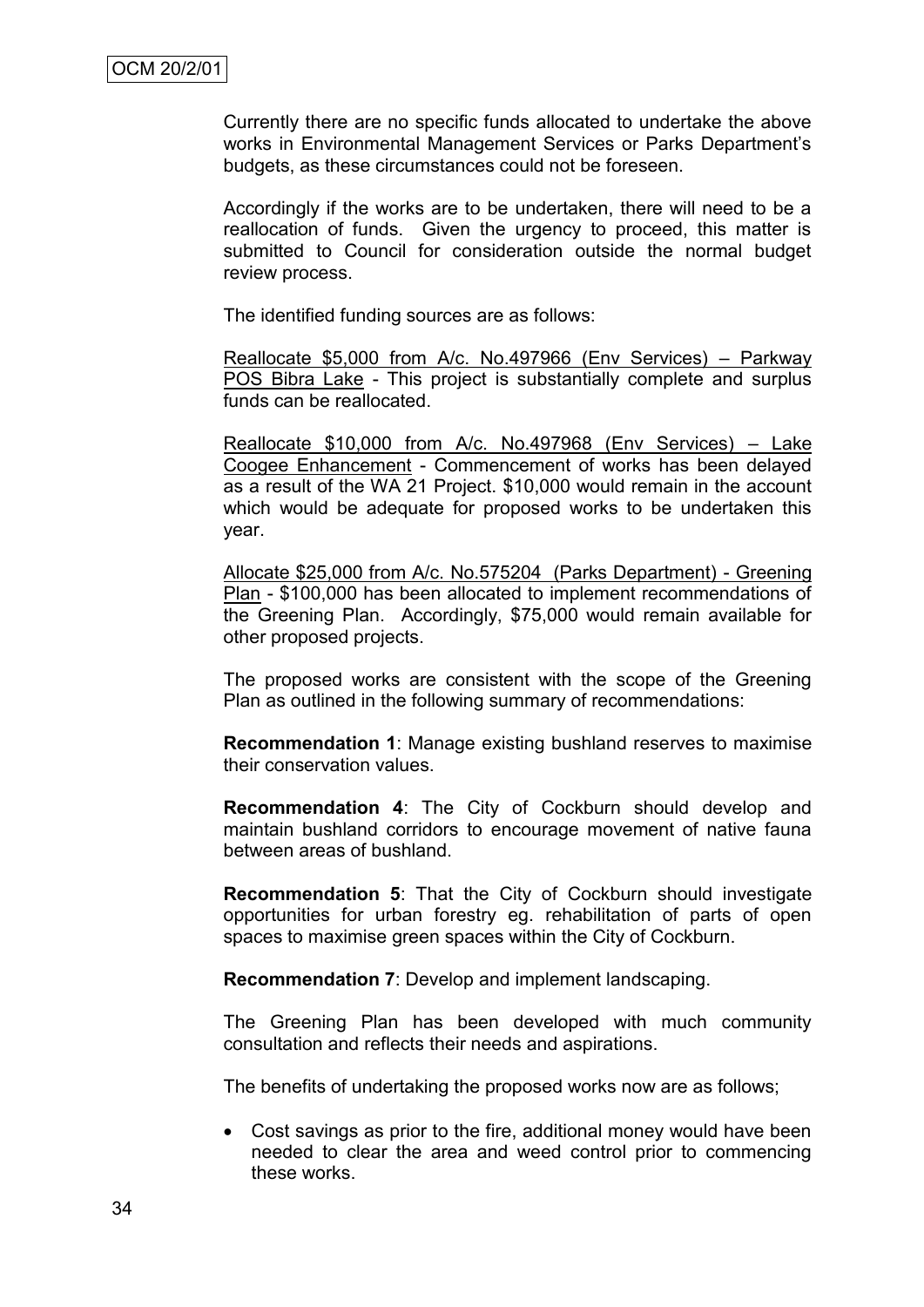Currently there are no specific funds allocated to undertake the above works in Environmental Management Services or Parks Department's budgets, as these circumstances could not be foreseen.

Accordingly if the works are to be undertaken, there will need to be a reallocation of funds. Given the urgency to proceed, this matter is submitted to Council for consideration outside the normal budget review process.

The identified funding sources are as follows:

Reallocate $5,000 from A/c. No.497966 (Env Services) – Parkway POS Bibra Lake - This project is substantially complete and surplus funds can be reallocated.

Reallocate $10,000 from A/c. No.497968 (Env Services) – Lake Coogee Enhancement - Commencement of works has been delayed as a result of the WA 21 Project. $10,000 would remain in the account which would be adequate for proposed works to be undertaken this year.

Allocate $25,000 from A/c. No.575204 (Parks Department) - Greening Plan - $100,000 has been allocated to implement recommendations of the Greening Plan. Accordingly, $75,000 would remain available for other proposed projects.

The proposed works are consistent with the scope of the Greening Plan as outlined in the following summary of recommendations:

**Recommendation 1**: Manage existing bushland reserves to maximise their conservation values.

**Recommendation 4**: The City of Cockburn should develop and maintain bushland corridors to encourage movement of native fauna between areas of bushland.

**Recommendation 5**: That the City of Cockburn should investigate opportunities for urban forestry eg. rehabilitation of parts of open spaces to maximise green spaces within the City of Cockburn.

**Recommendation 7**: Develop and implement landscaping.

The Greening Plan has been developed with much community consultation and reflects their needs and aspirations.

The benefits of undertaking the proposed works now are as follows;

- Cost savings as prior to the fire, additional money would have been needed to clear the area and weed control prior to commencing these works.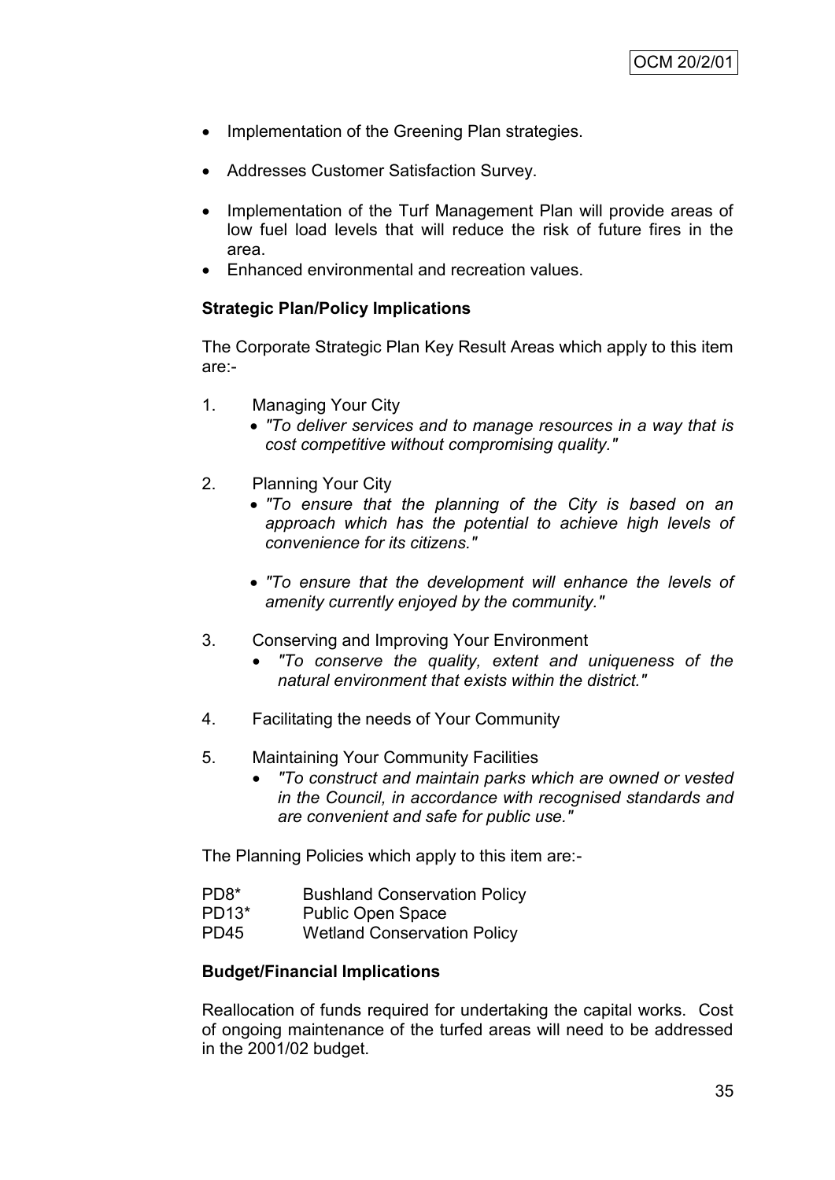- Implementation of the Greening Plan strategies.
- Addresses Customer Satisfaction Survey.
- Implementation of the Turf Management Plan will provide areas of low fuel load levels that will reduce the risk of future fires in the area.
- Enhanced environmental and recreation values.

**Strategic Plan/Policy Implications**

The Corporate Strategic Plan Key Result Areas which apply to this item are:-

1. Managing Your City
   - *"To deliver services and to manage resources in a way that is cost competitive without compromising quality."*
2. Planning Your City
   - *"To ensure that the planning of the City is based on an approach which has the potential to achieve high levels of convenience for its citizens."*
   - *"To ensure that the development will enhance the levels of amenity currently enjoyed by the community."*
3. Conserving and Improving Your Environment
   - *"To conserve the quality, extent and uniqueness of the natural environment that exists within the district."*
4. Facilitating the needs of Your Community
5. Maintaining Your Community Facilities
   - *"To construct and maintain parks which are owned or vested in the Council, in accordance with recognised standards and are convenient and safe for public use."*

The Planning Policies which apply to this item are:-

PD8* Bushland Conservation Policy
PD13* Public Open Space
PD45 Wetland Conservation Policy

**Budget/Financial Implications**

Reallocation of funds required for undertaking the capital works. Cost of ongoing maintenance of the turfed areas will need to be addressed in the 2001/02 budget.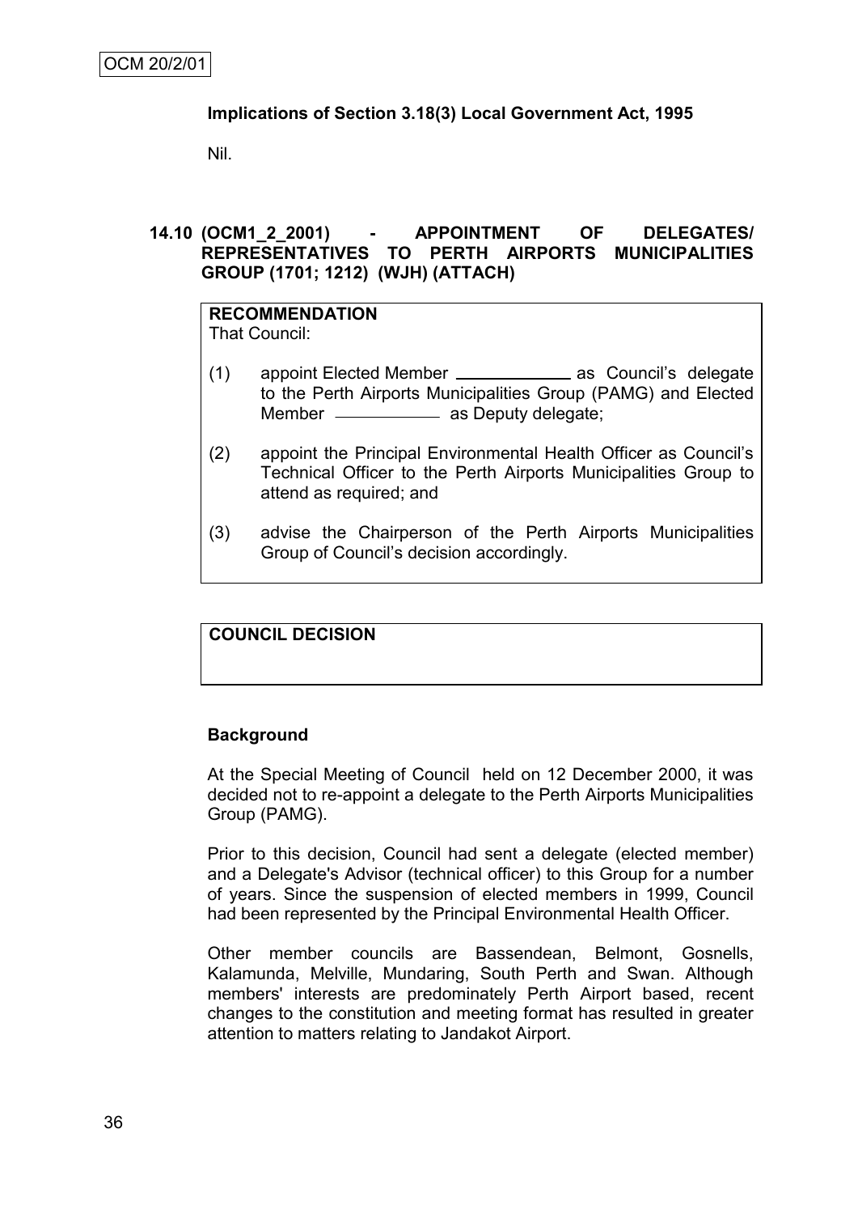**Implications of Section 3.18(3) Local Government Act, 1995**

Nil.

## 14.10 (OCM1_2_2001) - APPOINTMENT OF DELEGATES/ REPRESENTATIVES TO PERTH AIRPORTS MUNICIPALITIES GROUP (1701; 1212) (WJH) (ATTACH)

**RECOMMENDATION**

That Council:

(1) appoint Elected Member ____________ as Council's delegate to the Perth Airports Municipalities Group (PAMG) and Elected Member ____________ as Deputy delegate;

(2) appoint the Principal Environmental Health Officer as Council's Technical Officer to the Perth Airports Municipalities Group to attend as required; and

(3) advise the Chairperson of the Perth Airports Municipalities Group of Council's decision accordingly.

**COUNCIL DECISION**

**Background**

At the Special Meeting of Council held on 12 December 2000, it was decided not to re-appoint a delegate to the Perth Airports Municipalities Group (PAMG).

Prior to this decision, Council had sent a delegate (elected member) and a Delegate's Advisor (technical officer) to this Group for a number of years. Since the suspension of elected members in 1999, Council had been represented by the Principal Environmental Health Officer.

Other member councils are Bassendean, Belmont, Gosnells, Kalamunda, Melville, Mundaring, South Perth and Swan. Although members' interests are predominately Perth Airport based, recent changes to the constitution and meeting format has resulted in greater attention to matters relating to Jandakot Airport.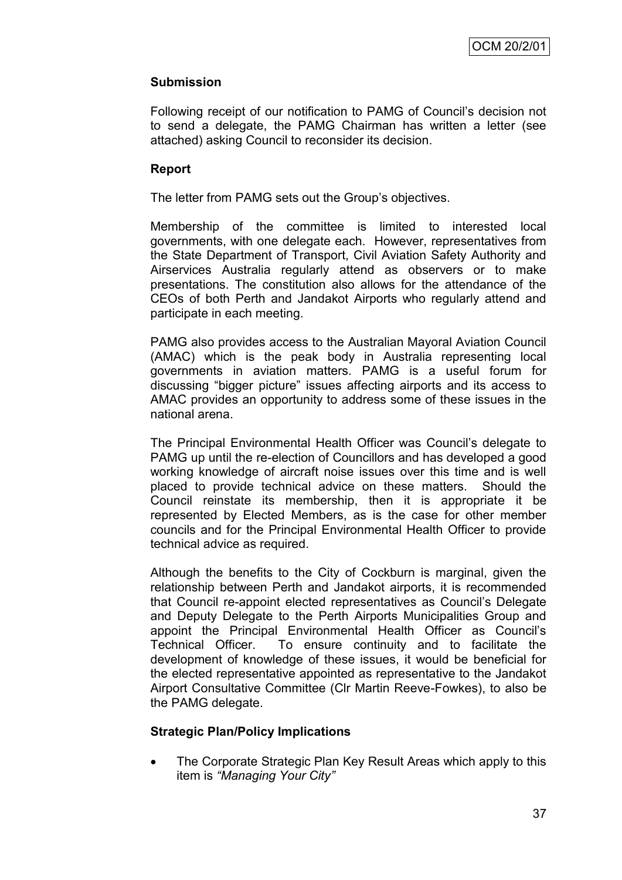OCM 20/2/01

**Submission**

Following receipt of our notification to PAMG of Council's decision not to send a delegate, the PAMG Chairman has written a letter (see attached) asking Council to reconsider its decision.

**Report**

The letter from PAMG sets out the Group's objectives.

Membership of the committee is limited to interested local governments, with one delegate each. However, representatives from the State Department of Transport, Civil Aviation Safety Authority and Airservices Australia regularly attend as observers or to make presentations. The constitution also allows for the attendance of the CEOs of both Perth and Jandakot Airports who regularly attend and participate in each meeting.

PAMG also provides access to the Australian Mayoral Aviation Council (AMAC) which is the peak body in Australia representing local governments in aviation matters. PAMG is a useful forum for discussing "bigger picture" issues affecting airports and its access to AMAC provides an opportunity to address some of these issues in the national arena.

The Principal Environmental Health Officer was Council's delegate to PAMG up until the re-election of Councillors and has developed a good working knowledge of aircraft noise issues over this time and is well placed to provide technical advice on these matters. Should the Council reinstate its membership, then it is appropriate it be represented by Elected Members, as is the case for other member councils and for the Principal Environmental Health Officer to provide technical advice as required.

Although the benefits to the City of Cockburn is marginal, given the relationship between Perth and Jandakot airports, it is recommended that Council re-appoint elected representatives as Council's Delegate and Deputy Delegate to the Perth Airports Municipalities Group and appoint the Principal Environmental Health Officer as Council's Technical Officer. To ensure continuity and to facilitate the development of knowledge of these issues, it would be beneficial for the elected representative appointed as representative to the Jandakot Airport Consultative Committee (Clr Martin Reeve-Fowkes), to also be the PAMG delegate.

**Strategic Plan/Policy Implications**

- The Corporate Strategic Plan Key Result Areas which apply to this item is *"Managing Your City"*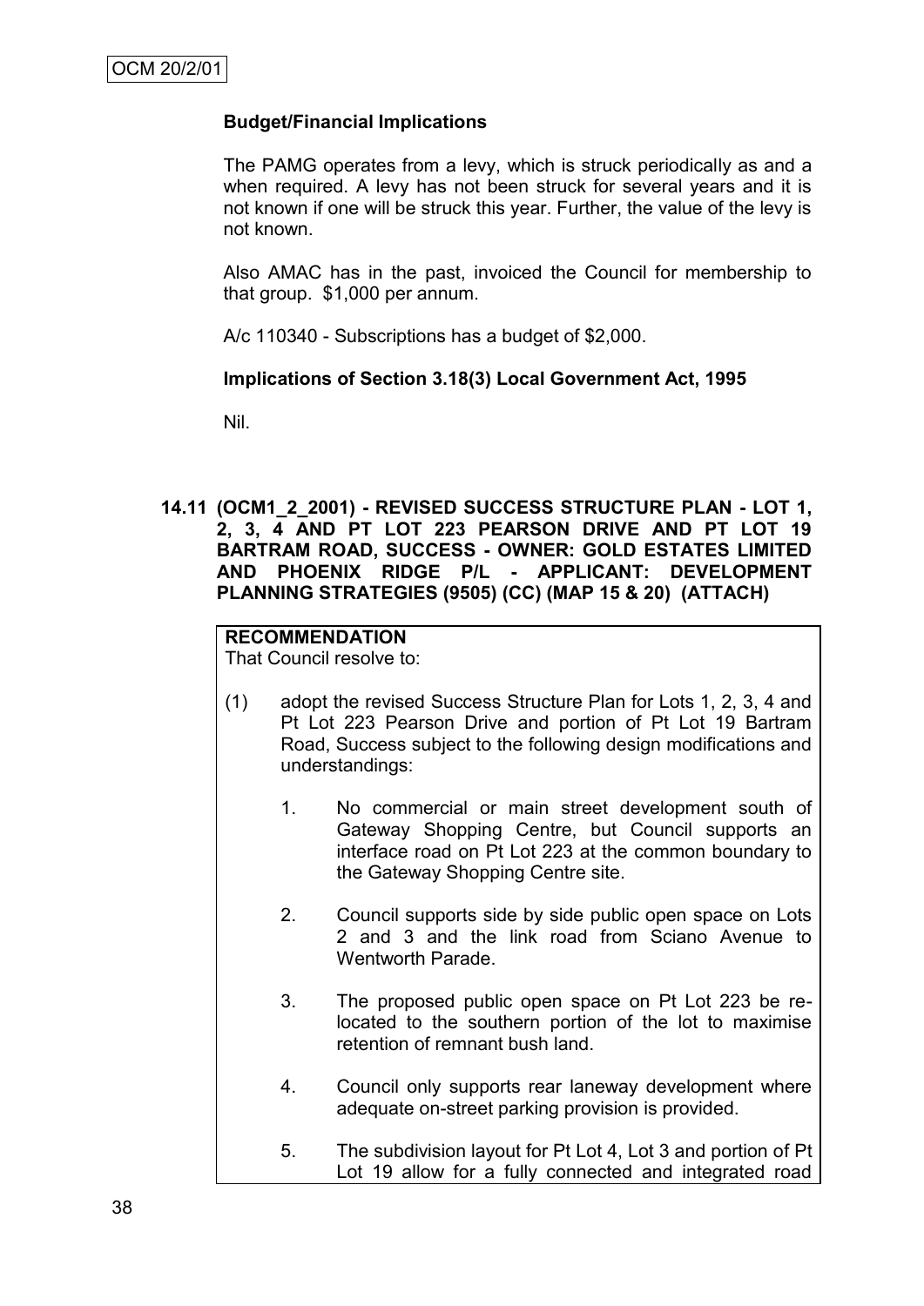**Budget/Financial Implications**

The PAMG operates from a levy, which is struck periodically as and a when required. A levy has not been struck for several years and it is not known if one will be struck this year. Further, the value of the levy is not known.

Also AMAC has in the past, invoiced the Council for membership to that group. $1,000 per annum.

A/c 110340 - Subscriptions has a budget of $2,000.

**Implications of Section 3.18(3) Local Government Act, 1995**

Nil.

### 14.11 (OCM1_2_2001) - REVISED SUCCESS STRUCTURE PLAN - LOT 1, 2, 3, 4 AND PT LOT 223 PEARSON DRIVE AND PT LOT 19 BARTRAM ROAD, SUCCESS - OWNER: GOLD ESTATES LIMITED AND PHOENIX RIDGE P/L - APPLICANT: DEVELOPMENT PLANNING STRATEGIES (9505) (CC) (MAP 15 & 20) (ATTACH)

**RECOMMENDATION**

That Council resolve to:

(1) adopt the revised Success Structure Plan for Lots 1, 2, 3, 4 and Pt Lot 223 Pearson Drive and portion of Pt Lot 19 Bartram Road, Success subject to the following design modifications and understandings:

1. No commercial or main street development south of Gateway Shopping Centre, but Council supports an interface road on Pt Lot 223 at the common boundary to the Gateway Shopping Centre site.

2. Council supports side by side public open space on Lots 2 and 3 and the link road from Sciano Avenue to Wentworth Parade.

3. The proposed public open space on Pt Lot 223 be re-located to the southern portion of the lot to maximise retention of remnant bush land.

4. Council only supports rear laneway development where adequate on-street parking provision is provided.

5. The subdivision layout for Pt Lot 4, Lot 3 and portion of Pt Lot 19 allow for a fully connected and integrated road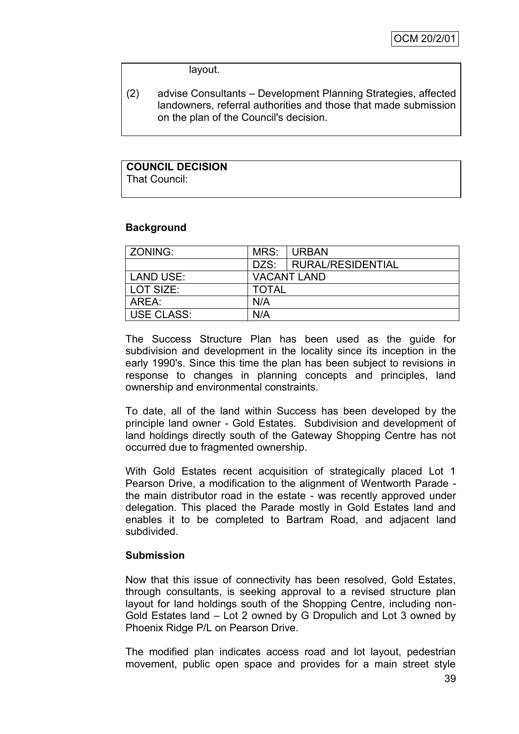layout.

(2) advise Consultants – Development Planning Strategies, affected landowners, referral authorities and those that made submission on the plan of the Council's decision.

**COUNCIL DECISION**
That Council:

## Background

| ZONING: | MRS: | URBAN |
|---|---|---|
| | DZS: | RURAL/RESIDENTIAL |
| LAND USE: | VACANT LAND | |
| LOT SIZE: | TOTAL | |
| AREA: | N/A | |
| USE CLASS: | N/A | |

The Success Structure Plan has been used as the guide for subdivision and development in the locality since its inception in the early 1990's. Since this time the plan has been subject to revisions in response to changes in planning concepts and principles, land ownership and environmental constraints.

To date, all of the land within Success has been developed by the principle land owner - Gold Estates. Subdivision and development of land holdings directly south of the Gateway Shopping Centre has not occurred due to fragmented ownership.

With Gold Estates recent acquisition of strategically placed Lot 1 Pearson Drive, a modification to the alignment of Wentworth Parade - the main distributor road in the estate - was recently approved under delegation. This placed the Parade mostly in Gold Estates land and enables it to be completed to Bartram Road, and adjacent land subdivided.

## Submission

Now that this issue of connectivity has been resolved, Gold Estates, through consultants, is seeking approval to a revised structure plan layout for land holdings south of the Shopping Centre, including non-Gold Estates land – Lot 2 owned by G Dropulich and Lot 3 owned by Phoenix Ridge P/L on Pearson Drive.

The modified plan indicates access road and lot layout, pedestrian movement, public open space and provides for a main street style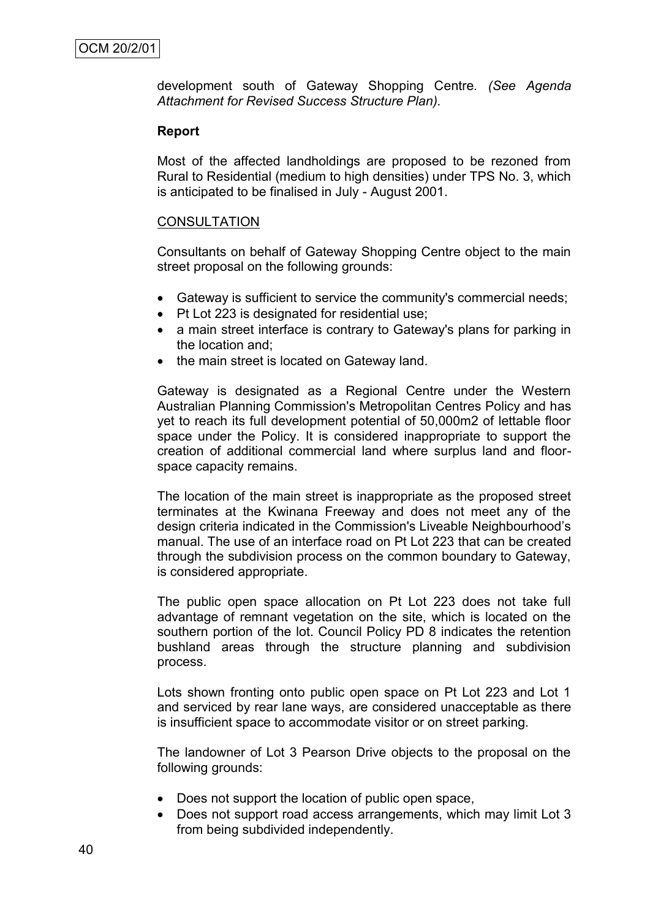development south of Gateway Shopping Centre. *(See Agenda Attachment for Revised Success Structure Plan).*

**Report**

Most of the affected landholdings are proposed to be rezoned from Rural to Residential (medium to high densities) under TPS No. 3, which is anticipated to be finalised in July - August 2001.

<u>CONSULTATION</u>

Consultants on behalf of Gateway Shopping Centre object to the main street proposal on the following grounds:

- Gateway is sufficient to service the community's commercial needs;
- Pt Lot 223 is designated for residential use;
- a main street interface is contrary to Gateway's plans for parking in the location and;
- the main street is located on Gateway land.

Gateway is designated as a Regional Centre under the Western Australian Planning Commission's Metropolitan Centres Policy and has yet to reach its full development potential of 50,000m2 of lettable floor space under the Policy. It is considered inappropriate to support the creation of additional commercial land where surplus land and floor-space capacity remains.

The location of the main street is inappropriate as the proposed street terminates at the Kwinana Freeway and does not meet any of the design criteria indicated in the Commission's Liveable Neighbourhood's manual. The use of an interface road on Pt Lot 223 that can be created through the subdivision process on the common boundary to Gateway, is considered appropriate.

The public open space allocation on Pt Lot 223 does not take full advantage of remnant vegetation on the site, which is located on the southern portion of the lot. Council Policy PD 8 indicates the retention bushland areas through the structure planning and subdivision process.

Lots shown fronting onto public open space on Pt Lot 223 and Lot 1 and serviced by rear lane ways, are considered unacceptable as there is insufficient space to accommodate visitor or on street parking.

The landowner of Lot 3 Pearson Drive objects to the proposal on the following grounds:

- Does not support the location of public open space,
- Does not support road access arrangements, which may limit Lot 3 from being subdivided independently.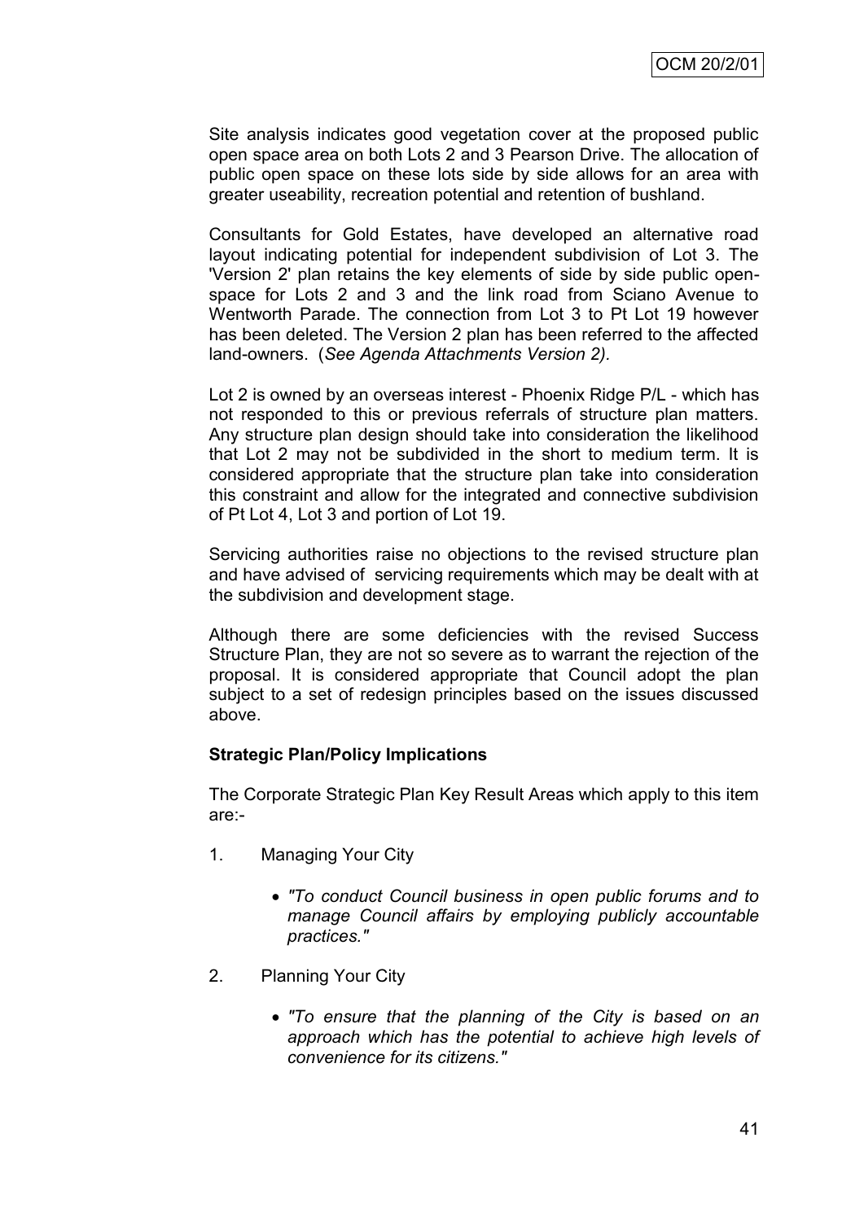Site analysis indicates good vegetation cover at the proposed public open space area on both Lots 2 and 3 Pearson Drive. The allocation of public open space on these lots side by side allows for an area with greater useability, recreation potential and retention of bushland.

Consultants for Gold Estates, have developed an alternative road layout indicating potential for independent subdivision of Lot 3. The 'Version 2' plan retains the key elements of side by side public open-space for Lots 2 and 3 and the link road from Sciano Avenue to Wentworth Parade. The connection from Lot 3 to Pt Lot 19 however has been deleted. The Version 2 plan has been referred to the affected land-owners. (*See Agenda Attachments Version 2).*

Lot 2 is owned by an overseas interest - Phoenix Ridge P/L - which has not responded to this or previous referrals of structure plan matters. Any structure plan design should take into consideration the likelihood that Lot 2 may not be subdivided in the short to medium term. It is considered appropriate that the structure plan take into consideration this constraint and allow for the integrated and connective subdivision of Pt Lot 4, Lot 3 and portion of Lot 19.

Servicing authorities raise no objections to the revised structure plan and have advised of servicing requirements which may be dealt with at the subdivision and development stage.

Although there are some deficiencies with the revised Success Structure Plan, they are not so severe as to warrant the rejection of the proposal. It is considered appropriate that Council adopt the plan subject to a set of redesign principles based on the issues discussed above.

**Strategic Plan/Policy Implications**

The Corporate Strategic Plan Key Result Areas which apply to this item are:-

1. Managing Your City

   - *"To conduct Council business in open public forums and to manage Council affairs by employing publicly accountable practices."*

2. Planning Your City

   - *"To ensure that the planning of the City is based on an approach which has the potential to achieve high levels of convenience for its citizens."*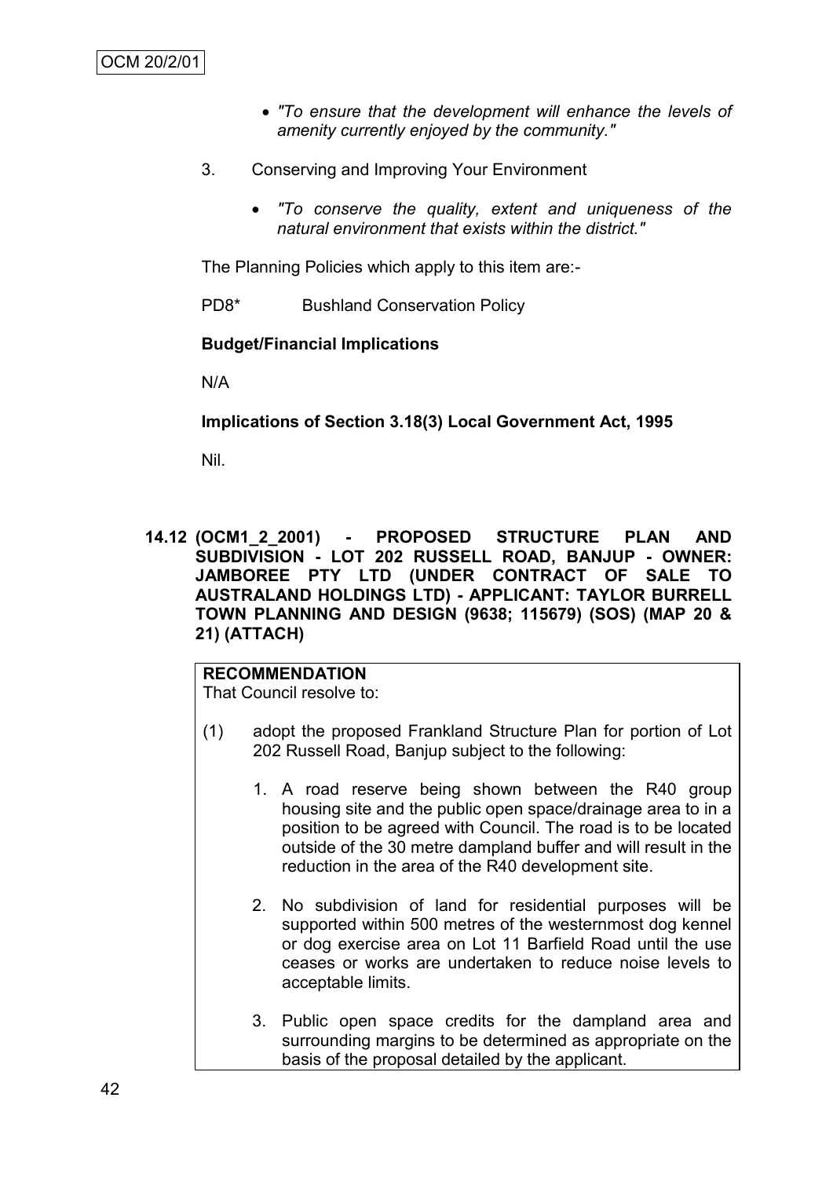- *"To ensure that the development will enhance the levels of amenity currently enjoyed by the community."*

3. Conserving and Improving Your Environment

   - *"To conserve the quality, extent and uniqueness of the natural environment that exists within the district."*

The Planning Policies which apply to this item are:-

PD8* Bushland Conservation Policy

**Budget/Financial Implications**

N/A

**Implications of Section 3.18(3) Local Government Act, 1995**

Nil.

## 14.12 (OCM1_2_2001) - PROPOSED STRUCTURE PLAN AND SUBDIVISION - LOT 202 RUSSELL ROAD, BANJUP - OWNER: JAMBOREE PTY LTD (UNDER CONTRACT OF SALE TO AUSTRALAND HOLDINGS LTD) - APPLICANT: TAYLOR BURRELL TOWN PLANNING AND DESIGN (9638; 115679) (SOS) (MAP 20 & 21) (ATTACH)

**RECOMMENDATION**
That Council resolve to:

(1) adopt the proposed Frankland Structure Plan for portion of Lot 202 Russell Road, Banjup subject to the following:

1. A road reserve being shown between the R40 group housing site and the public open space/drainage area to in a position to be agreed with Council. The road is to be located outside of the 30 metre dampland buffer and will result in the reduction in the area of the R40 development site.

2. No subdivision of land for residential purposes will be supported within 500 metres of the westernmost dog kennel or dog exercise area on Lot 11 Barfield Road until the use ceases or works are undertaken to reduce noise levels to acceptable limits.

3. Public open space credits for the dampland area and surrounding margins to be determined as appropriate on the basis of the proposal detailed by the applicant.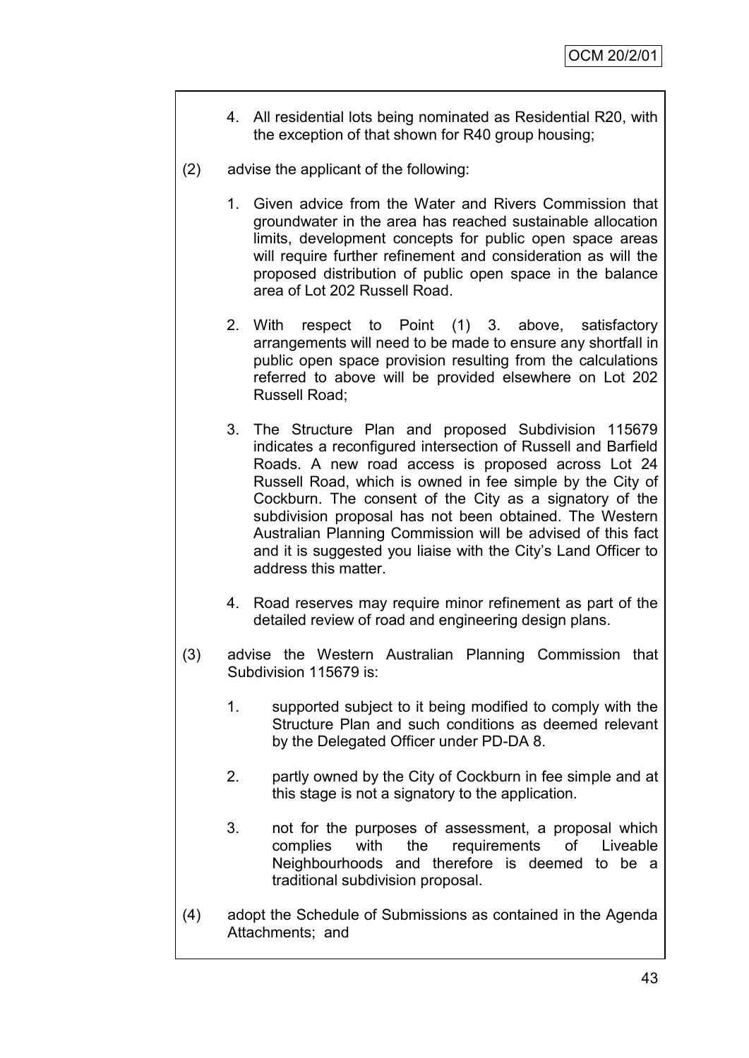4. All residential lots being nominated as Residential R20, with the exception of that shown for R40 group housing;

(2) advise the applicant of the following:

1. Given advice from the Water and Rivers Commission that groundwater in the area has reached sustainable allocation limits, development concepts for public open space areas will require further refinement and consideration as will the proposed distribution of public open space in the balance area of Lot 202 Russell Road.

2. With respect to Point (1) 3. above, satisfactory arrangements will need to be made to ensure any shortfall in public open space provision resulting from the calculations referred to above will be provided elsewhere on Lot 202 Russell Road;

3. The Structure Plan and proposed Subdivision 115679 indicates a reconfigured intersection of Russell and Barfield Roads. A new road access is proposed across Lot 24 Russell Road, which is owned in fee simple by the City of Cockburn. The consent of the City as a signatory of the subdivision proposal has not been obtained. The Western Australian Planning Commission will be advised of this fact and it is suggested you liaise with the City's Land Officer to address this matter.

4. Road reserves may require minor refinement as part of the detailed review of road and engineering design plans.

(3) advise the Western Australian Planning Commission that Subdivision 115679 is:

1. supported subject to it being modified to comply with the Structure Plan and such conditions as deemed relevant by the Delegated Officer under PD-DA 8.

2. partly owned by the City of Cockburn in fee simple and at this stage is not a signatory to the application.

3. not for the purposes of assessment, a proposal which complies with the requirements of Liveable Neighbourhoods and therefore is deemed to be a traditional subdivision proposal.

(4) adopt the Schedule of Submissions as contained in the Agenda Attachments; and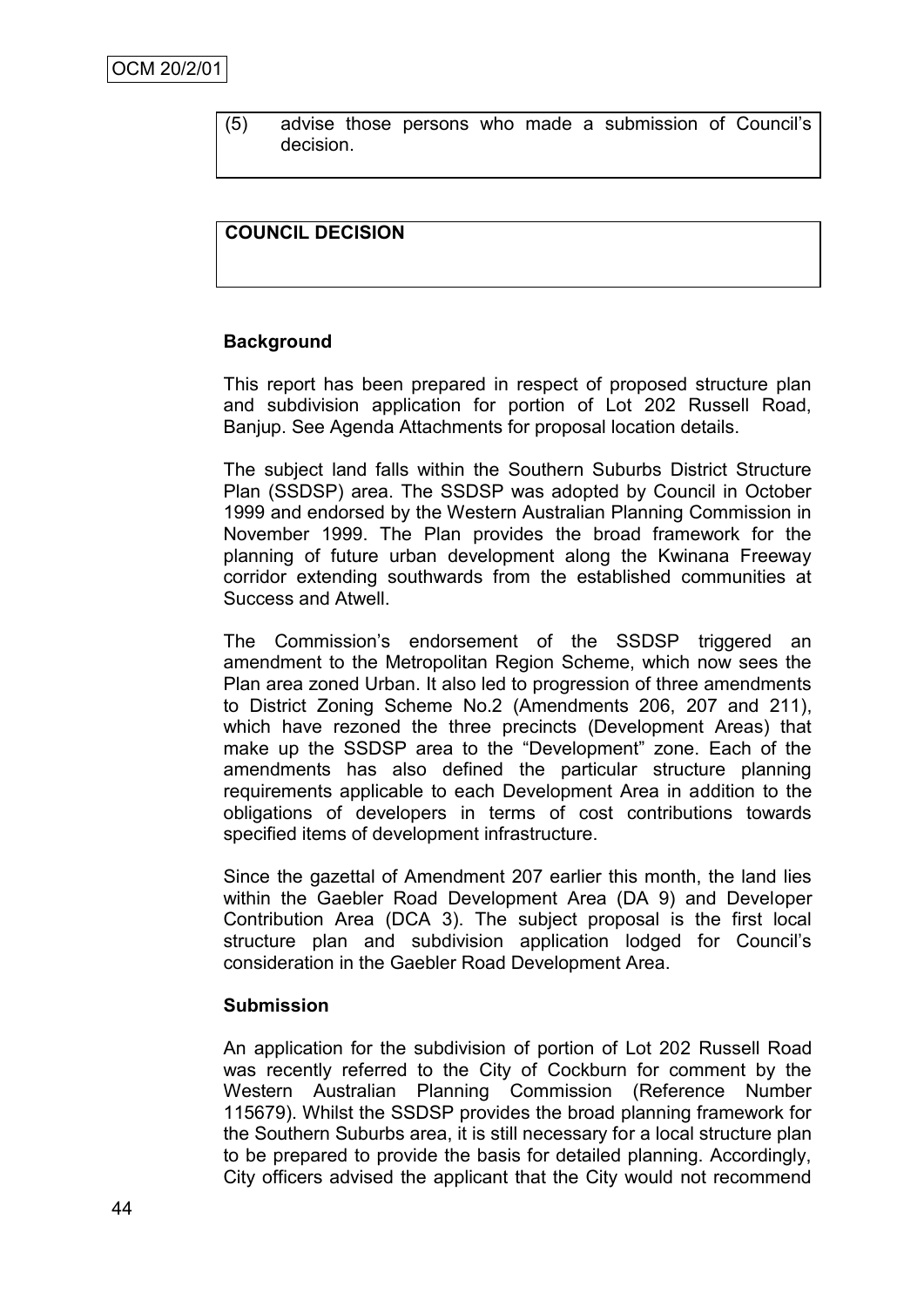(5) advise those persons who made a submission of Council's decision.

**COUNCIL DECISION**

**Background**

This report has been prepared in respect of proposed structure plan and subdivision application for portion of Lot 202 Russell Road, Banjup. See Agenda Attachments for proposal location details.

The subject land falls within the Southern Suburbs District Structure Plan (SSDSP) area. The SSDSP was adopted by Council in October 1999 and endorsed by the Western Australian Planning Commission in November 1999. The Plan provides the broad framework for the planning of future urban development along the Kwinana Freeway corridor extending southwards from the established communities at Success and Atwell.

The Commission's endorsement of the SSDSP triggered an amendment to the Metropolitan Region Scheme, which now sees the Plan area zoned Urban. It also led to progression of three amendments to District Zoning Scheme No.2 (Amendments 206, 207 and 211), which have rezoned the three precincts (Development Areas) that make up the SSDSP area to the "Development" zone. Each of the amendments has also defined the particular structure planning requirements applicable to each Development Area in addition to the obligations of developers in terms of cost contributions towards specified items of development infrastructure.

Since the gazettal of Amendment 207 earlier this month, the land lies within the Gaebler Road Development Area (DA 9) and Developer Contribution Area (DCA 3). The subject proposal is the first local structure plan and subdivision application lodged for Council's consideration in the Gaebler Road Development Area.

**Submission**

An application for the subdivision of portion of Lot 202 Russell Road was recently referred to the City of Cockburn for comment by the Western Australian Planning Commission (Reference Number 115679). Whilst the SSDSP provides the broad planning framework for the Southern Suburbs area, it is still necessary for a local structure plan to be prepared to provide the basis for detailed planning. Accordingly, City officers advised the applicant that the City would not recommend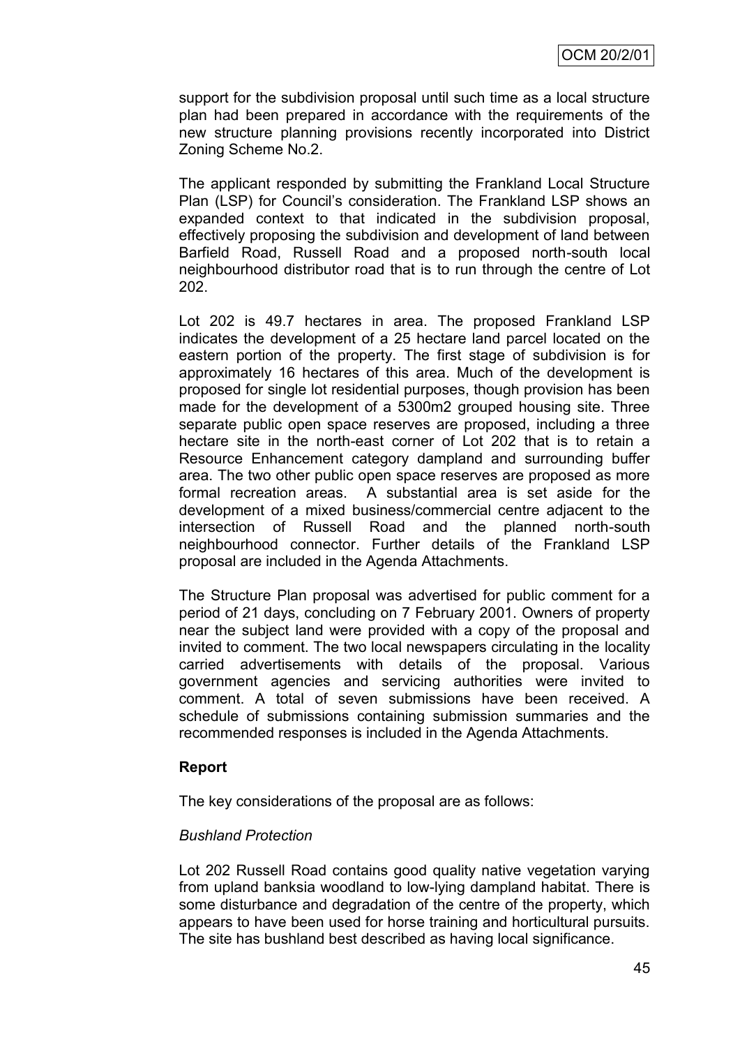support for the subdivision proposal until such time as a local structure plan had been prepared in accordance with the requirements of the new structure planning provisions recently incorporated into District Zoning Scheme No.2.

The applicant responded by submitting the Frankland Local Structure Plan (LSP) for Council's consideration. The Frankland LSP shows an expanded context to that indicated in the subdivision proposal, effectively proposing the subdivision and development of land between Barfield Road, Russell Road and a proposed north-south local neighbourhood distributor road that is to run through the centre of Lot 202.

Lot 202 is 49.7 hectares in area. The proposed Frankland LSP indicates the development of a 25 hectare land parcel located on the eastern portion of the property. The first stage of subdivision is for approximately 16 hectares of this area. Much of the development is proposed for single lot residential purposes, though provision has been made for the development of a 5300m2 grouped housing site. Three separate public open space reserves are proposed, including a three hectare site in the north-east corner of Lot 202 that is to retain a Resource Enhancement category dampland and surrounding buffer area. The two other public open space reserves are proposed as more formal recreation areas. A substantial area is set aside for the development of a mixed business/commercial centre adjacent to the intersection of Russell Road and the planned north-south neighbourhood connector. Further details of the Frankland LSP proposal are included in the Agenda Attachments.

The Structure Plan proposal was advertised for public comment for a period of 21 days, concluding on 7 February 2001. Owners of property near the subject land were provided with a copy of the proposal and invited to comment. The two local newspapers circulating in the locality carried advertisements with details of the proposal. Various government agencies and servicing authorities were invited to comment. A total of seven submissions have been received. A schedule of submissions containing submission summaries and the recommended responses is included in the Agenda Attachments.

**Report**

The key considerations of the proposal are as follows:

*Bushland Protection*

Lot 202 Russell Road contains good quality native vegetation varying from upland banksia woodland to low-lying dampland habitat. There is some disturbance and degradation of the centre of the property, which appears to have been used for horse training and horticultural pursuits. The site has bushland best described as having local significance.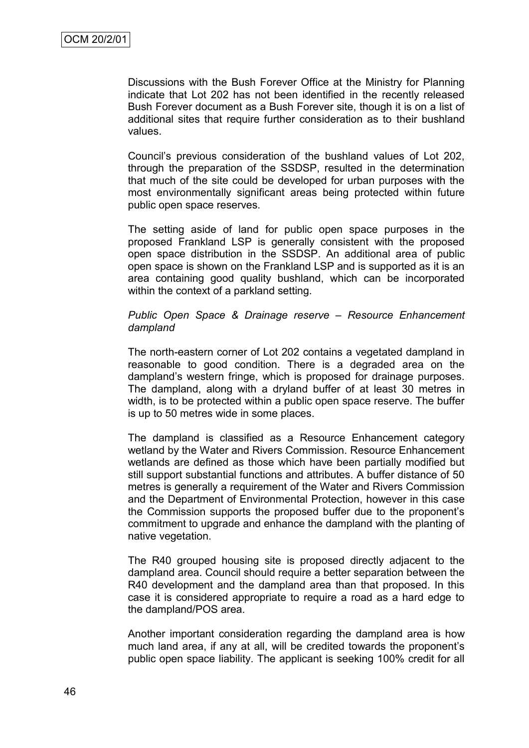Discussions with the Bush Forever Office at the Ministry for Planning indicate that Lot 202 has not been identified in the recently released Bush Forever document as a Bush Forever site, though it is on a list of additional sites that require further consideration as to their bushland values.

Council's previous consideration of the bushland values of Lot 202, through the preparation of the SSDSP, resulted in the determination that much of the site could be developed for urban purposes with the most environmentally significant areas being protected within future public open space reserves.

The setting aside of land for public open space purposes in the proposed Frankland LSP is generally consistent with the proposed open space distribution in the SSDSP. An additional area of public open space is shown on the Frankland LSP and is supported as it is an area containing good quality bushland, which can be incorporated within the context of a parkland setting.

*Public Open Space & Drainage reserve – Resource Enhancement dampland*

The north-eastern corner of Lot 202 contains a vegetated dampland in reasonable to good condition. There is a degraded area on the dampland's western fringe, which is proposed for drainage purposes. The dampland, along with a dryland buffer of at least 30 metres in width, is to be protected within a public open space reserve. The buffer is up to 50 metres wide in some places.

The dampland is classified as a Resource Enhancement category wetland by the Water and Rivers Commission. Resource Enhancement wetlands are defined as those which have been partially modified but still support substantial functions and attributes. A buffer distance of 50 metres is generally a requirement of the Water and Rivers Commission and the Department of Environmental Protection, however in this case the Commission supports the proposed buffer due to the proponent's commitment to upgrade and enhance the dampland with the planting of native vegetation.

The R40 grouped housing site is proposed directly adjacent to the dampland area. Council should require a better separation between the R40 development and the dampland area than that proposed. In this case it is considered appropriate to require a road as a hard edge to the dampland/POS area.

Another important consideration regarding the dampland area is how much land area, if any at all, will be credited towards the proponent's public open space liability. The applicant is seeking 100% credit for all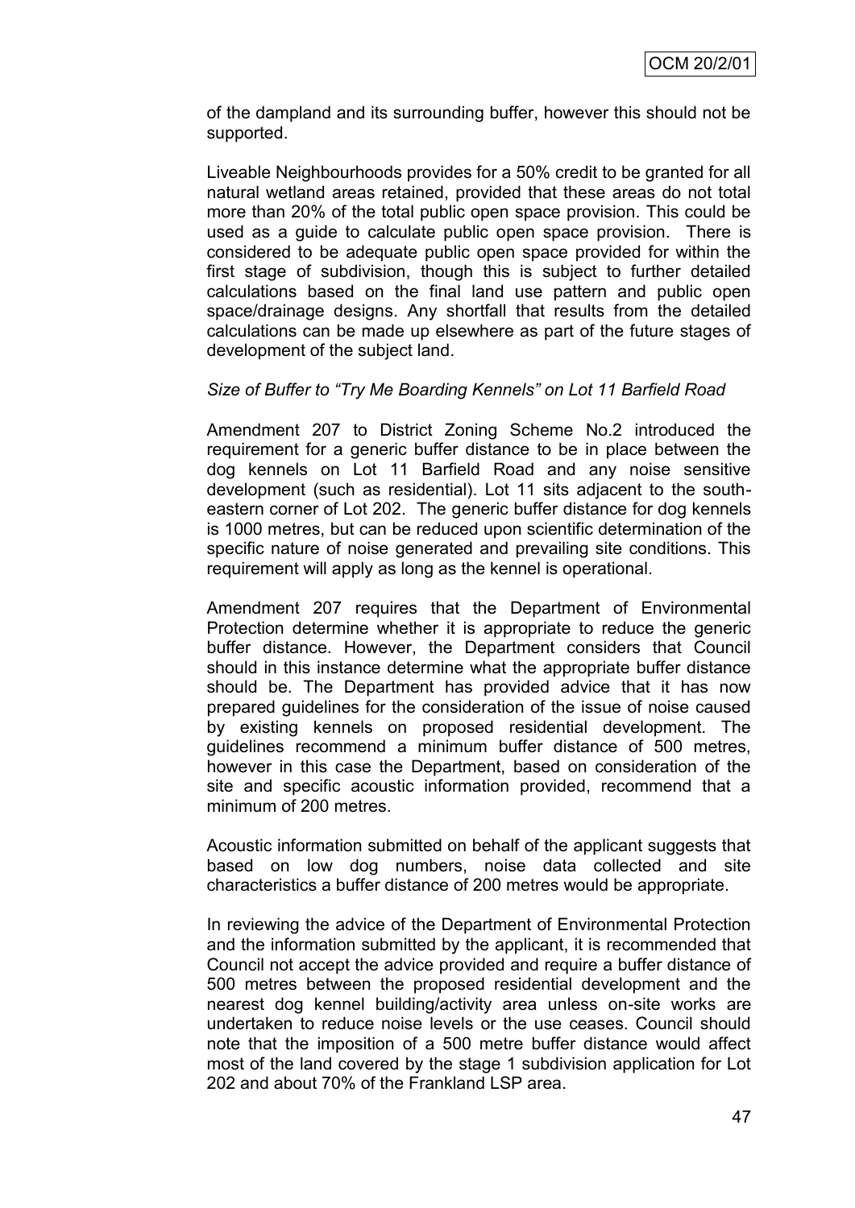of the dampland and its surrounding buffer, however this should not be supported.

Liveable Neighbourhoods provides for a 50% credit to be granted for all natural wetland areas retained, provided that these areas do not total more than 20% of the total public open space provision. This could be used as a guide to calculate public open space provision. There is considered to be adequate public open space provided for within the first stage of subdivision, though this is subject to further detailed calculations based on the final land use pattern and public open space/drainage designs. Any shortfall that results from the detailed calculations can be made up elsewhere as part of the future stages of development of the subject land.

*Size of Buffer to "Try Me Boarding Kennels" on Lot 11 Barfield Road*

Amendment 207 to District Zoning Scheme No.2 introduced the requirement for a generic buffer distance to be in place between the dog kennels on Lot 11 Barfield Road and any noise sensitive development (such as residential). Lot 11 sits adjacent to the south-eastern corner of Lot 202. The generic buffer distance for dog kennels is 1000 metres, but can be reduced upon scientific determination of the specific nature of noise generated and prevailing site conditions. This requirement will apply as long as the kennel is operational.

Amendment 207 requires that the Department of Environmental Protection determine whether it is appropriate to reduce the generic buffer distance. However, the Department considers that Council should in this instance determine what the appropriate buffer distance should be. The Department has provided advice that it has now prepared guidelines for the consideration of the issue of noise caused by existing kennels on proposed residential development. The guidelines recommend a minimum buffer distance of 500 metres, however in this case the Department, based on consideration of the site and specific acoustic information provided, recommend that a minimum of 200 metres.

Acoustic information submitted on behalf of the applicant suggests that based on low dog numbers, noise data collected and site characteristics a buffer distance of 200 metres would be appropriate.

In reviewing the advice of the Department of Environmental Protection and the information submitted by the applicant, it is recommended that Council not accept the advice provided and require a buffer distance of 500 metres between the proposed residential development and the nearest dog kennel building/activity area unless on-site works are undertaken to reduce noise levels or the use ceases. Council should note that the imposition of a 500 metre buffer distance would affect most of the land covered by the stage 1 subdivision application for Lot 202 and about 70% of the Frankland LSP area.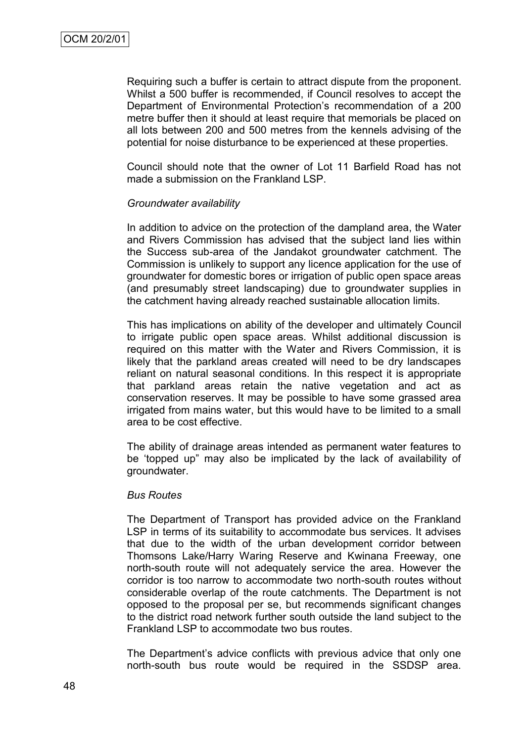Requiring such a buffer is certain to attract dispute from the proponent. Whilst a 500 buffer is recommended, if Council resolves to accept the Department of Environmental Protection's recommendation of a 200 metre buffer then it should at least require that memorials be placed on all lots between 200 and 500 metres from the kennels advising of the potential for noise disturbance to be experienced at these properties.

Council should note that the owner of Lot 11 Barfield Road has not made a submission on the Frankland LSP.

*Groundwater availability*

In addition to advice on the protection of the dampland area, the Water and Rivers Commission has advised that the subject land lies within the Success sub-area of the Jandakot groundwater catchment. The Commission is unlikely to support any licence application for the use of groundwater for domestic bores or irrigation of public open space areas (and presumably street landscaping) due to groundwater supplies in the catchment having already reached sustainable allocation limits.

This has implications on ability of the developer and ultimately Council to irrigate public open space areas. Whilst additional discussion is required on this matter with the Water and Rivers Commission, it is likely that the parkland areas created will need to be dry landscapes reliant on natural seasonal conditions. In this respect it is appropriate that parkland areas retain the native vegetation and act as conservation reserves. It may be possible to have some grassed area irrigated from mains water, but this would have to be limited to a small area to be cost effective.

The ability of drainage areas intended as permanent water features to be 'topped up" may also be implicated by the lack of availability of groundwater.

*Bus Routes*

The Department of Transport has provided advice on the Frankland LSP in terms of its suitability to accommodate bus services. It advises that due to the width of the urban development corridor between Thomsons Lake/Harry Waring Reserve and Kwinana Freeway, one north-south route will not adequately service the area. However the corridor is too narrow to accommodate two north-south routes without considerable overlap of the route catchments. The Department is not opposed to the proposal per se, but recommends significant changes to the district road network further south outside the land subject to the Frankland LSP to accommodate two bus routes.

The Department's advice conflicts with previous advice that only one north-south bus route would be required in the SSDSP area.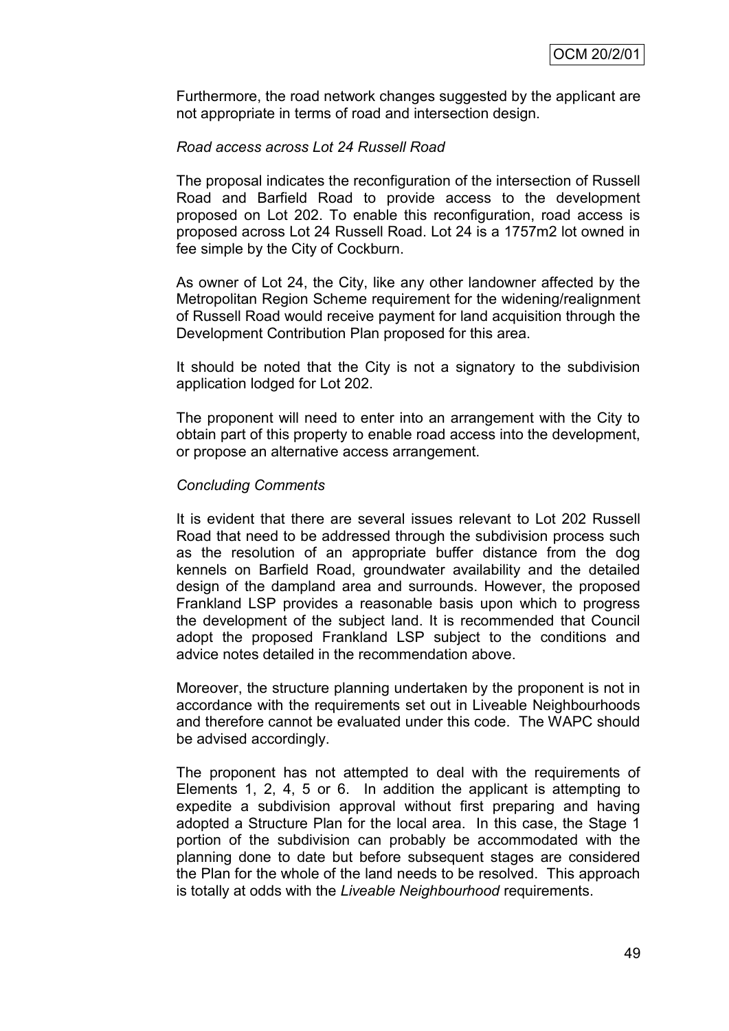Furthermore, the road network changes suggested by the applicant are not appropriate in terms of road and intersection design.

*Road access across Lot 24 Russell Road*

The proposal indicates the reconfiguration of the intersection of Russell Road and Barfield Road to provide access to the development proposed on Lot 202. To enable this reconfiguration, road access is proposed across Lot 24 Russell Road. Lot 24 is a 1757m2 lot owned in fee simple by the City of Cockburn.

As owner of Lot 24, the City, like any other landowner affected by the Metropolitan Region Scheme requirement for the widening/realignment of Russell Road would receive payment for land acquisition through the Development Contribution Plan proposed for this area.

It should be noted that the City is not a signatory to the subdivision application lodged for Lot 202.

The proponent will need to enter into an arrangement with the City to obtain part of this property to enable road access into the development, or propose an alternative access arrangement.

*Concluding Comments*

It is evident that there are several issues relevant to Lot 202 Russell Road that need to be addressed through the subdivision process such as the resolution of an appropriate buffer distance from the dog kennels on Barfield Road, groundwater availability and the detailed design of the dampland area and surrounds. However, the proposed Frankland LSP provides a reasonable basis upon which to progress the development of the subject land. It is recommended that Council adopt the proposed Frankland LSP subject to the conditions and advice notes detailed in the recommendation above.

Moreover, the structure planning undertaken by the proponent is not in accordance with the requirements set out in Liveable Neighbourhoods and therefore cannot be evaluated under this code. The WAPC should be advised accordingly.

The proponent has not attempted to deal with the requirements of Elements 1, 2, 4, 5 or 6. In addition the applicant is attempting to expedite a subdivision approval without first preparing and having adopted a Structure Plan for the local area. In this case, the Stage 1 portion of the subdivision can probably be accommodated with the planning done to date but before subsequent stages are considered the Plan for the whole of the land needs to be resolved. This approach is totally at odds with the *Liveable Neighbourhood* requirements.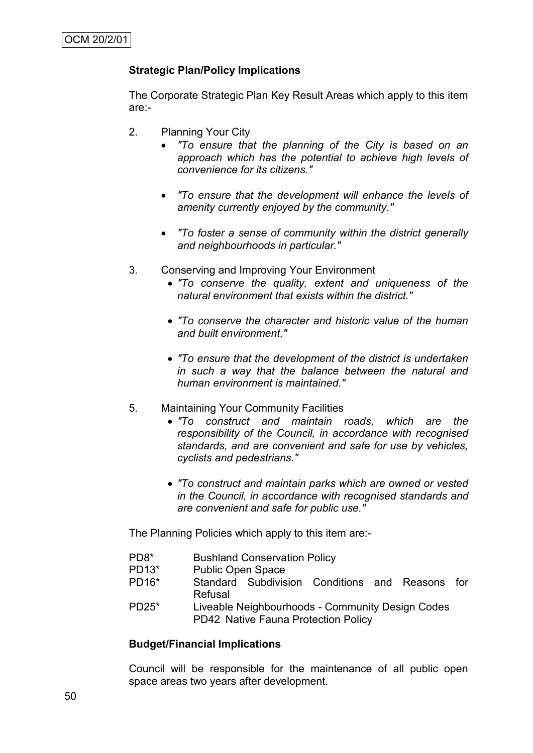**Strategic Plan/Policy Implications**

The Corporate Strategic Plan Key Result Areas which apply to this item are:-

2. Planning Your City
    - *"To ensure that the planning of the City is based on an approach which has the potential to achieve high levels of convenience for its citizens."*
    - *"To ensure that the development will enhance the levels of amenity currently enjoyed by the community."*
    - *"To foster a sense of community within the district generally and neighbourhoods in particular."*

3. Conserving and Improving Your Environment
    - *"To conserve the quality, extent and uniqueness of the natural environment that exists within the district."*
    - *"To conserve the character and historic value of the human and built environment."*
    - *"To ensure that the development of the district is undertaken in such a way that the balance between the natural and human environment is maintained."*

5. Maintaining Your Community Facilities
    - *"To construct and maintain roads, which are the responsibility of the Council, in accordance with recognised standards, and are convenient and safe for use by vehicles, cyclists and pedestrians."*
    - *"To construct and maintain parks which are owned or vested in the Council, in accordance with recognised standards and are convenient and safe for public use."*

The Planning Policies which apply to this item are:-

| | |
|---|---|
| PD8* | Bushland Conservation Policy |
| PD13* | Public Open Space |
| PD16* | Standard Subdivision Conditions and Reasons for Refusal |
| PD25* | Liveable Neighbourhoods - Community Design Codes |
| | PD42 Native Fauna Protection Policy |

**Budget/Financial Implications**

Council will be responsible for the maintenance of all public open space areas two years after development.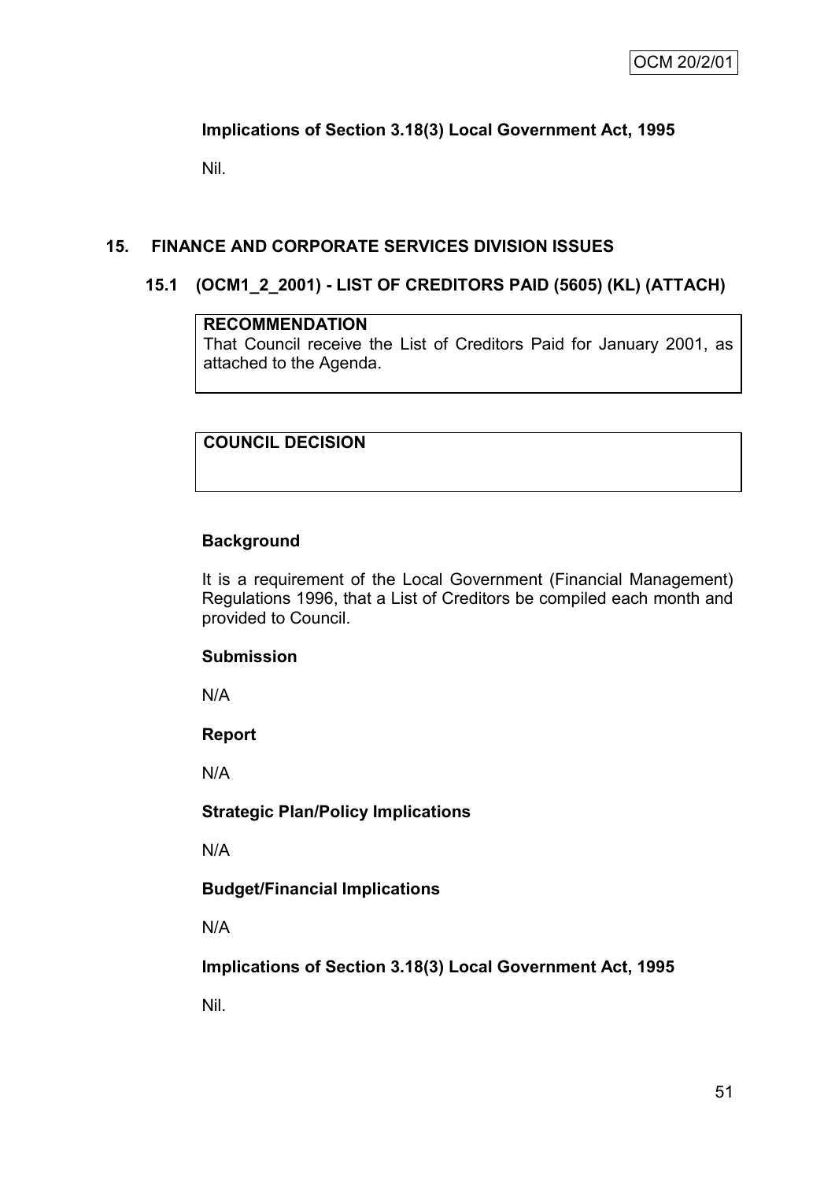**Implications of Section 3.18(3) Local Government Act, 1995**

Nil.

## 15. FINANCE AND CORPORATE SERVICES DIVISION ISSUES

### 15.1 (OCM1_2_2001) - LIST OF CREDITORS PAID (5605) (KL) (ATTACH)

**RECOMMENDATION**
That Council receive the List of Creditors Paid for January 2001, as attached to the Agenda.

**COUNCIL DECISION**

**Background**

It is a requirement of the Local Government (Financial Management) Regulations 1996, that a List of Creditors be compiled each month and provided to Council.

**Submission**

N/A

**Report**

N/A

**Strategic Plan/Policy Implications**

N/A

**Budget/Financial Implications**

N/A

**Implications of Section 3.18(3) Local Government Act, 1995**

Nil.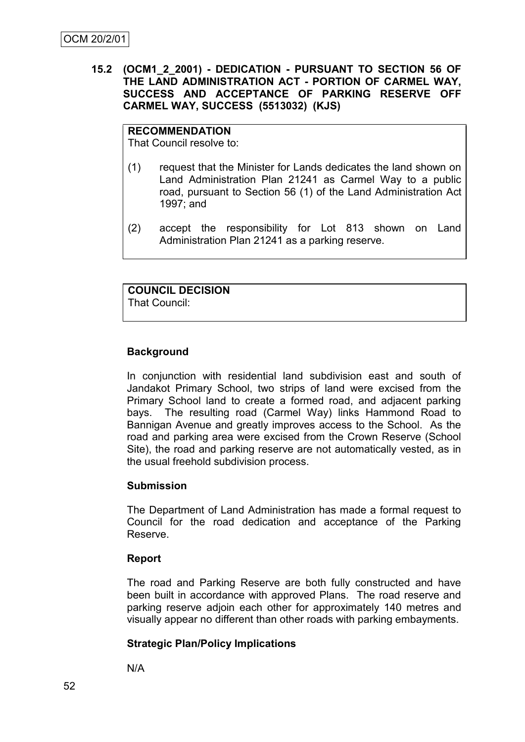**15.2 (OCM1_2_2001) - DEDICATION - PURSUANT TO SECTION 56 OF THE LAND ADMINISTRATION ACT - PORTION OF CARMEL WAY, SUCCESS AND ACCEPTANCE OF PARKING RESERVE OFF CARMEL WAY, SUCCESS (5513032) (KJS)**

**RECOMMENDATION**
That Council resolve to:

(1) request that the Minister for Lands dedicates the land shown on Land Administration Plan 21241 as Carmel Way to a public road, pursuant to Section 56 (1) of the Land Administration Act 1997; and

(2) accept the responsibility for Lot 813 shown on Land Administration Plan 21241 as a parking reserve.

**COUNCIL DECISION**
That Council:

**Background**

In conjunction with residential land subdivision east and south of Jandakot Primary School, two strips of land were excised from the Primary School land to create a formed road, and adjacent parking bays. The resulting road (Carmel Way) links Hammond Road to Bannigan Avenue and greatly improves access to the School. As the road and parking area were excised from the Crown Reserve (School Site), the road and parking reserve are not automatically vested, as in the usual freehold subdivision process.

**Submission**

The Department of Land Administration has made a formal request to Council for the road dedication and acceptance of the Parking Reserve.

**Report**

The road and Parking Reserve are both fully constructed and have been built in accordance with approved Plans. The road reserve and parking reserve adjoin each other for approximately 140 metres and visually appear no different than other roads with parking embayments.

**Strategic Plan/Policy Implications**

N/A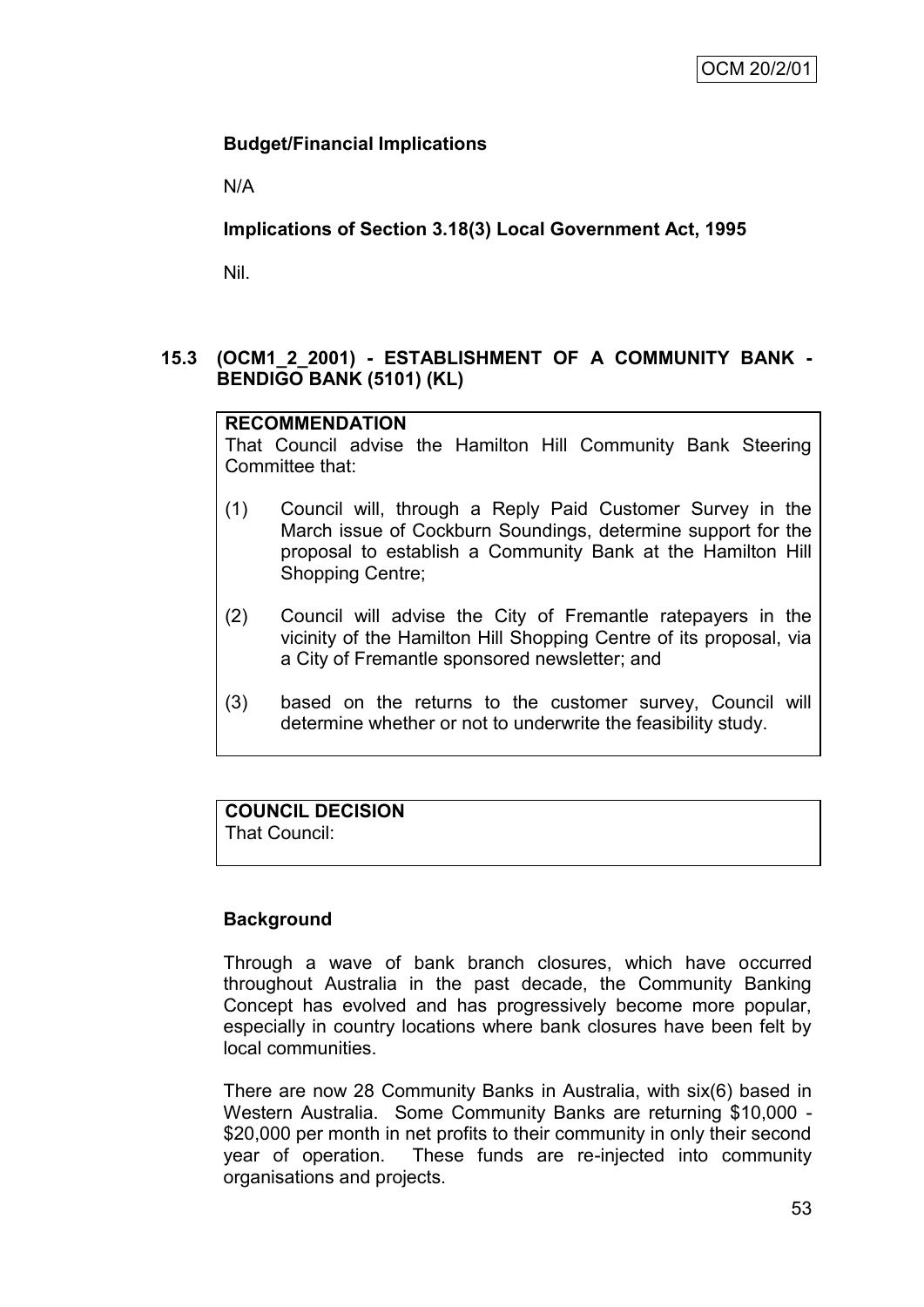**Budget/Financial Implications**

N/A

**Implications of Section 3.18(3) Local Government Act, 1995**

Nil.

### 15.3 (OCM1_2_2001) - ESTABLISHMENT OF A COMMUNITY BANK - BENDIGO BANK (5101) (KL)

**RECOMMENDATION**
That Council advise the Hamilton Hill Community Bank Steering Committee that:

(1) Council will, through a Reply Paid Customer Survey in the March issue of Cockburn Soundings, determine support for the proposal to establish a Community Bank at the Hamilton Hill Shopping Centre;

(2) Council will advise the City of Fremantle ratepayers in the vicinity of the Hamilton Hill Shopping Centre of its proposal, via a City of Fremantle sponsored newsletter; and

(3) based on the returns to the customer survey, Council will determine whether or not to underwrite the feasibility study.

**COUNCIL DECISION**
That Council:

**Background**

Through a wave of bank branch closures, which have occurred throughout Australia in the past decade, the Community Banking Concept has evolved and has progressively become more popular, especially in country locations where bank closures have been felt by local communities.

There are now 28 Community Banks in Australia, with six(6) based in Western Australia. Some Community Banks are returning $10,000 - $20,000 per month in net profits to their community in only their second year of operation. These funds are re-injected into community organisations and projects.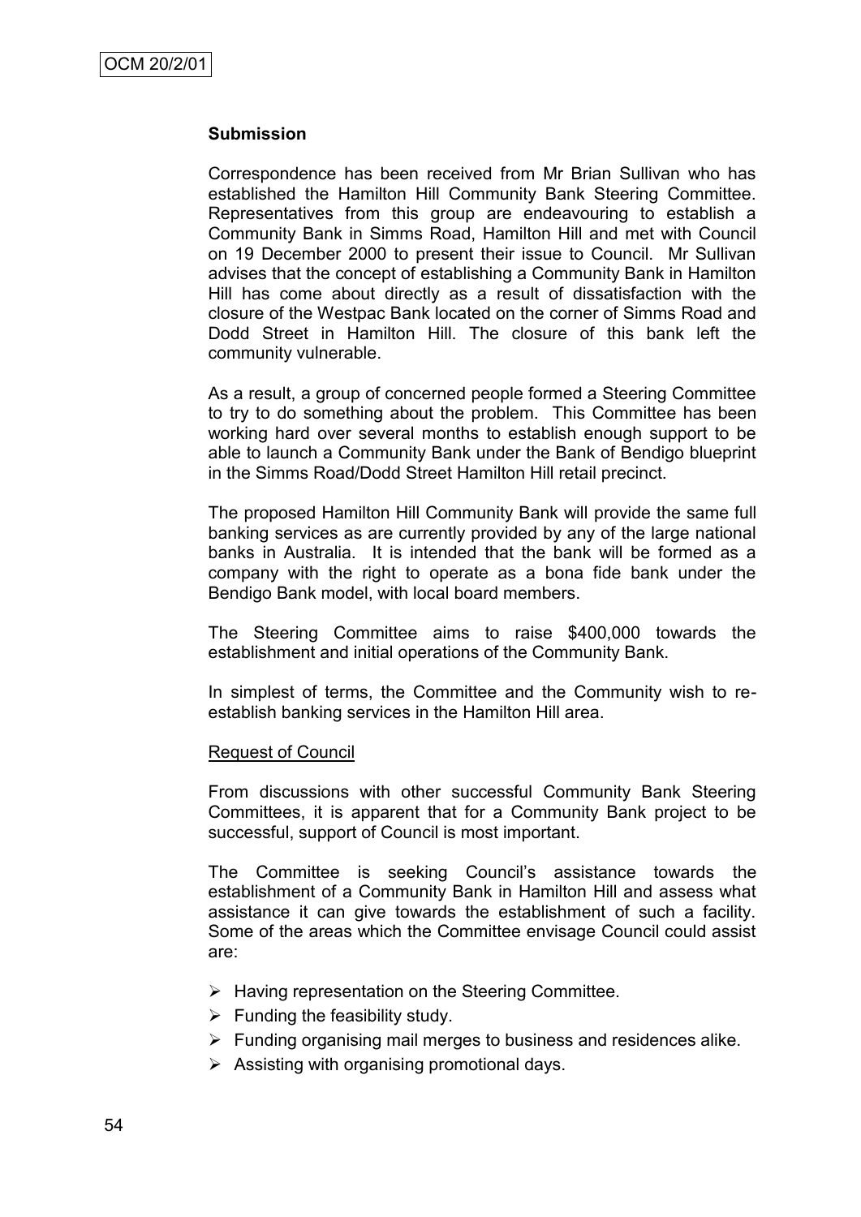**Submission**

Correspondence has been received from Mr Brian Sullivan who has established the Hamilton Hill Community Bank Steering Committee. Representatives from this group are endeavouring to establish a Community Bank in Simms Road, Hamilton Hill and met with Council on 19 December 2000 to present their issue to Council. Mr Sullivan advises that the concept of establishing a Community Bank in Hamilton Hill has come about directly as a result of dissatisfaction with the closure of the Westpac Bank located on the corner of Simms Road and Dodd Street in Hamilton Hill. The closure of this bank left the community vulnerable.

As a result, a group of concerned people formed a Steering Committee to try to do something about the problem. This Committee has been working hard over several months to establish enough support to be able to launch a Community Bank under the Bank of Bendigo blueprint in the Simms Road/Dodd Street Hamilton Hill retail precinct.

The proposed Hamilton Hill Community Bank will provide the same full banking services as are currently provided by any of the large national banks in Australia. It is intended that the bank will be formed as a company with the right to operate as a bona fide bank under the Bendigo Bank model, with local board members.

The Steering Committee aims to raise $400,000 towards the establishment and initial operations of the Community Bank.

In simplest of terms, the Committee and the Community wish to re-establish banking services in the Hamilton Hill area.

Request of Council

From discussions with other successful Community Bank Steering Committees, it is apparent that for a Community Bank project to be successful, support of Council is most important.

The Committee is seeking Council's assistance towards the establishment of a Community Bank in Hamilton Hill and assess what assistance it can give towards the establishment of such a facility. Some of the areas which the Committee envisage Council could assist are:

- Having representation on the Steering Committee.
- Funding the feasibility study.
- Funding organising mail merges to business and residences alike.
- Assisting with organising promotional days.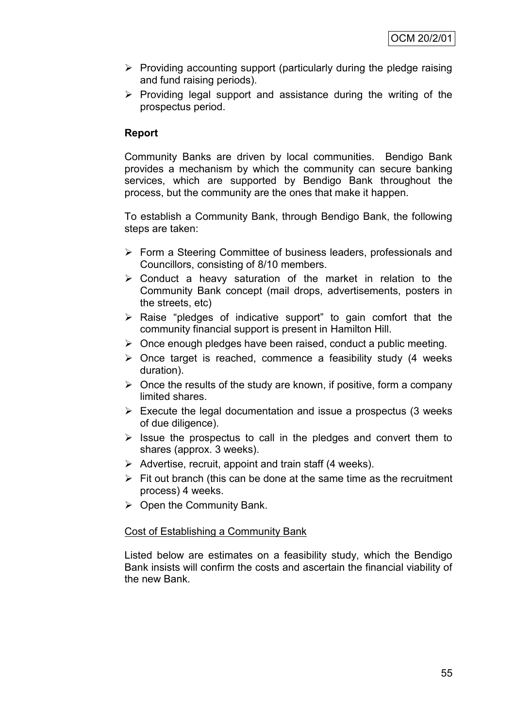- Providing accounting support (particularly during the pledge raising and fund raising periods).
- Providing legal support and assistance during the writing of the prospectus period.

**Report**

Community Banks are driven by local communities. Bendigo Bank provides a mechanism by which the community can secure banking services, which are supported by Bendigo Bank throughout the process, but the community are the ones that make it happen.

To establish a Community Bank, through Bendigo Bank, the following steps are taken:

- Form a Steering Committee of business leaders, professionals and Councillors, consisting of 8/10 members.
- Conduct a heavy saturation of the market in relation to the Community Bank concept (mail drops, advertisements, posters in the streets, etc)
- Raise "pledges of indicative support" to gain comfort that the community financial support is present in Hamilton Hill.
- Once enough pledges have been raised, conduct a public meeting.
- Once target is reached, commence a feasibility study (4 weeks duration).
- Once the results of the study are known, if positive, form a company limited shares.
- Execute the legal documentation and issue a prospectus (3 weeks of due diligence).
- Issue the prospectus to call in the pledges and convert them to shares (approx. 3 weeks).
- Advertise, recruit, appoint and train staff (4 weeks).
- Fit out branch (this can be done at the same time as the recruitment process) 4 weeks.
- Open the Community Bank.

<u>Cost of Establishing a Community Bank</u>

Listed below are estimates on a feasibility study, which the Bendigo Bank insists will confirm the costs and ascertain the financial viability of the new Bank.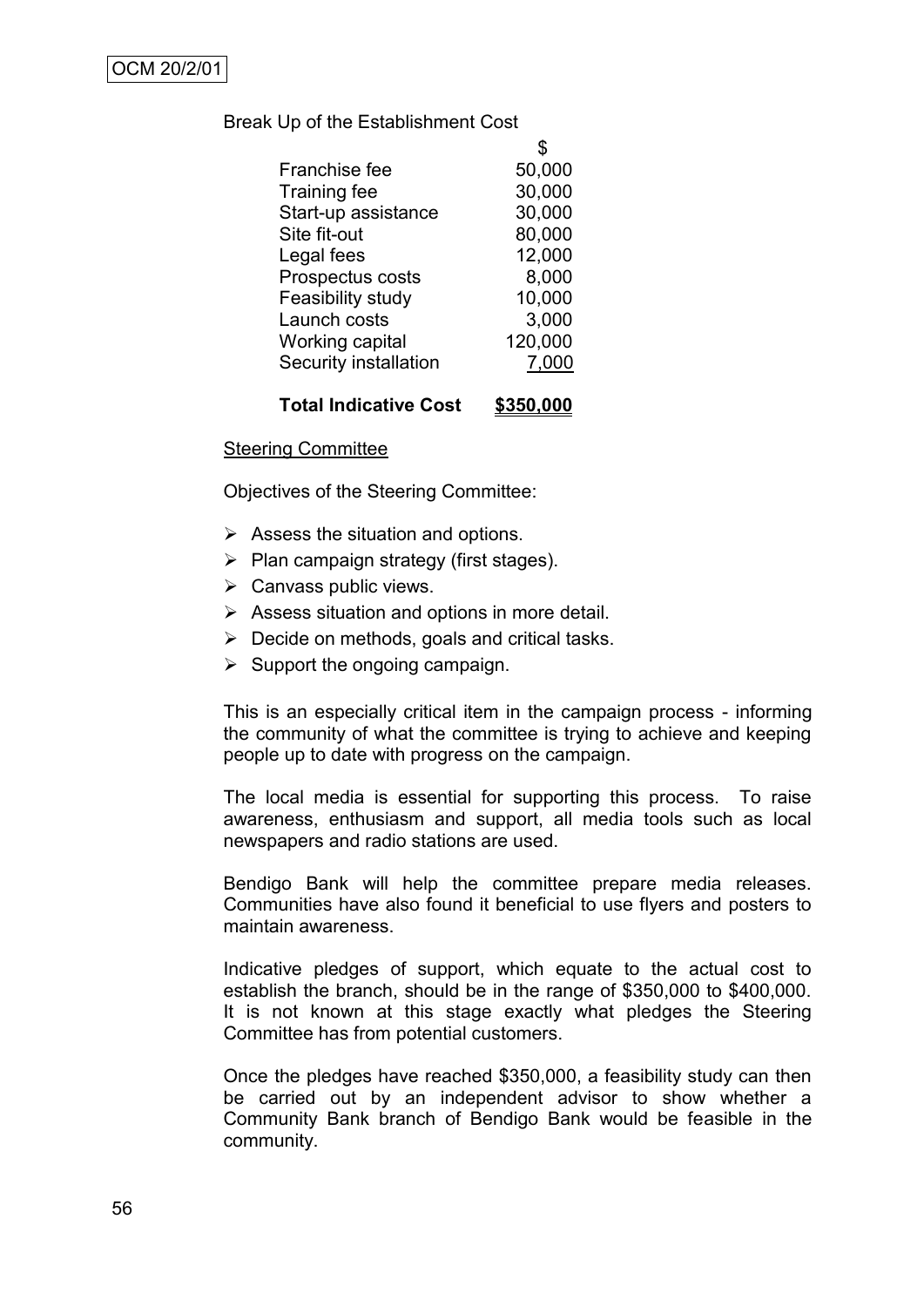Break Up of the Establishment Cost

| | $ |
|---|---|
| Franchise fee | 50,000 |
| Training fee | 30,000 |
| Start-up assistance | 30,000 |
| Site fit-out | 80,000 |
| Legal fees | 12,000 |
| Prospectus costs | 8,000 |
| Feasibility study | 10,000 |
| Launch costs | 3,000 |
| Working capital | 120,000 |
| Security installation | 7,000 |
| **Total Indicative Cost** | **$350,000** |

Steering Committee

Objectives of the Steering Committee:

- Assess the situation and options.
- Plan campaign strategy (first stages).
- Canvass public views.
- Assess situation and options in more detail.
- Decide on methods, goals and critical tasks.
- Support the ongoing campaign.

This is an especially critical item in the campaign process - informing the community of what the committee is trying to achieve and keeping people up to date with progress on the campaign.

The local media is essential for supporting this process. To raise awareness, enthusiasm and support, all media tools such as local newspapers and radio stations are used.

Bendigo Bank will help the committee prepare media releases. Communities have also found it beneficial to use flyers and posters to maintain awareness.

Indicative pledges of support, which equate to the actual cost to establish the branch, should be in the range of $350,000 to $400,000. It is not known at this stage exactly what pledges the Steering Committee has from potential customers.

Once the pledges have reached $350,000, a feasibility study can then be carried out by an independent advisor to show whether a Community Bank branch of Bendigo Bank would be feasible in the community.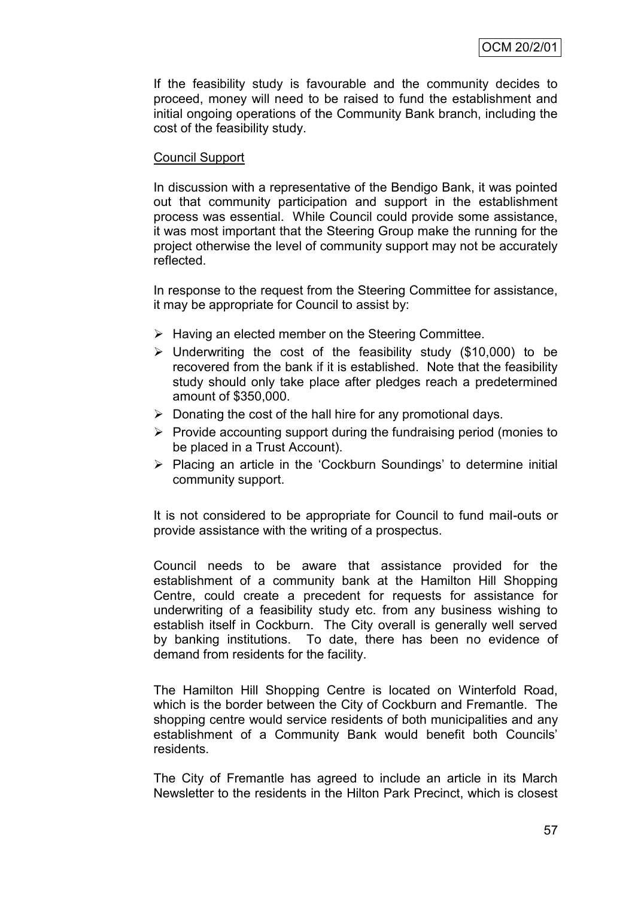If the feasibility study is favourable and the community decides to proceed, money will need to be raised to fund the establishment and initial ongoing operations of the Community Bank branch, including the cost of the feasibility study.

Council Support

In discussion with a representative of the Bendigo Bank, it was pointed out that community participation and support in the establishment process was essential. While Council could provide some assistance, it was most important that the Steering Group make the running for the project otherwise the level of community support may not be accurately reflected.

In response to the request from the Steering Committee for assistance, it may be appropriate for Council to assist by:

- Having an elected member on the Steering Committee.
- Underwriting the cost of the feasibility study ($10,000) to be recovered from the bank if it is established. Note that the feasibility study should only take place after pledges reach a predetermined amount of $350,000.
- Donating the cost of the hall hire for any promotional days.
- Provide accounting support during the fundraising period (monies to be placed in a Trust Account).
- Placing an article in the 'Cockburn Soundings' to determine initial community support.

It is not considered to be appropriate for Council to fund mail-outs or provide assistance with the writing of a prospectus.

Council needs to be aware that assistance provided for the establishment of a community bank at the Hamilton Hill Shopping Centre, could create a precedent for requests for assistance for underwriting of a feasibility study etc. from any business wishing to establish itself in Cockburn. The City overall is generally well served by banking institutions. To date, there has been no evidence of demand from residents for the facility.

The Hamilton Hill Shopping Centre is located on Winterfold Road, which is the border between the City of Cockburn and Fremantle. The shopping centre would service residents of both municipalities and any establishment of a Community Bank would benefit both Councils' residents.

The City of Fremantle has agreed to include an article in its March Newsletter to the residents in the Hilton Park Precinct, which is closest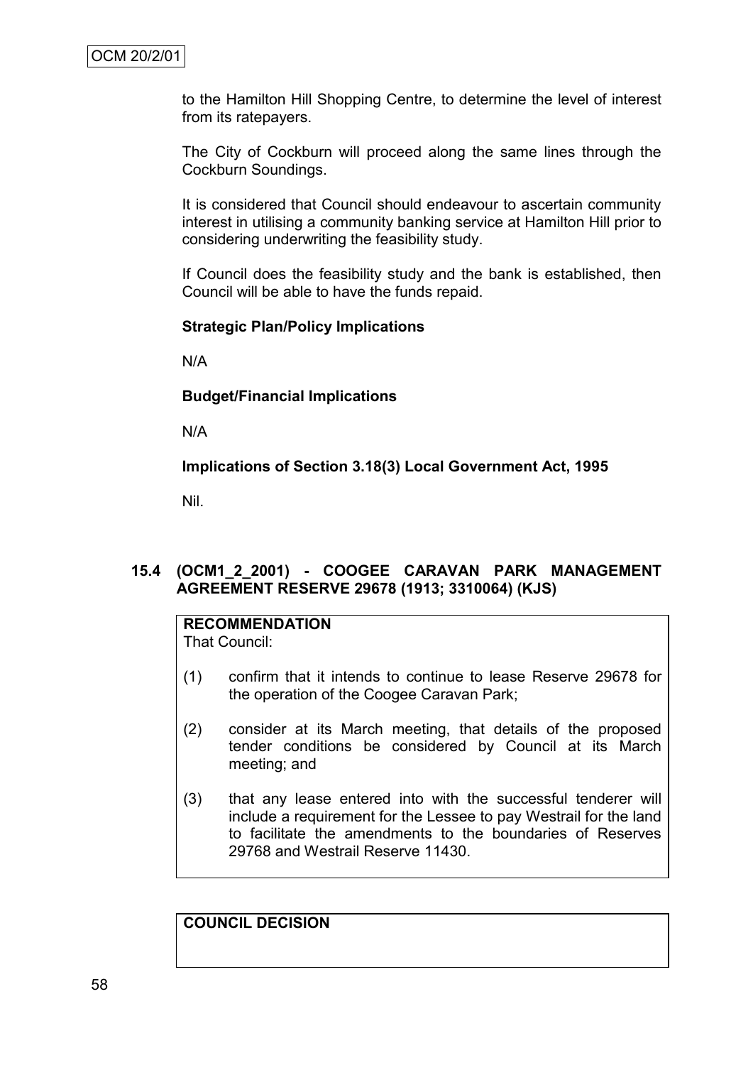to the Hamilton Hill Shopping Centre, to determine the level of interest from its ratepayers.

The City of Cockburn will proceed along the same lines through the Cockburn Soundings.

It is considered that Council should endeavour to ascertain community interest in utilising a community banking service at Hamilton Hill prior to considering underwriting the feasibility study.

If Council does the feasibility study and the bank is established, then Council will be able to have the funds repaid.

**Strategic Plan/Policy Implications**

N/A

**Budget/Financial Implications**

N/A

**Implications of Section 3.18(3) Local Government Act, 1995**

Nil.

### 15.4 (OCM1_2_2001) - COOGEE CARAVAN PARK MANAGEMENT AGREEMENT RESERVE 29678 (1913; 3310064) (KJS)

**RECOMMENDATION**
That Council:

(1) confirm that it intends to continue to lease Reserve 29678 for the operation of the Coogee Caravan Park;

(2) consider at its March meeting, that details of the proposed tender conditions be considered by Council at its March meeting; and

(3) that any lease entered into with the successful tenderer will include a requirement for the Lessee to pay Westrail for the land to facilitate the amendments to the boundaries of Reserves 29768 and Westrail Reserve 11430.

**COUNCIL DECISION**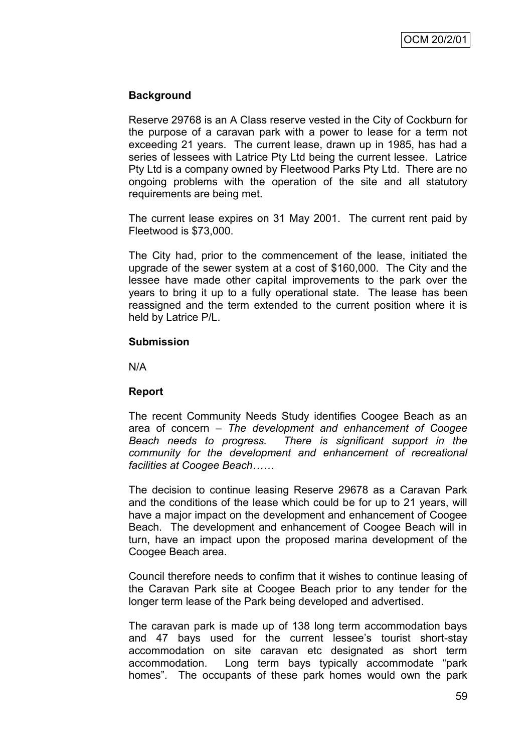### Background

Reserve 29768 is an A Class reserve vested in the City of Cockburn for the purpose of a caravan park with a power to lease for a term not exceeding 21 years. The current lease, drawn up in 1985, has had a series of lessees with Latrice Pty Ltd being the current lessee. Latrice Pty Ltd is a company owned by Fleetwood Parks Pty Ltd. There are no ongoing problems with the operation of the site and all statutory requirements are being met.

The current lease expires on 31 May 2001. The current rent paid by Fleetwood is $73,000.

The City had, prior to the commencement of the lease, initiated the upgrade of the sewer system at a cost of $160,000. The City and the lessee have made other capital improvements to the park over the years to bring it up to a fully operational state. The lease has been reassigned and the term extended to the current position where it is held by Latrice P/L.

### Submission

N/A

### Report

The recent Community Needs Study identifies Coogee Beach as an area of concern – *The development and enhancement of Coogee Beach needs to progress. There is significant support in the community for the development and enhancement of recreational facilities at Coogee Beach……*

The decision to continue leasing Reserve 29678 as a Caravan Park and the conditions of the lease which could be for up to 21 years, will have a major impact on the development and enhancement of Coogee Beach. The development and enhancement of Coogee Beach will in turn, have an impact upon the proposed marina development of the Coogee Beach area.

Council therefore needs to confirm that it wishes to continue leasing of the Caravan Park site at Coogee Beach prior to any tender for the longer term lease of the Park being developed and advertised.

The caravan park is made up of 138 long term accommodation bays and 47 bays used for the current lessee's tourist short-stay accommodation on site caravan etc designated as short term accommodation. Long term bays typically accommodate "park homes". The occupants of these park homes would own the park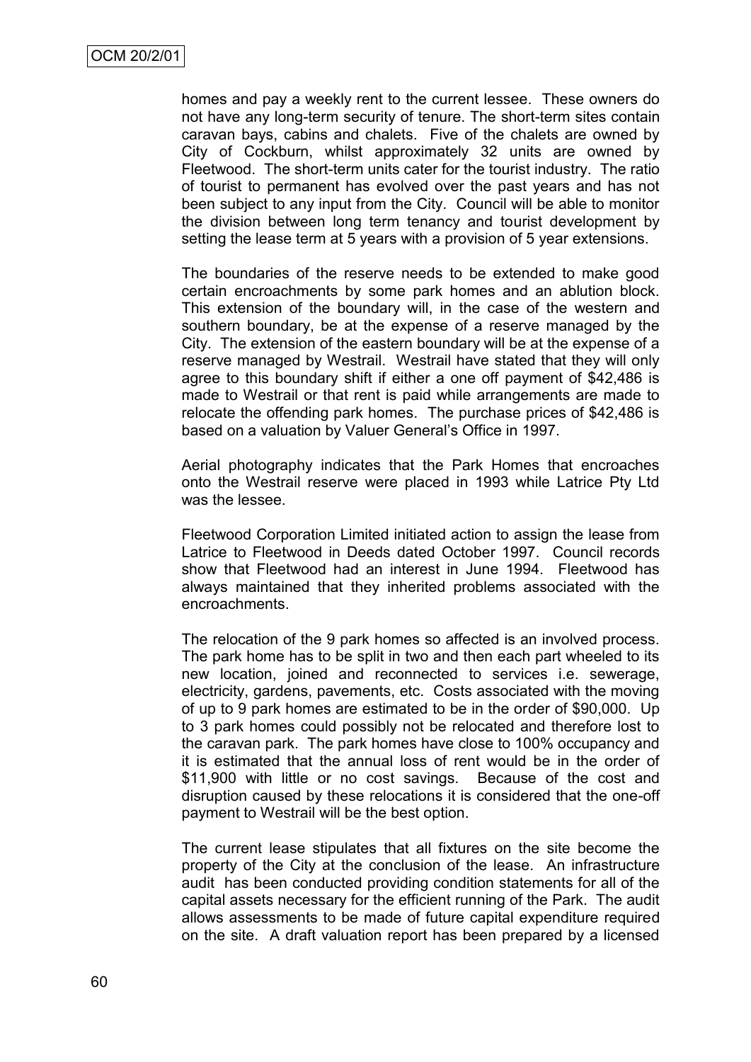homes and pay a weekly rent to the current lessee. These owners do not have any long-term security of tenure. The short-term sites contain caravan bays, cabins and chalets. Five of the chalets are owned by City of Cockburn, whilst approximately 32 units are owned by Fleetwood. The short-term units cater for the tourist industry. The ratio of tourist to permanent has evolved over the past years and has not been subject to any input from the City. Council will be able to monitor the division between long term tenancy and tourist development by setting the lease term at 5 years with a provision of 5 year extensions.

The boundaries of the reserve needs to be extended to make good certain encroachments by some park homes and an ablution block. This extension of the boundary will, in the case of the western and southern boundary, be at the expense of a reserve managed by the City. The extension of the eastern boundary will be at the expense of a reserve managed by Westrail. Westrail have stated that they will only agree to this boundary shift if either a one off payment of $42,486 is made to Westrail or that rent is paid while arrangements are made to relocate the offending park homes. The purchase prices of $42,486 is based on a valuation by Valuer General's Office in 1997.

Aerial photography indicates that the Park Homes that encroaches onto the Westrail reserve were placed in 1993 while Latrice Pty Ltd was the lessee.

Fleetwood Corporation Limited initiated action to assign the lease from Latrice to Fleetwood in Deeds dated October 1997. Council records show that Fleetwood had an interest in June 1994. Fleetwood has always maintained that they inherited problems associated with the encroachments.

The relocation of the 9 park homes so affected is an involved process. The park home has to be split in two and then each part wheeled to its new location, joined and reconnected to services i.e. sewerage, electricity, gardens, pavements, etc. Costs associated with the moving of up to 9 park homes are estimated to be in the order of $90,000. Up to 3 park homes could possibly not be relocated and therefore lost to the caravan park. The park homes have close to 100% occupancy and it is estimated that the annual loss of rent would be in the order of $11,900 with little or no cost savings. Because of the cost and disruption caused by these relocations it is considered that the one-off payment to Westrail will be the best option.

The current lease stipulates that all fixtures on the site become the property of the City at the conclusion of the lease. An infrastructure audit has been conducted providing condition statements for all of the capital assets necessary for the efficient running of the Park. The audit allows assessments to be made of future capital expenditure required on the site. A draft valuation report has been prepared by a licensed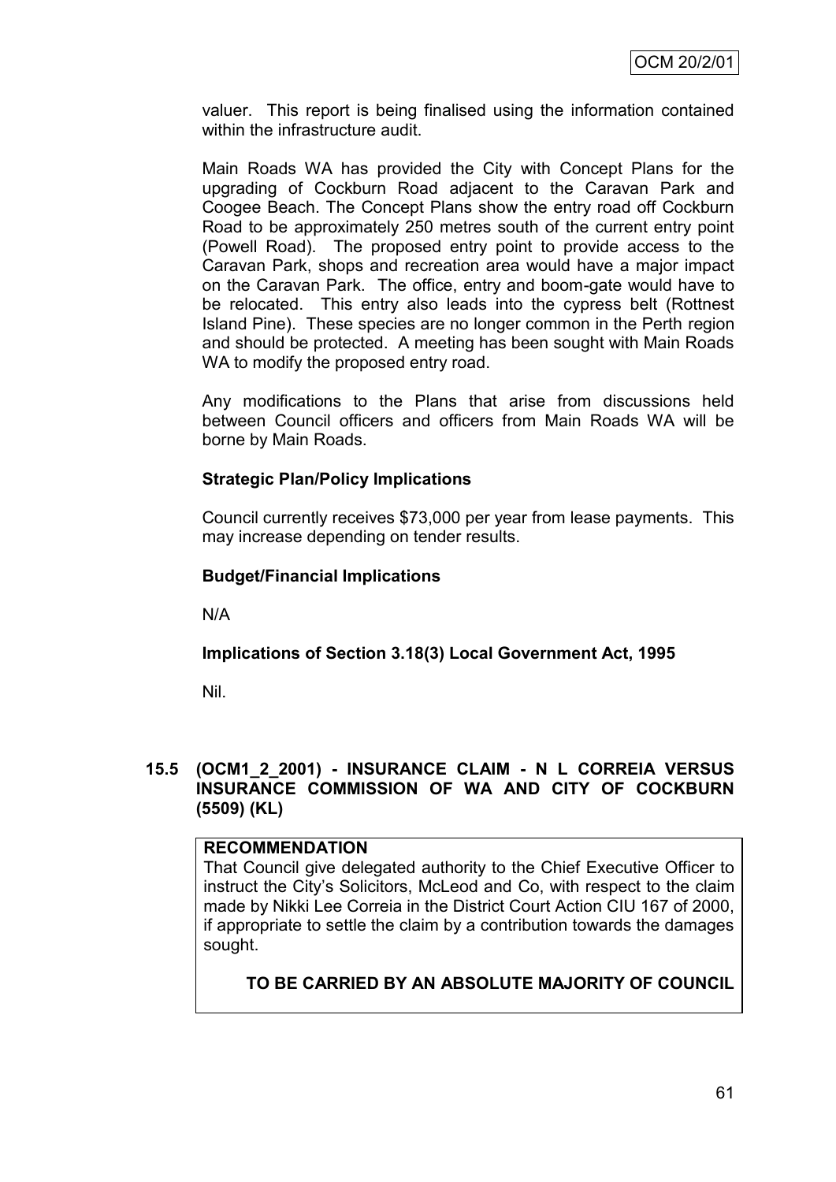valuer. This report is being finalised using the information contained within the infrastructure audit.

Main Roads WA has provided the City with Concept Plans for the upgrading of Cockburn Road adjacent to the Caravan Park and Coogee Beach. The Concept Plans show the entry road off Cockburn Road to be approximately 250 metres south of the current entry point (Powell Road). The proposed entry point to provide access to the Caravan Park, shops and recreation area would have a major impact on the Caravan Park. The office, entry and boom-gate would have to be relocated. This entry also leads into the cypress belt (Rottnest Island Pine). These species are no longer common in the Perth region and should be protected. A meeting has been sought with Main Roads WA to modify the proposed entry road.

Any modifications to the Plans that arise from discussions held between Council officers and officers from Main Roads WA will be borne by Main Roads.

**Strategic Plan/Policy Implications**

Council currently receives $73,000 per year from lease payments. This may increase depending on tender results.

**Budget/Financial Implications**

N/A

**Implications of Section 3.18(3) Local Government Act, 1995**

Nil.

## 15.5 (OCM1_2_2001) - INSURANCE CLAIM - N L CORREIA VERSUS INSURANCE COMMISSION OF WA AND CITY OF COCKBURN (5509) (KL)

**RECOMMENDATION**

That Council give delegated authority to the Chief Executive Officer to instruct the City's Solicitors, McLeod and Co, with respect to the claim made by Nikki Lee Correia in the District Court Action CIU 167 of 2000, if appropriate to settle the claim by a contribution towards the damages sought.

**TO BE CARRIED BY AN ABSOLUTE MAJORITY OF COUNCIL**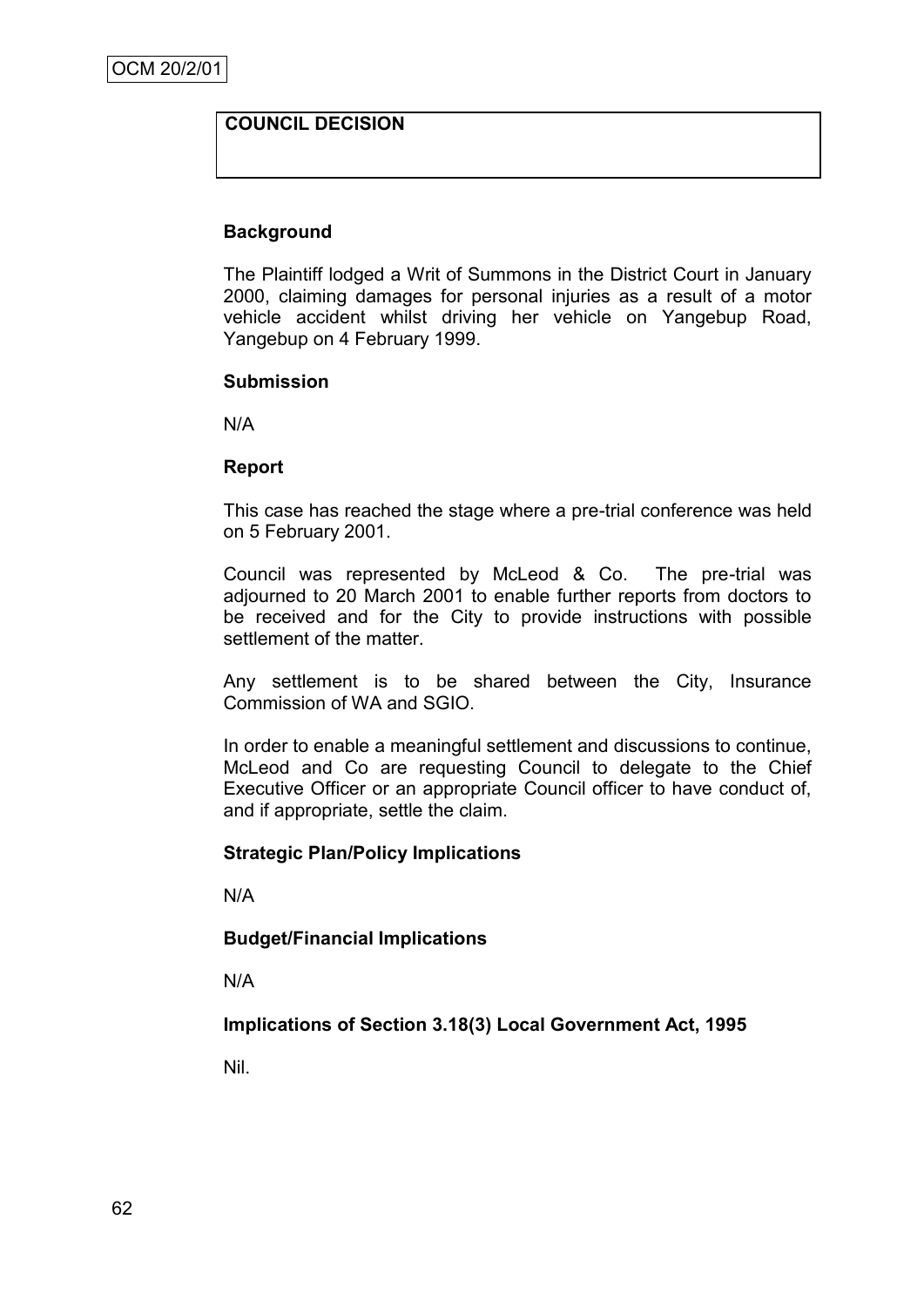OCM 20/2/01

**COUNCIL DECISION**

**Background**

The Plaintiff lodged a Writ of Summons in the District Court in January 2000, claiming damages for personal injuries as a result of a motor vehicle accident whilst driving her vehicle on Yangebup Road, Yangebup on 4 February 1999.

**Submission**

N/A

**Report**

This case has reached the stage where a pre-trial conference was held on 5 February 2001.

Council was represented by McLeod & Co. The pre-trial was adjourned to 20 March 2001 to enable further reports from doctors to be received and for the City to provide instructions with possible settlement of the matter.

Any settlement is to be shared between the City, Insurance Commission of WA and SGIO.

In order to enable a meaningful settlement and discussions to continue, McLeod and Co are requesting Council to delegate to the Chief Executive Officer or an appropriate Council officer to have conduct of, and if appropriate, settle the claim.

**Strategic Plan/Policy Implications**

N/A

**Budget/Financial Implications**

N/A

**Implications of Section 3.18(3) Local Government Act, 1995**

Nil.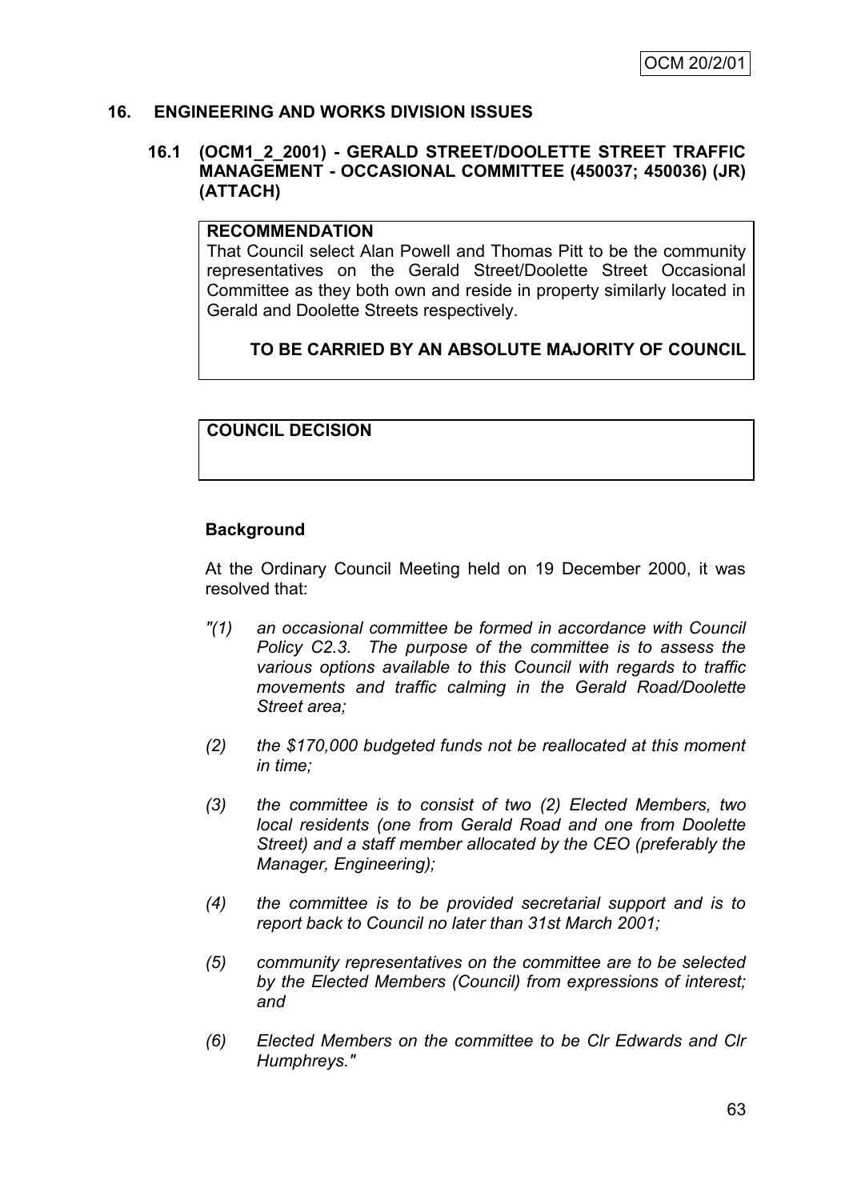## 16. ENGINEERING AND WORKS DIVISION ISSUES

### 16.1 (OCM1_2_2001) - GERALD STREET/DOOLETTE STREET TRAFFIC MANAGEMENT - OCCASIONAL COMMITTEE (450037; 450036) (JR) (ATTACH)

**RECOMMENDATION**

That Council select Alan Powell and Thomas Pitt to be the community representatives on the Gerald Street/Doolette Street Occasional Committee as they both own and reside in property similarly located in Gerald and Doolette Streets respectively.

**TO BE CARRIED BY AN ABSOLUTE MAJORITY OF COUNCIL**

**COUNCIL DECISION**

**Background**

At the Ordinary Council Meeting held on 19 December 2000, it was resolved that:

*"(1) an occasional committee be formed in accordance with Council Policy C2.3. The purpose of the committee is to assess the various options available to this Council with regards to traffic movements and traffic calming in the Gerald Road/Doolette Street area;*

*(2) the $170,000 budgeted funds not be reallocated at this moment in time;*

*(3) the committee is to consist of two (2) Elected Members, two local residents (one from Gerald Road and one from Doolette Street) and a staff member allocated by the CEO (preferably the Manager, Engineering);*

*(4) the committee is to be provided secretarial support and is to report back to Council no later than 31st March 2001;*

*(5) community representatives on the committee are to be selected by the Elected Members (Council) from expressions of interest; and*

*(6) Elected Members on the committee to be Clr Edwards and Clr Humphreys."*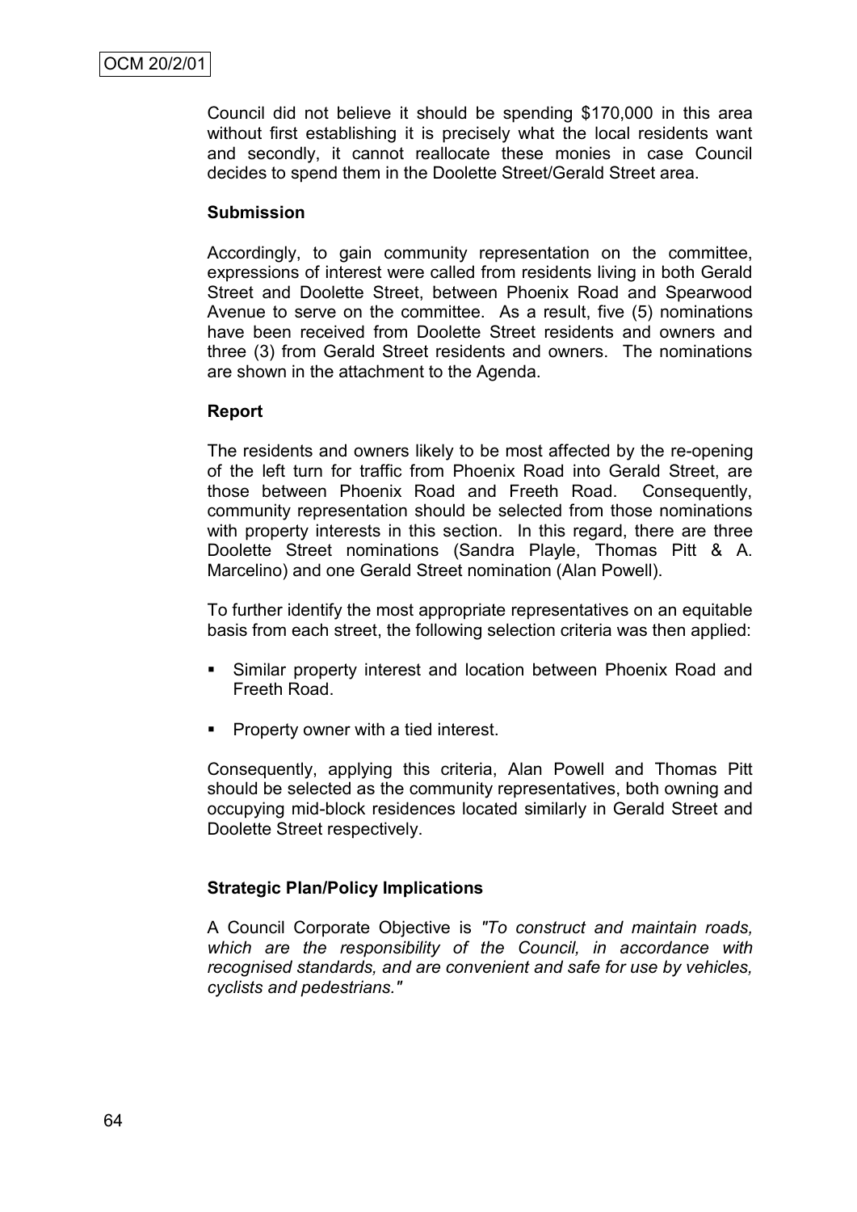Council did not believe it should be spending $170,000 in this area without first establishing it is precisely what the local residents want and secondly, it cannot reallocate these monies in case Council decides to spend them in the Doolette Street/Gerald Street area.

**Submission**

Accordingly, to gain community representation on the committee, expressions of interest were called from residents living in both Gerald Street and Doolette Street, between Phoenix Road and Spearwood Avenue to serve on the committee. As a result, five (5) nominations have been received from Doolette Street residents and owners and three (3) from Gerald Street residents and owners. The nominations are shown in the attachment to the Agenda.

**Report**

The residents and owners likely to be most affected by the re-opening of the left turn for traffic from Phoenix Road into Gerald Street, are those between Phoenix Road and Freeth Road. Consequently, community representation should be selected from those nominations with property interests in this section. In this regard, there are three Doolette Street nominations (Sandra Playle, Thomas Pitt & A. Marcelino) and one Gerald Street nomination (Alan Powell).

To further identify the most appropriate representatives on an equitable basis from each street, the following selection criteria was then applied:

- Similar property interest and location between Phoenix Road and Freeth Road.
- Property owner with a tied interest.

Consequently, applying this criteria, Alan Powell and Thomas Pitt should be selected as the community representatives, both owning and occupying mid-block residences located similarly in Gerald Street and Doolette Street respectively.

**Strategic Plan/Policy Implications**

A Council Corporate Objective is *"To construct and maintain roads, which are the responsibility of the Council, in accordance with recognised standards, and are convenient and safe for use by vehicles, cyclists and pedestrians."*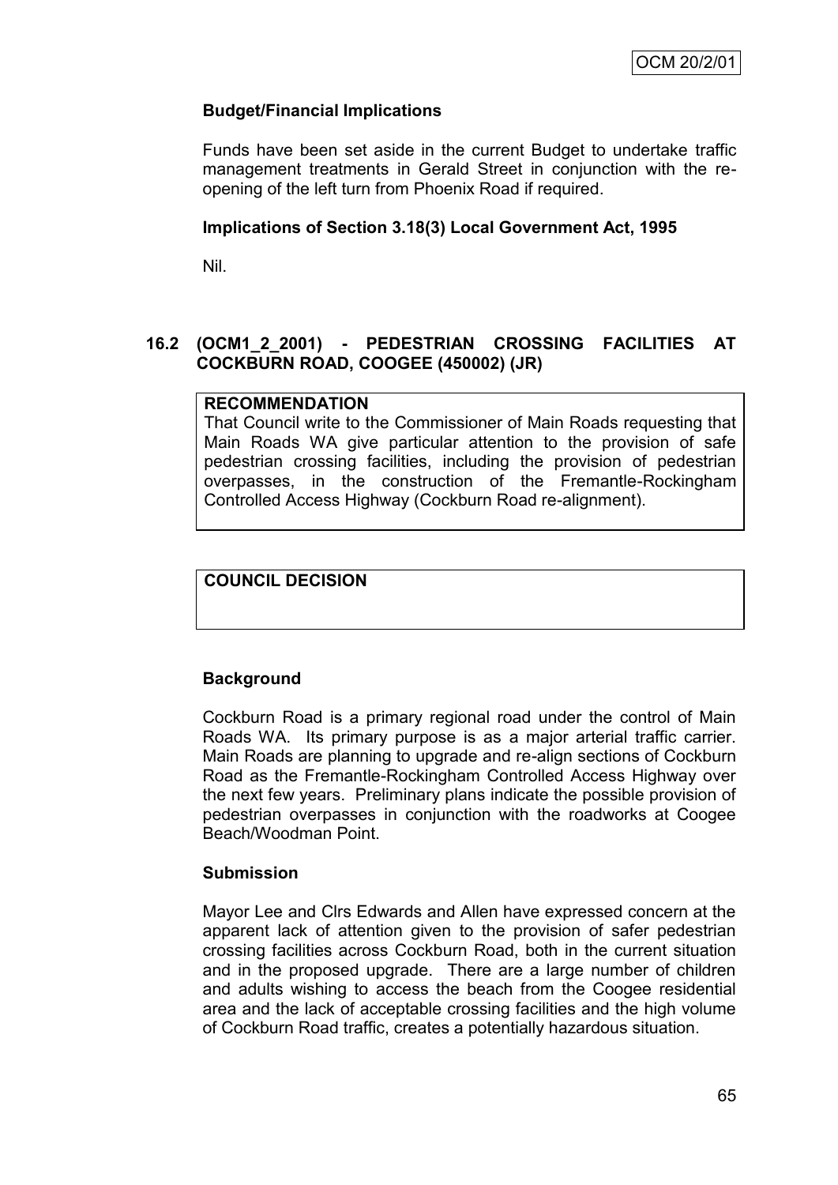**Budget/Financial Implications**

Funds have been set aside in the current Budget to undertake traffic management treatments in Gerald Street in conjunction with the re-opening of the left turn from Phoenix Road if required.

**Implications of Section 3.18(3) Local Government Act, 1995**

Nil.

## 16.2 (OCM1_2_2001) - PEDESTRIAN CROSSING FACILITIES AT COCKBURN ROAD, COOGEE (450002) (JR)

**RECOMMENDATION**

That Council write to the Commissioner of Main Roads requesting that Main Roads WA give particular attention to the provision of safe pedestrian crossing facilities, including the provision of pedestrian overpasses, in the construction of the Fremantle-Rockingham Controlled Access Highway (Cockburn Road re-alignment).

**COUNCIL DECISION**

**Background**

Cockburn Road is a primary regional road under the control of Main Roads WA. Its primary purpose is as a major arterial traffic carrier. Main Roads are planning to upgrade and re-align sections of Cockburn Road as the Fremantle-Rockingham Controlled Access Highway over the next few years. Preliminary plans indicate the possible provision of pedestrian overpasses in conjunction with the roadworks at Coogee Beach/Woodman Point.

**Submission**

Mayor Lee and Clrs Edwards and Allen have expressed concern at the apparent lack of attention given to the provision of safer pedestrian crossing facilities across Cockburn Road, both in the current situation and in the proposed upgrade. There are a large number of children and adults wishing to access the beach from the Coogee residential area and the lack of acceptable crossing facilities and the high volume of Cockburn Road traffic, creates a potentially hazardous situation.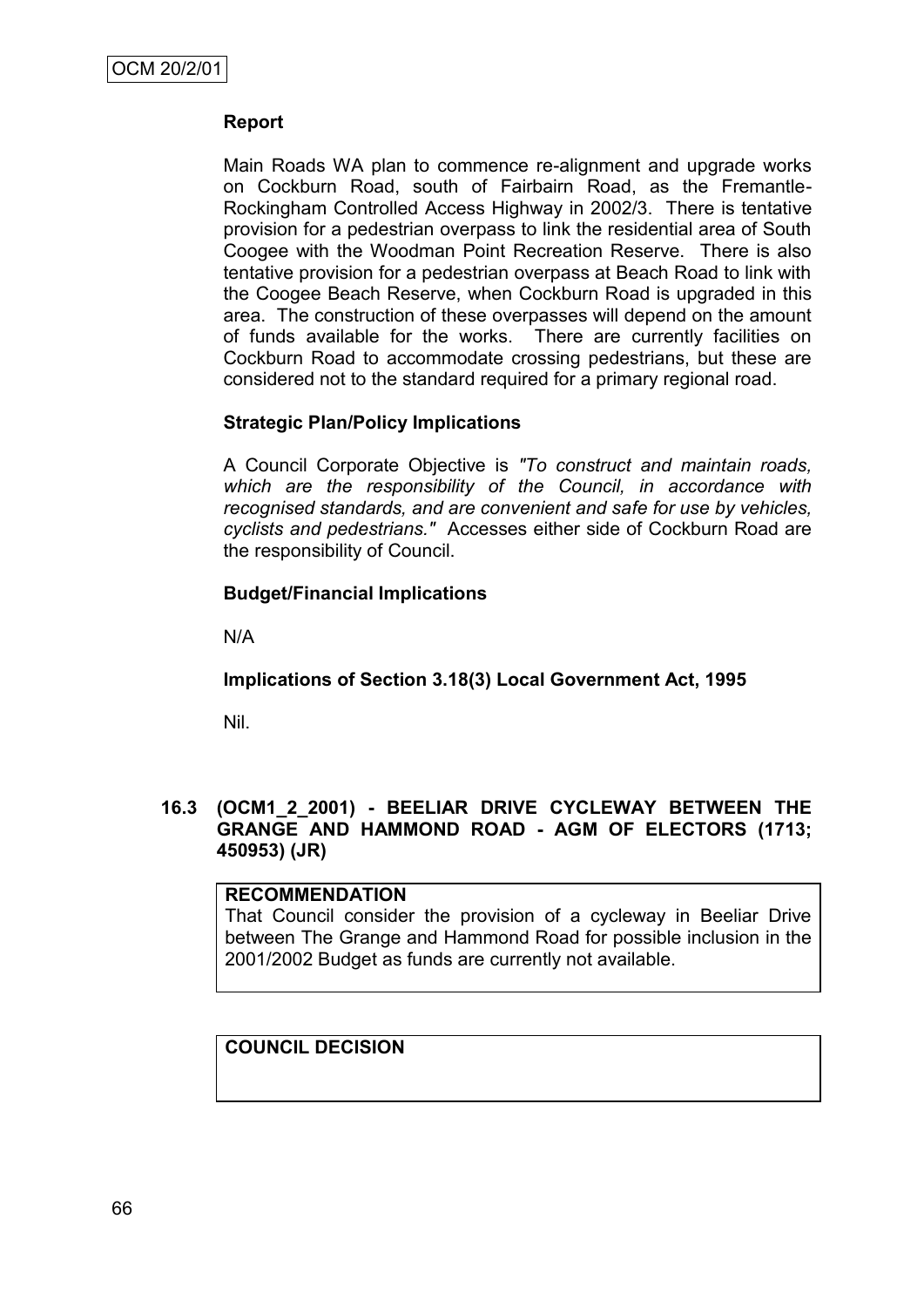**Report**

Main Roads WA plan to commence re-alignment and upgrade works on Cockburn Road, south of Fairbairn Road, as the Fremantle-Rockingham Controlled Access Highway in 2002/3. There is tentative provision for a pedestrian overpass to link the residential area of South Coogee with the Woodman Point Recreation Reserve. There is also tentative provision for a pedestrian overpass at Beach Road to link with the Coogee Beach Reserve, when Cockburn Road is upgraded in this area. The construction of these overpasses will depend on the amount of funds available for the works. There are currently facilities on Cockburn Road to accommodate crossing pedestrians, but these are considered not to the standard required for a primary regional road.

**Strategic Plan/Policy Implications**

A Council Corporate Objective is *"To construct and maintain roads, which are the responsibility of the Council, in accordance with recognised standards, and are convenient and safe for use by vehicles, cyclists and pedestrians."* Accesses either side of Cockburn Road are the responsibility of Council.

**Budget/Financial Implications**

N/A

**Implications of Section 3.18(3) Local Government Act, 1995**

Nil.

## 16.3 (OCM1_2_2001) - BEELIAR DRIVE CYCLEWAY BETWEEN THE GRANGE AND HAMMOND ROAD - AGM OF ELECTORS (1713; 450953) (JR)

**RECOMMENDATION**

That Council consider the provision of a cycleway in Beeliar Drive between The Grange and Hammond Road for possible inclusion in the 2001/2002 Budget as funds are currently not available.

**COUNCIL DECISION**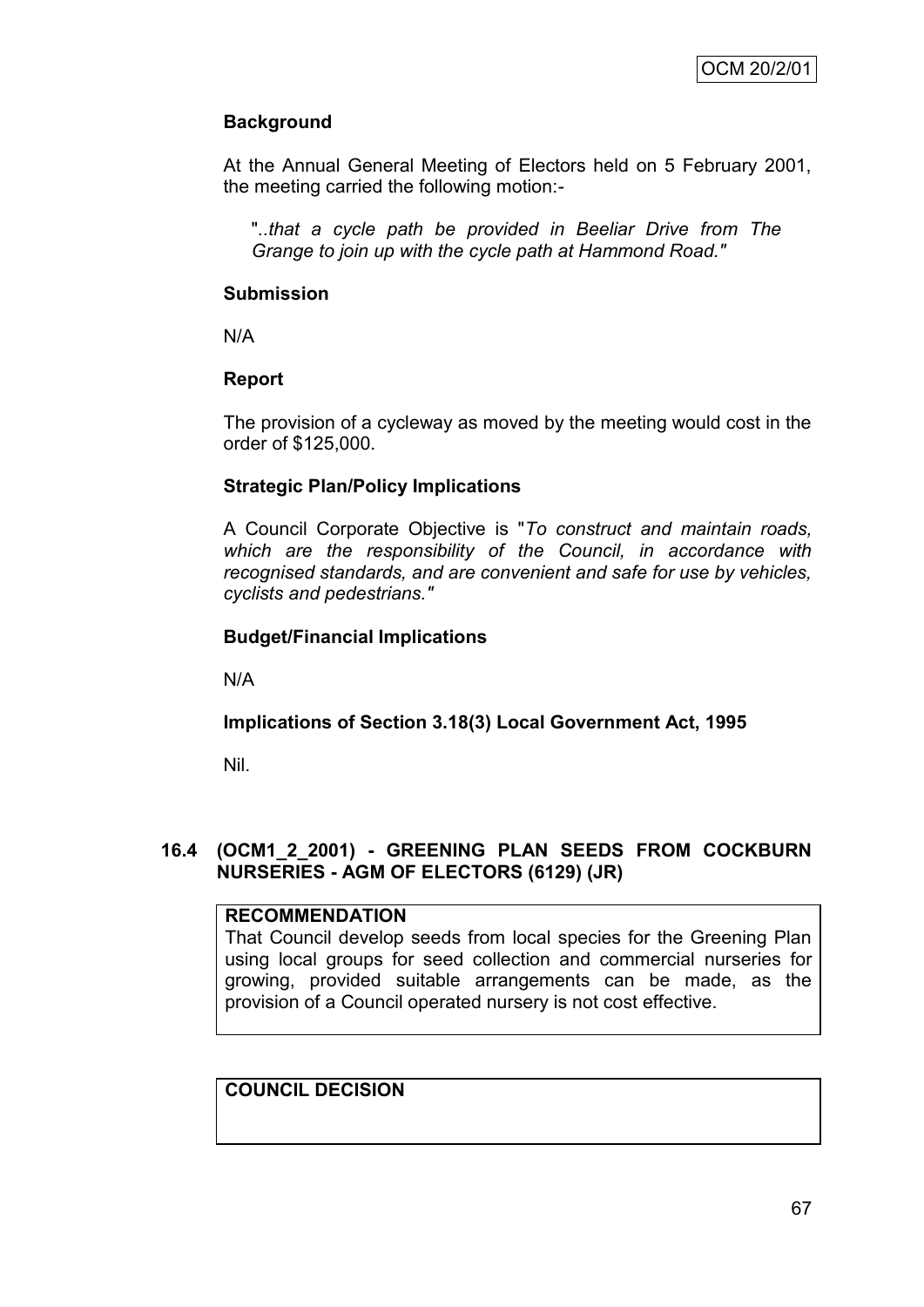**Background**

At the Annual General Meeting of Electors held on 5 February 2001, the meeting carried the following motion:-

> "*..that a cycle path be provided in Beeliar Drive from The Grange to join up with the cycle path at Hammond Road."*

**Submission**

N/A

**Report**

The provision of a cycleway as moved by the meeting would cost in the order of $125,000.

**Strategic Plan/Policy Implications**

A Council Corporate Objective is "*To construct and maintain roads, which are the responsibility of the Council, in accordance with recognised standards, and are convenient and safe for use by vehicles, cyclists and pedestrians."*

**Budget/Financial Implications**

N/A

**Implications of Section 3.18(3) Local Government Act, 1995**

Nil.

### 16.4 (OCM1_2_2001) - GREENING PLAN SEEDS FROM COCKBURN NURSERIES - AGM OF ELECTORS (6129) (JR)

| **RECOMMENDATION** |
|---|
| That Council develop seeds from local species for the Greening Plan using local groups for seed collection and commercial nurseries for growing, provided suitable arrangements can be made, as the provision of a Council operated nursery is not cost effective. |

| **COUNCIL DECISION** |
|---|
| |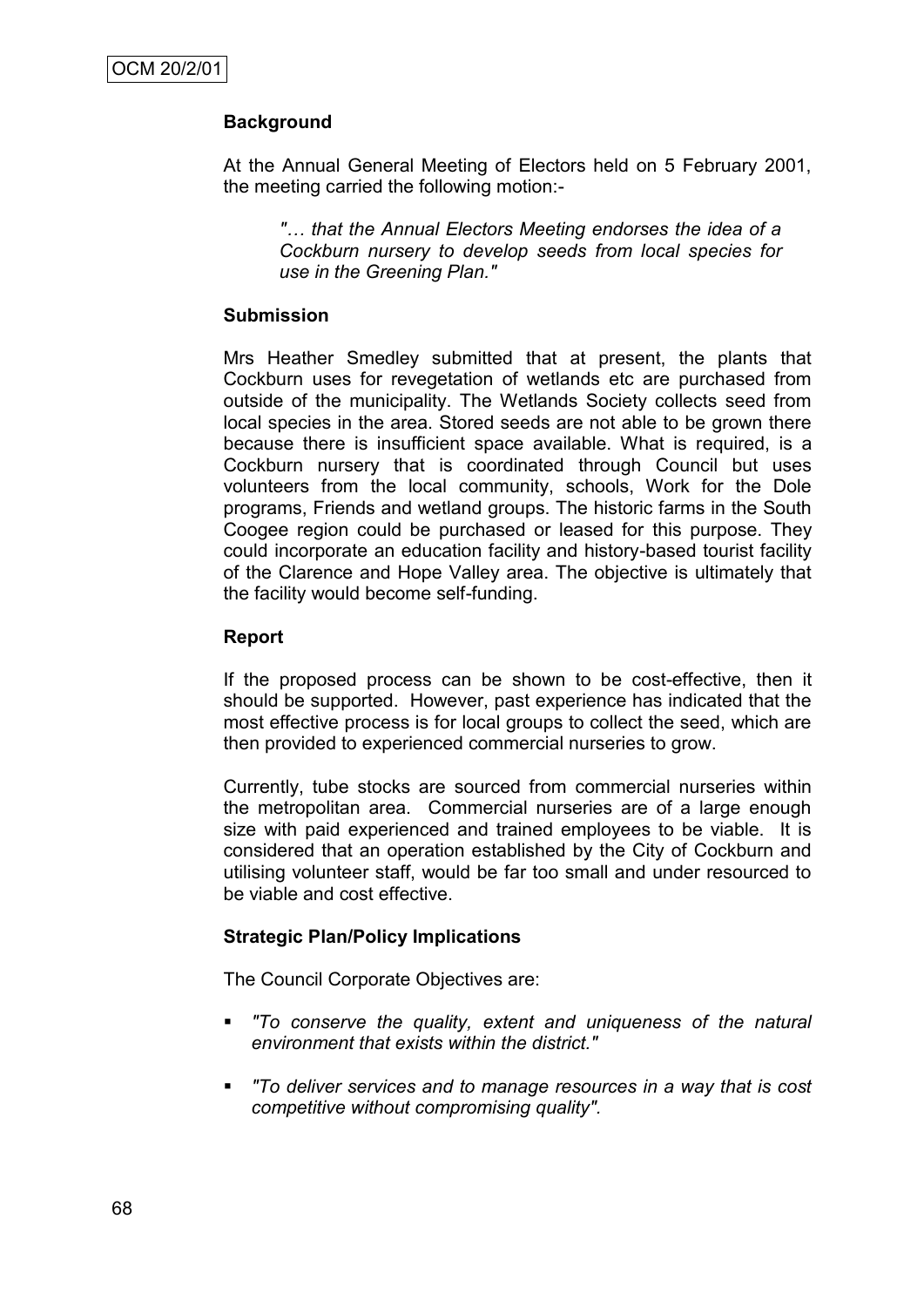OCM 20/2/01

**Background**

At the Annual General Meeting of Electors held on 5 February 2001, the meeting carried the following motion:-

> *"… that the Annual Electors Meeting endorses the idea of a Cockburn nursery to develop seeds from local species for use in the Greening Plan."*

**Submission**

Mrs Heather Smedley submitted that at present, the plants that Cockburn uses for revegetation of wetlands etc are purchased from outside of the municipality. The Wetlands Society collects seed from local species in the area. Stored seeds are not able to be grown there because there is insufficient space available. What is required, is a Cockburn nursery that is coordinated through Council but uses volunteers from the local community, schools, Work for the Dole programs, Friends and wetland groups. The historic farms in the South Coogee region could be purchased or leased for this purpose. They could incorporate an education facility and history-based tourist facility of the Clarence and Hope Valley area. The objective is ultimately that the facility would become self-funding.

**Report**

If the proposed process can be shown to be cost-effective, then it should be supported. However, past experience has indicated that the most effective process is for local groups to collect the seed, which are then provided to experienced commercial nurseries to grow.

Currently, tube stocks are sourced from commercial nurseries within the metropolitan area. Commercial nurseries are of a large enough size with paid experienced and trained employees to be viable. It is considered that an operation established by the City of Cockburn and utilising volunteer staff, would be far too small and under resourced to be viable and cost effective.

**Strategic Plan/Policy Implications**

The Council Corporate Objectives are:

- *"To conserve the quality, extent and uniqueness of the natural environment that exists within the district."*
- *"To deliver services and to manage resources in a way that is cost competitive without compromising quality".*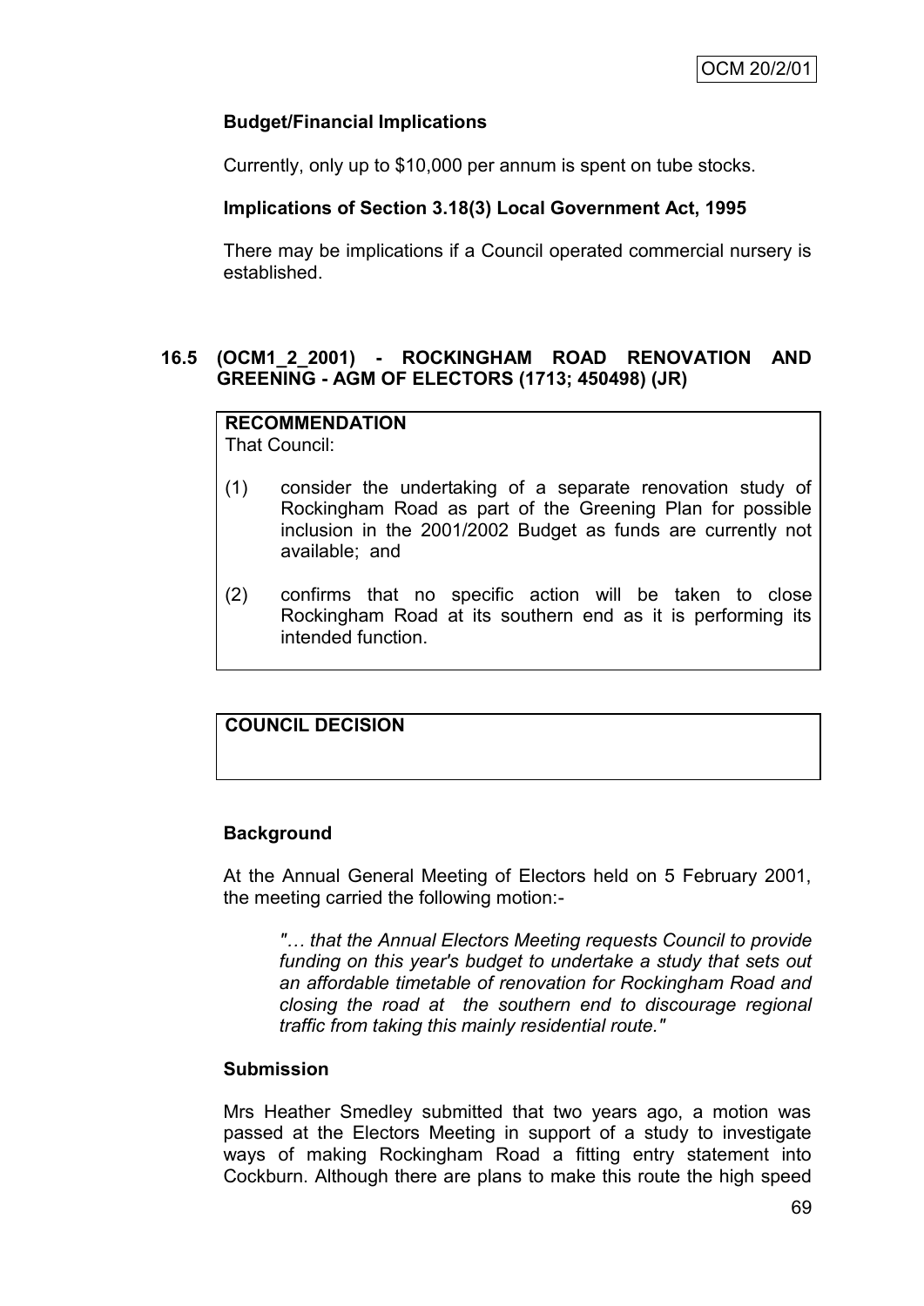**Budget/Financial Implications**

Currently, only up to $10,000 per annum is spent on tube stocks.

**Implications of Section 3.18(3) Local Government Act, 1995**

There may be implications if a Council operated commercial nursery is established.

## 16.5 (OCM1_2_2001) - ROCKINGHAM ROAD RENOVATION AND GREENING - AGM OF ELECTORS (1713; 450498) (JR)

**RECOMMENDATION**
That Council:

(1) consider the undertaking of a separate renovation study of Rockingham Road as part of the Greening Plan for possible inclusion in the 2001/2002 Budget as funds are currently not available; and

(2) confirms that no specific action will be taken to close Rockingham Road at its southern end as it is performing its intended function.

**COUNCIL DECISION**

**Background**

At the Annual General Meeting of Electors held on 5 February 2001, the meeting carried the following motion:-

> *"… that the Annual Electors Meeting requests Council to provide funding on this year's budget to undertake a study that sets out an affordable timetable of renovation for Rockingham Road and closing the road at the southern end to discourage regional traffic from taking this mainly residential route."*

**Submission**

Mrs Heather Smedley submitted that two years ago, a motion was passed at the Electors Meeting in support of a study to investigate ways of making Rockingham Road a fitting entry statement into Cockburn. Although there are plans to make this route the high speed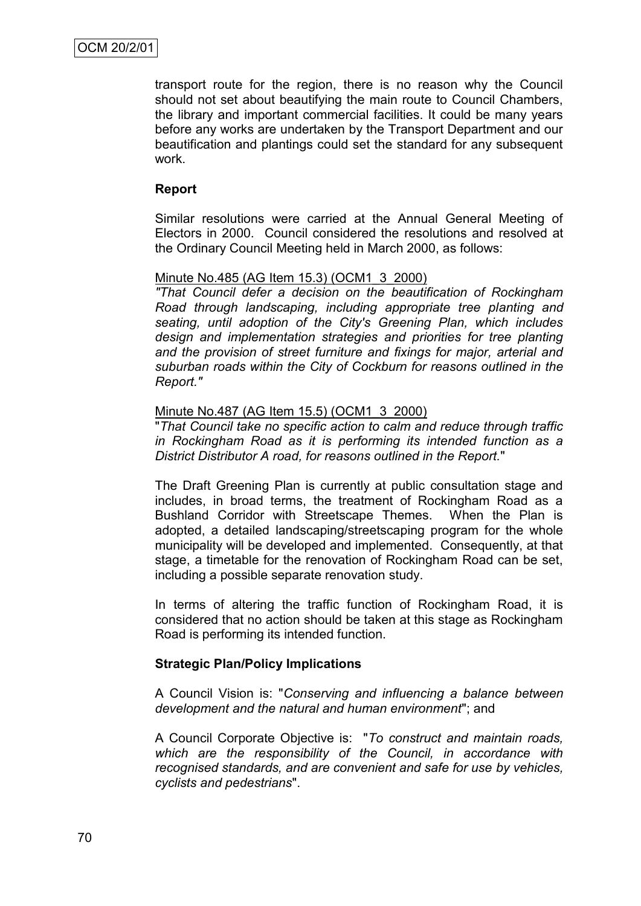transport route for the region, there is no reason why the Council should not set about beautifying the main route to Council Chambers, the library and important commercial facilities. It could be many years before any works are undertaken by the Transport Department and our beautification and plantings could set the standard for any subsequent work.

**Report**

Similar resolutions were carried at the Annual General Meeting of Electors in 2000. Council considered the resolutions and resolved at the Ordinary Council Meeting held in March 2000, as follows:

Minute No.485 (AG Item 15.3) (OCM1_3_2000)

*"That Council defer a decision on the beautification of Rockingham Road through landscaping, including appropriate tree planting and seating, until adoption of the City's Greening Plan, which includes design and implementation strategies and priorities for tree planting and the provision of street furniture and fixings for major, arterial and suburban roads within the City of Cockburn for reasons outlined in the Report."*

Minute No.487 (AG Item 15.5) (OCM1_3_2000)

"*That Council take no specific action to calm and reduce through traffic in Rockingham Road as it is performing its intended function as a District Distributor A road, for reasons outlined in the Report.*"

The Draft Greening Plan is currently at public consultation stage and includes, in broad terms, the treatment of Rockingham Road as a Bushland Corridor with Streetscape Themes. When the Plan is adopted, a detailed landscaping/streetscaping program for the whole municipality will be developed and implemented. Consequently, at that stage, a timetable for the renovation of Rockingham Road can be set, including a possible separate renovation study.

In terms of altering the traffic function of Rockingham Road, it is considered that no action should be taken at this stage as Rockingham Road is performing its intended function.

**Strategic Plan/Policy Implications**

A Council Vision is: "*Conserving and influencing a balance between development and the natural and human environment*"; and

A Council Corporate Objective is: "*To construct and maintain roads, which are the responsibility of the Council, in accordance with recognised standards, and are convenient and safe for use by vehicles, cyclists and pedestrians*".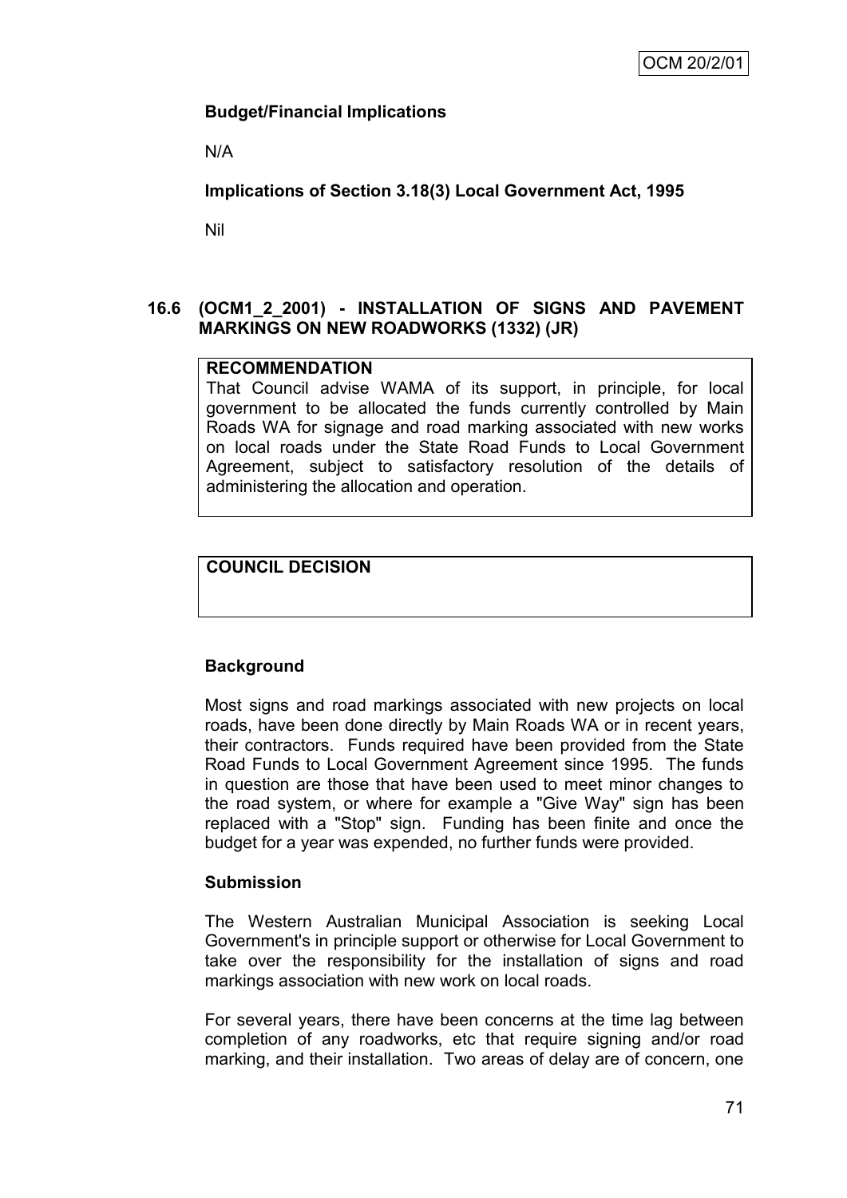**Budget/Financial Implications**

N/A

**Implications of Section 3.18(3) Local Government Act, 1995**

Nil

## 16.6 (OCM1_2_2001) - INSTALLATION OF SIGNS AND PAVEMENT MARKINGS ON NEW ROADWORKS (1332) (JR)

**RECOMMENDATION**

That Council advise WAMA of its support, in principle, for local government to be allocated the funds currently controlled by Main Roads WA for signage and road marking associated with new works on local roads under the State Road Funds to Local Government Agreement, subject to satisfactory resolution of the details of administering the allocation and operation.

**COUNCIL DECISION**

**Background**

Most signs and road markings associated with new projects on local roads, have been done directly by Main Roads WA or in recent years, their contractors. Funds required have been provided from the State Road Funds to Local Government Agreement since 1995. The funds in question are those that have been used to meet minor changes to the road system, or where for example a "Give Way" sign has been replaced with a "Stop" sign. Funding has been finite and once the budget for a year was expended, no further funds were provided.

**Submission**

The Western Australian Municipal Association is seeking Local Government's in principle support or otherwise for Local Government to take over the responsibility for the installation of signs and road markings association with new work on local roads.

For several years, there have been concerns at the time lag between completion of any roadworks, etc that require signing and/or road marking, and their installation. Two areas of delay are of concern, one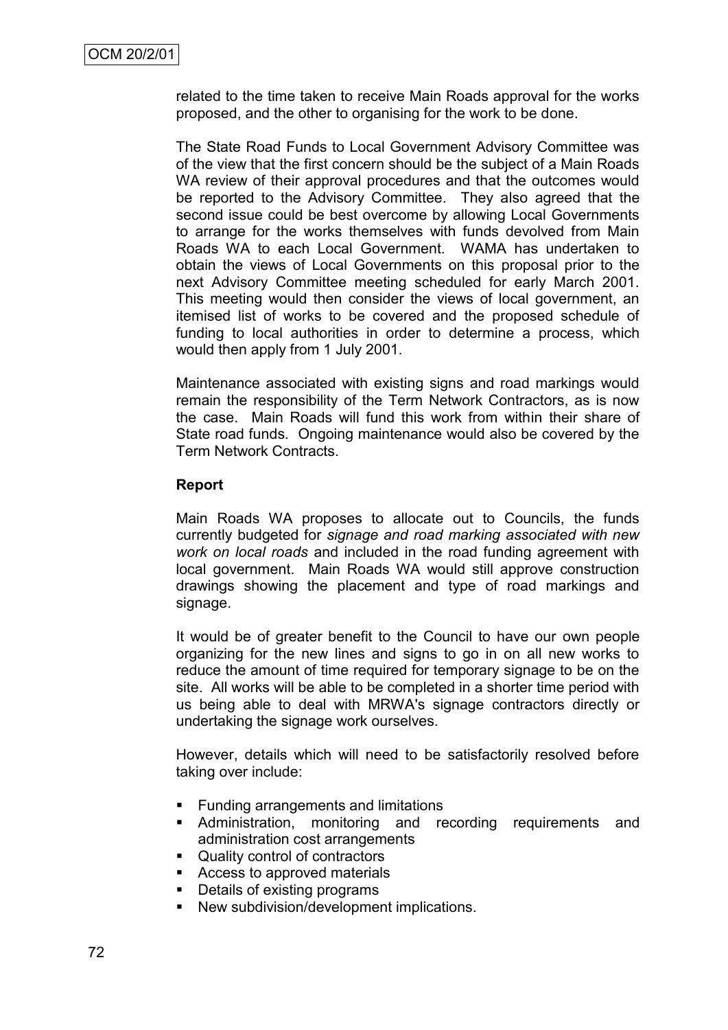related to the time taken to receive Main Roads approval for the works proposed, and the other to organising for the work to be done.

The State Road Funds to Local Government Advisory Committee was of the view that the first concern should be the subject of a Main Roads WA review of their approval procedures and that the outcomes would be reported to the Advisory Committee. They also agreed that the second issue could be best overcome by allowing Local Governments to arrange for the works themselves with funds devolved from Main Roads WA to each Local Government. WAMA has undertaken to obtain the views of Local Governments on this proposal prior to the next Advisory Committee meeting scheduled for early March 2001. This meeting would then consider the views of local government, an itemised list of works to be covered and the proposed schedule of funding to local authorities in order to determine a process, which would then apply from 1 July 2001.

Maintenance associated with existing signs and road markings would remain the responsibility of the Term Network Contractors, as is now the case. Main Roads will fund this work from within their share of State road funds. Ongoing maintenance would also be covered by the Term Network Contracts.

**Report**

Main Roads WA proposes to allocate out to Councils, the funds currently budgeted for *signage and road marking associated with new work on local roads* and included in the road funding agreement with local government. Main Roads WA would still approve construction drawings showing the placement and type of road markings and signage.

It would be of greater benefit to the Council to have our own people organizing for the new lines and signs to go in on all new works to reduce the amount of time required for temporary signage to be on the site. All works will be able to be completed in a shorter time period with us being able to deal with MRWA's signage contractors directly or undertaking the signage work ourselves.

However, details which will need to be satisfactorily resolved before taking over include:

- Funding arrangements and limitations
- Administration, monitoring and recording requirements and administration cost arrangements
- Quality control of contractors
- Access to approved materials
- Details of existing programs
- New subdivision/development implications.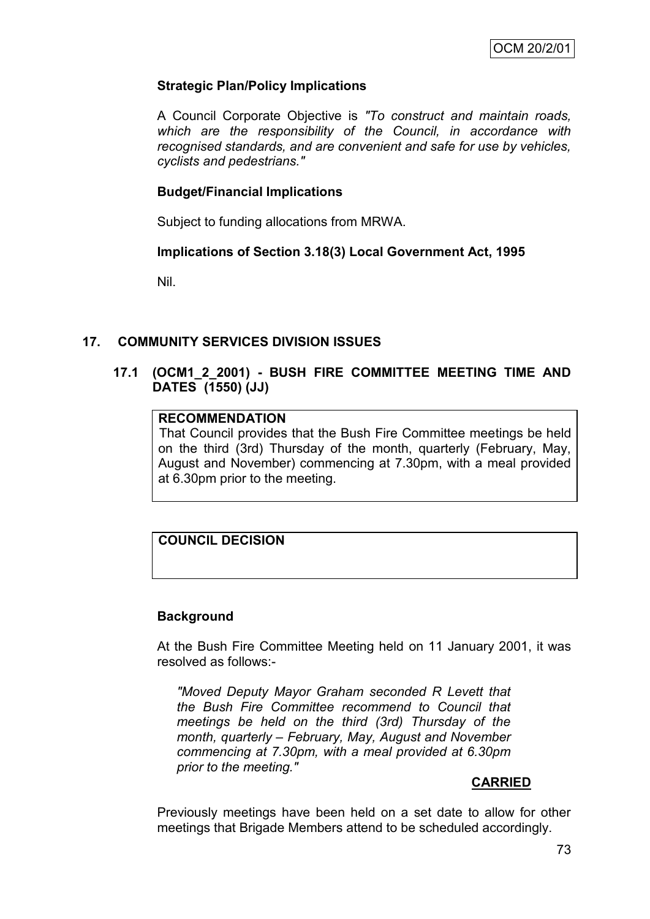**Strategic Plan/Policy Implications**

A Council Corporate Objective is *"To construct and maintain roads, which are the responsibility of the Council, in accordance with recognised standards, and are convenient and safe for use by vehicles, cyclists and pedestrians."*

**Budget/Financial Implications**

Subject to funding allocations from MRWA.

**Implications of Section 3.18(3) Local Government Act, 1995**

Nil.

## 17. COMMUNITY SERVICES DIVISION ISSUES

### 17.1 (OCM1_2_2001) - BUSH FIRE COMMITTEE MEETING TIME AND DATES (1550) (JJ)

**RECOMMENDATION**

That Council provides that the Bush Fire Committee meetings be held on the third (3rd) Thursday of the month, quarterly (February, May, August and November) commencing at 7.30pm, with a meal provided at 6.30pm prior to the meeting.

**COUNCIL DECISION**

**Background**

At the Bush Fire Committee Meeting held on 11 January 2001, it was resolved as follows:-

*"Moved Deputy Mayor Graham seconded R Levett that the Bush Fire Committee recommend to Council that meetings be held on the third (3rd) Thursday of the month, quarterly – February, May, August and November commencing at 7.30pm, with a meal provided at 6.30pm prior to the meeting."*

**CARRIED**

Previously meetings have been held on a set date to allow for other meetings that Brigade Members attend to be scheduled accordingly.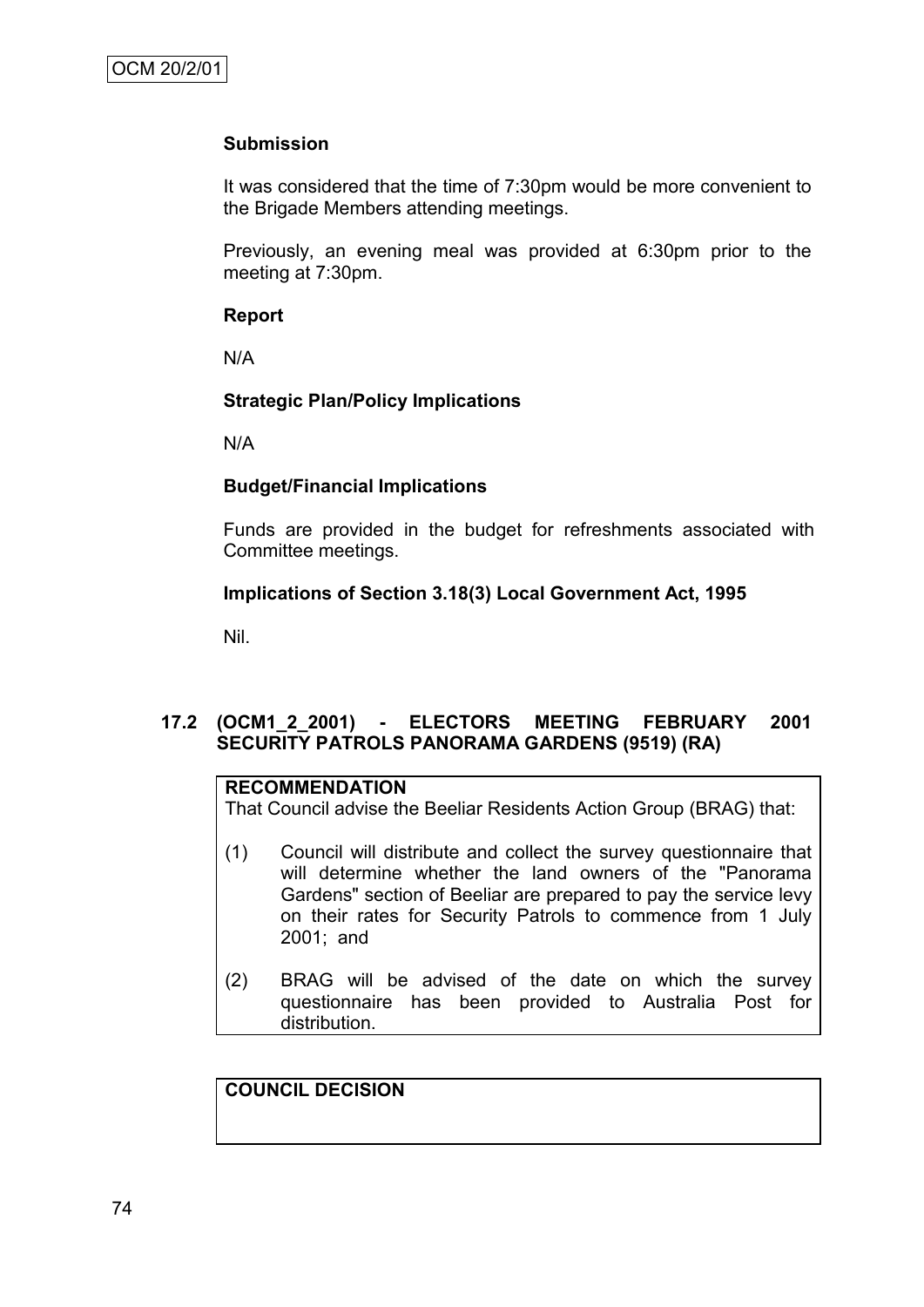**Submission**

It was considered that the time of 7:30pm would be more convenient to the Brigade Members attending meetings.

Previously, an evening meal was provided at 6:30pm prior to the meeting at 7:30pm.

**Report**

N/A

**Strategic Plan/Policy Implications**

N/A

**Budget/Financial Implications**

Funds are provided in the budget for refreshments associated with Committee meetings.

**Implications of Section 3.18(3) Local Government Act, 1995**

Nil.

## 17.2 (OCM1_2_2001) - ELECTORS MEETING FEBRUARY 2001 SECURITY PATROLS PANORAMA GARDENS (9519) (RA)

**RECOMMENDATION**

That Council advise the Beeliar Residents Action Group (BRAG) that:

(1) Council will distribute and collect the survey questionnaire that will determine whether the land owners of the "Panorama Gardens" section of Beeliar are prepared to pay the service levy on their rates for Security Patrols to commence from 1 July 2001; and

(2) BRAG will be advised of the date on which the survey questionnaire has been provided to Australia Post for distribution.

**COUNCIL DECISION**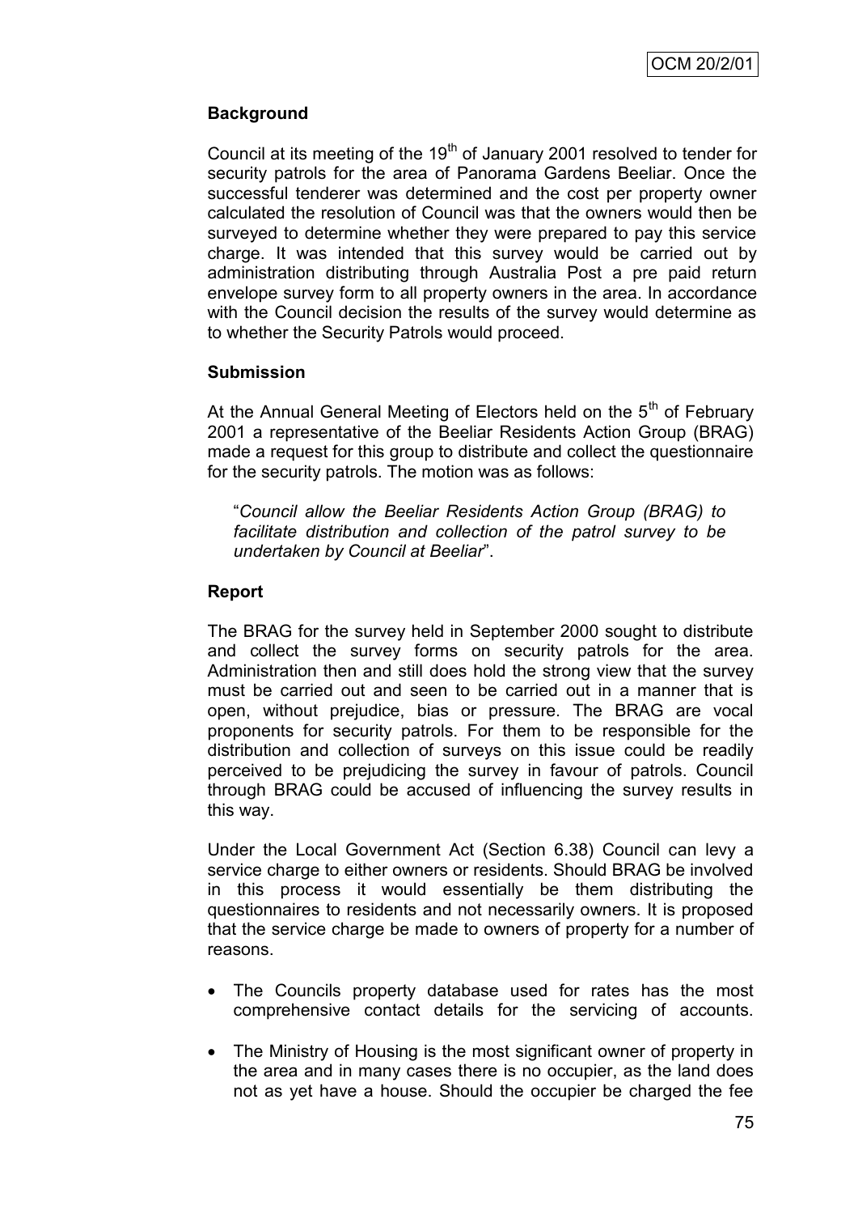**Background**

Council at its meeting of the 19th of January 2001 resolved to tender for security patrols for the area of Panorama Gardens Beeliar. Once the successful tenderer was determined and the cost per property owner calculated the resolution of Council was that the owners would then be surveyed to determine whether they were prepared to pay this service charge. It was intended that this survey would be carried out by administration distributing through Australia Post a pre paid return envelope survey form to all property owners in the area. In accordance with the Council decision the results of the survey would determine as to whether the Security Patrols would proceed.

**Submission**

At the Annual General Meeting of Electors held on the 5th of February 2001 a representative of the Beeliar Residents Action Group (BRAG) made a request for this group to distribute and collect the questionnaire for the security patrols. The motion was as follows:

> "*Council allow the Beeliar Residents Action Group (BRAG) to facilitate distribution and collection of the patrol survey to be undertaken by Council at Beeliar*".

**Report**

The BRAG for the survey held in September 2000 sought to distribute and collect the survey forms on security patrols for the area. Administration then and still does hold the strong view that the survey must be carried out and seen to be carried out in a manner that is open, without prejudice, bias or pressure. The BRAG are vocal proponents for security patrols. For them to be responsible for the distribution and collection of surveys on this issue could be readily perceived to be prejudicing the survey in favour of patrols. Council through BRAG could be accused of influencing the survey results in this way.

Under the Local Government Act (Section 6.38) Council can levy a service charge to either owners or residents. Should BRAG be involved in this process it would essentially be them distributing the questionnaires to residents and not necessarily owners. It is proposed that the service charge be made to owners of property for a number of reasons.

- The Councils property database used for rates has the most comprehensive contact details for the servicing of accounts.
- The Ministry of Housing is the most significant owner of property in the area and in many cases there is no occupier, as the land does not as yet have a house. Should the occupier be charged the fee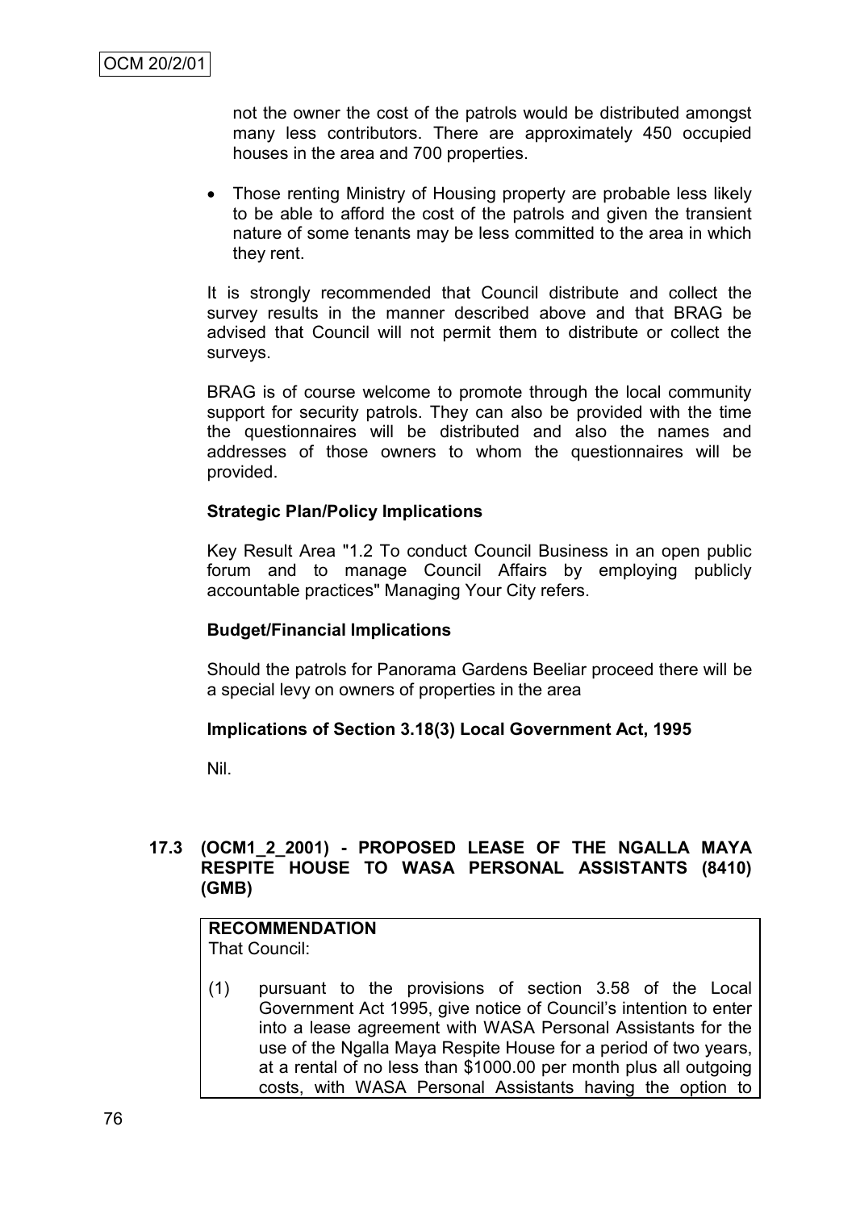not the owner the cost of the patrols would be distributed amongst many less contributors. There are approximately 450 occupied houses in the area and 700 properties.

- Those renting Ministry of Housing property are probable less likely to be able to afford the cost of the patrols and given the transient nature of some tenants may be less committed to the area in which they rent.

It is strongly recommended that Council distribute and collect the survey results in the manner described above and that BRAG be advised that Council will not permit them to distribute or collect the surveys.

BRAG is of course welcome to promote through the local community support for security patrols. They can also be provided with the time the questionnaires will be distributed and also the names and addresses of those owners to whom the questionnaires will be provided.

**Strategic Plan/Policy Implications**

Key Result Area "1.2 To conduct Council Business in an open public forum and to manage Council Affairs by employing publicly accountable practices" Managing Your City refers.

**Budget/Financial Implications**

Should the patrols for Panorama Gardens Beeliar proceed there will be a special levy on owners of properties in the area

**Implications of Section 3.18(3) Local Government Act, 1995**

Nil.

### 17.3 (OCM1_2_2001) - PROPOSED LEASE OF THE NGALLA MAYA RESPITE HOUSE TO WASA PERSONAL ASSISTANTS (8410) (GMB)

**RECOMMENDATION**
That Council:

(1) pursuant to the provisions of section 3.58 of the Local Government Act 1995, give notice of Council's intention to enter into a lease agreement with WASA Personal Assistants for the use of the Ngalla Maya Respite House for a period of two years, at a rental of no less than $1000.00 per month plus all outgoing costs, with WASA Personal Assistants having the option to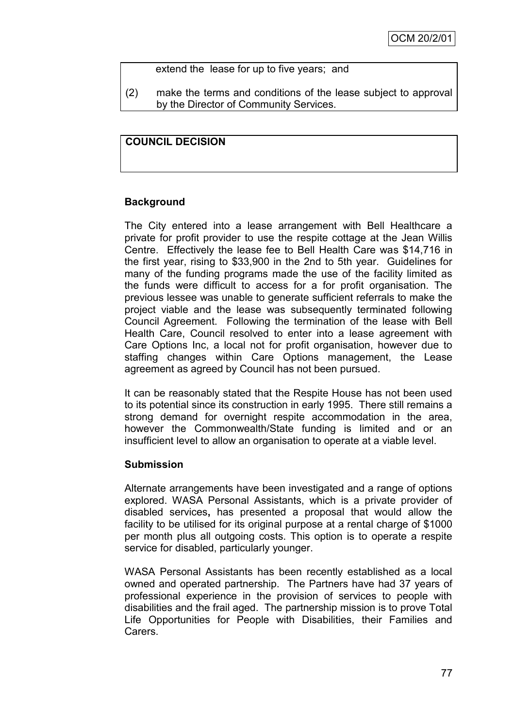extend the lease for up to five years; and

(2) make the terms and conditions of the lease subject to approval by the Director of Community Services.

**COUNCIL DECISION**

**Background**

The City entered into a lease arrangement with Bell Healthcare a private for profit provider to use the respite cottage at the Jean Willis Centre. Effectively the lease fee to Bell Health Care was $14,716 in the first year, rising to $33,900 in the 2nd to 5th year. Guidelines for many of the funding programs made the use of the facility limited as the funds were difficult to access for a for profit organisation. The previous lessee was unable to generate sufficient referrals to make the project viable and the lease was subsequently terminated following Council Agreement. Following the termination of the lease with Bell Health Care, Council resolved to enter into a lease agreement with Care Options Inc, a local not for profit organisation, however due to staffing changes within Care Options management, the Lease agreement as agreed by Council has not been pursued.

It can be reasonably stated that the Respite House has not been used to its potential since its construction in early 1995. There still remains a strong demand for overnight respite accommodation in the area, however the Commonwealth/State funding is limited and or an insufficient level to allow an organisation to operate at a viable level.

**Submission**

Alternate arrangements have been investigated and a range of options explored. WASA Personal Assistants, which is a private provider of disabled services**,** has presented a proposal that would allow the facility to be utilised for its original purpose at a rental charge of $1000 per month plus all outgoing costs. This option is to operate a respite service for disabled, particularly younger.

WASA Personal Assistants has been recently established as a local owned and operated partnership. The Partners have had 37 years of professional experience in the provision of services to people with disabilities and the frail aged. The partnership mission is to prove Total Life Opportunities for People with Disabilities, their Families and Carers.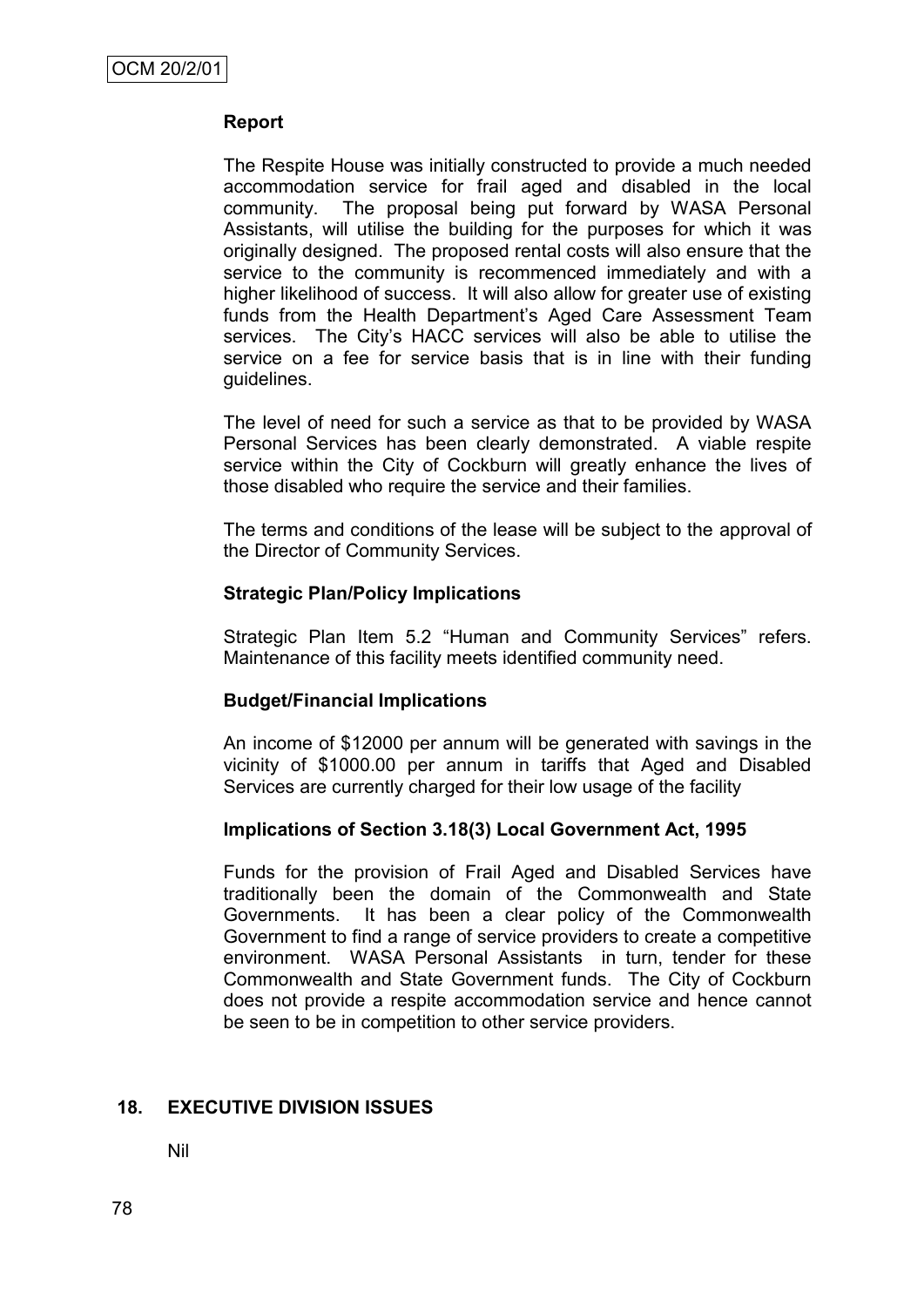**Report**

The Respite House was initially constructed to provide a much needed accommodation service for frail aged and disabled in the local community. The proposal being put forward by WASA Personal Assistants, will utilise the building for the purposes for which it was originally designed. The proposed rental costs will also ensure that the service to the community is recommenced immediately and with a higher likelihood of success. It will also allow for greater use of existing funds from the Health Department's Aged Care Assessment Team services. The City's HACC services will also be able to utilise the service on a fee for service basis that is in line with their funding guidelines.

The level of need for such a service as that to be provided by WASA Personal Services has been clearly demonstrated. A viable respite service within the City of Cockburn will greatly enhance the lives of those disabled who require the service and their families.

The terms and conditions of the lease will be subject to the approval of the Director of Community Services.

**Strategic Plan/Policy Implications**

Strategic Plan Item 5.2 "Human and Community Services" refers. Maintenance of this facility meets identified community need.

**Budget/Financial Implications**

An income of $12000 per annum will be generated with savings in the vicinity of $1000.00 per annum in tariffs that Aged and Disabled Services are currently charged for their low usage of the facility

**Implications of Section 3.18(3) Local Government Act, 1995**

Funds for the provision of Frail Aged and Disabled Services have traditionally been the domain of the Commonwealth and State Governments. It has been a clear policy of the Commonwealth Government to find a range of service providers to create a competitive environment. WASA Personal Assistants in turn, tender for these Commonwealth and State Government funds. The City of Cockburn does not provide a respite accommodation service and hence cannot be seen to be in competition to other service providers.

## 18. EXECUTIVE DIVISION ISSUES

Nil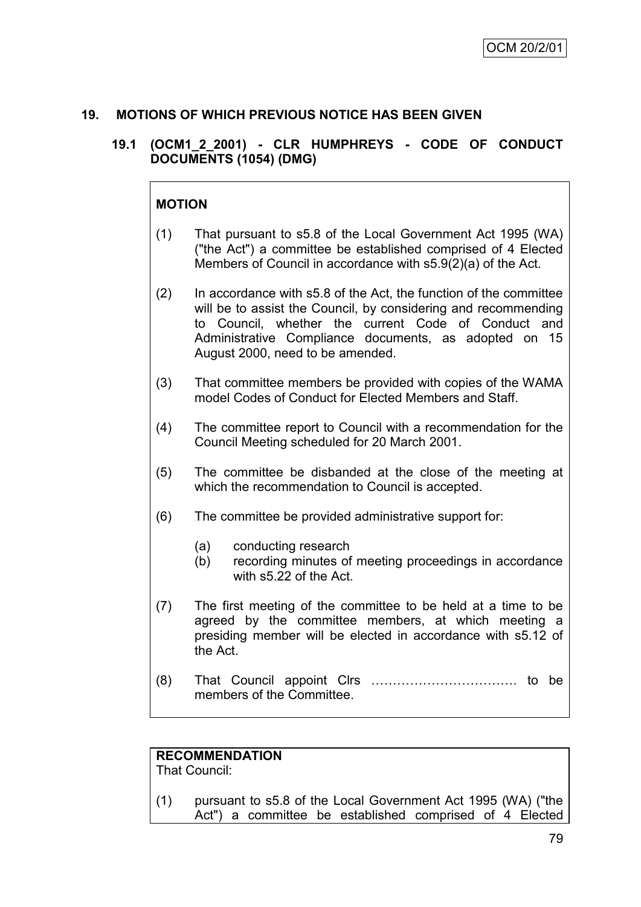## 19. MOTIONS OF WHICH PREVIOUS NOTICE HAS BEEN GIVEN

### 19.1 (OCM1_2_2001) - CLR HUMPHREYS - CODE OF CONDUCT DOCUMENTS (1054) (DMG)

**MOTION**

(1) That pursuant to s5.8 of the Local Government Act 1995 (WA) ("the Act") a committee be established comprised of 4 Elected Members of Council in accordance with s5.9(2)(a) of the Act.

(2) In accordance with s5.8 of the Act, the function of the committee will be to assist the Council, by considering and recommending to Council, whether the current Code of Conduct and Administrative Compliance documents, as adopted on 15 August 2000, need to be amended.

(3) That committee members be provided with copies of the WAMA model Codes of Conduct for Elected Members and Staff.

(4) The committee report to Council with a recommendation for the Council Meeting scheduled for 20 March 2001.

(5) The committee be disbanded at the close of the meeting at which the recommendation to Council is accepted.

(6) The committee be provided administrative support for:

  (a) conducting research
  (b) recording minutes of meeting proceedings in accordance with s5.22 of the Act.

(7) The first meeting of the committee to be held at a time to be agreed by the committee members, at which meeting a presiding member will be elected in accordance with s5.12 of the Act.

(8) That Council appoint Clrs ……………………………. to be members of the Committee.

**RECOMMENDATION**

That Council:

(1) pursuant to s5.8 of the Local Government Act 1995 (WA) ("the Act") a committee be established comprised of 4 Elected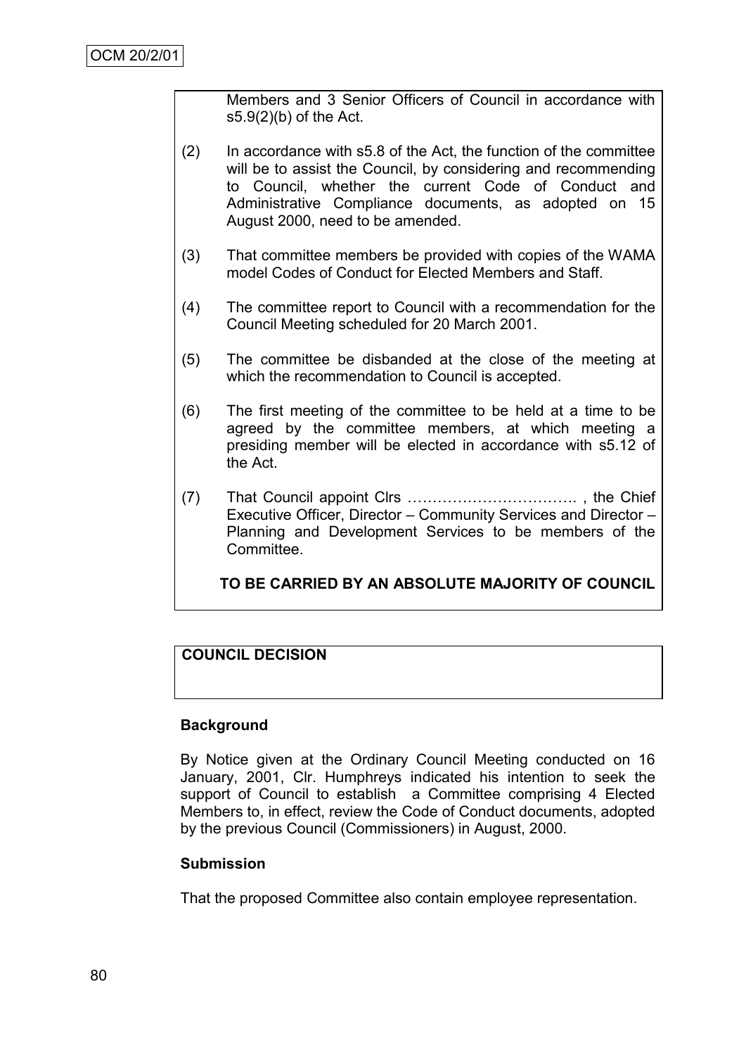Members and 3 Senior Officers of Council in accordance with s5.9(2)(b) of the Act.

(2) In accordance with s5.8 of the Act, the function of the committee will be to assist the Council, by considering and recommending to Council, whether the current Code of Conduct and Administrative Compliance documents, as adopted on 15 August 2000, need to be amended.

(3) That committee members be provided with copies of the WAMA model Codes of Conduct for Elected Members and Staff.

(4) The committee report to Council with a recommendation for the Council Meeting scheduled for 20 March 2001.

(5) The committee be disbanded at the close of the meeting at which the recommendation to Council is accepted.

(6) The first meeting of the committee to be held at a time to be agreed by the committee members, at which meeting a presiding member will be elected in accordance with s5.12 of the Act.

(7) That Council appoint Clrs ……………………………. , the Chief Executive Officer, Director – Community Services and Director – Planning and Development Services to be members of the Committee.

**TO BE CARRIED BY AN ABSOLUTE MAJORITY OF COUNCIL**

**COUNCIL DECISION**

**Background**

By Notice given at the Ordinary Council Meeting conducted on 16 January, 2001, Clr. Humphreys indicated his intention to seek the support of Council to establish a Committee comprising 4 Elected Members to, in effect, review the Code of Conduct documents, adopted by the previous Council (Commissioners) in August, 2000.

**Submission**

That the proposed Committee also contain employee representation.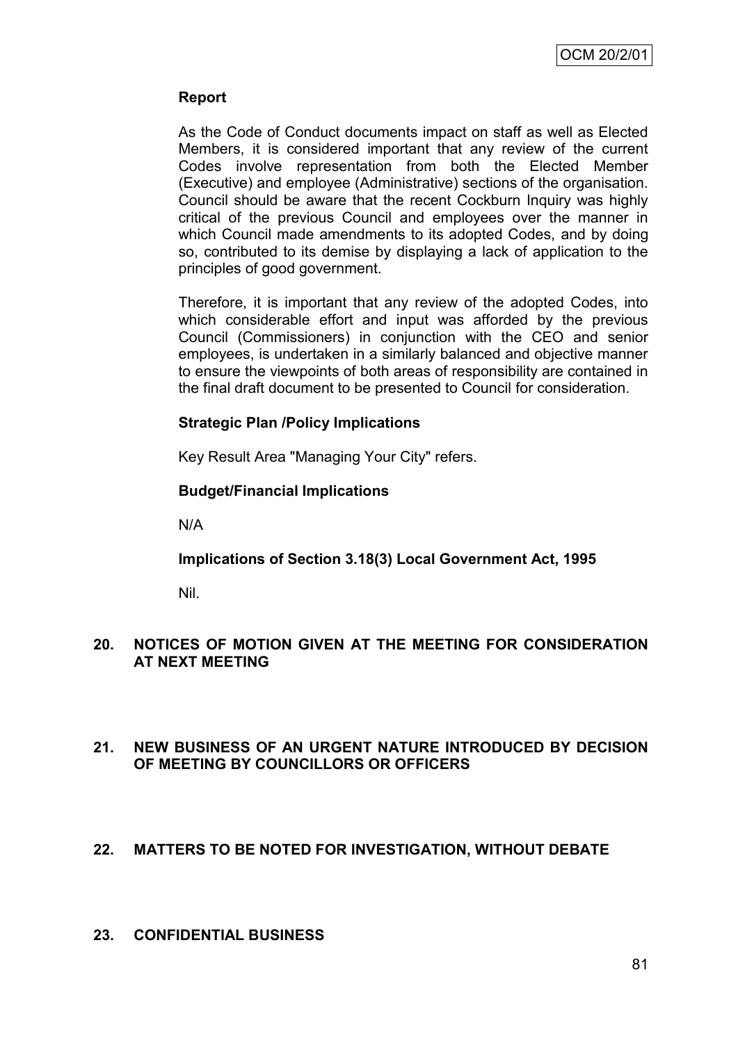**Report**

As the Code of Conduct documents impact on staff as well as Elected Members, it is considered important that any review of the current Codes involve representation from both the Elected Member (Executive) and employee (Administrative) sections of the organisation. Council should be aware that the recent Cockburn Inquiry was highly critical of the previous Council and employees over the manner in which Council made amendments to its adopted Codes, and by doing so, contributed to its demise by displaying a lack of application to the principles of good government.

Therefore, it is important that any review of the adopted Codes, into which considerable effort and input was afforded by the previous Council (Commissioners) in conjunction with the CEO and senior employees, is undertaken in a similarly balanced and objective manner to ensure the viewpoints of both areas of responsibility are contained in the final draft document to be presented to Council for consideration.

**Strategic Plan /Policy Implications**

Key Result Area "Managing Your City" refers.

**Budget/Financial Implications**

N/A

**Implications of Section 3.18(3) Local Government Act, 1995**

Nil.

## 20. NOTICES OF MOTION GIVEN AT THE MEETING FOR CONSIDERATION AT NEXT MEETING

## 21. NEW BUSINESS OF AN URGENT NATURE INTRODUCED BY DECISION OF MEETING BY COUNCILLORS OR OFFICERS

## 22. MATTERS TO BE NOTED FOR INVESTIGATION, WITHOUT DEBATE

## 23. CONFIDENTIAL BUSINESS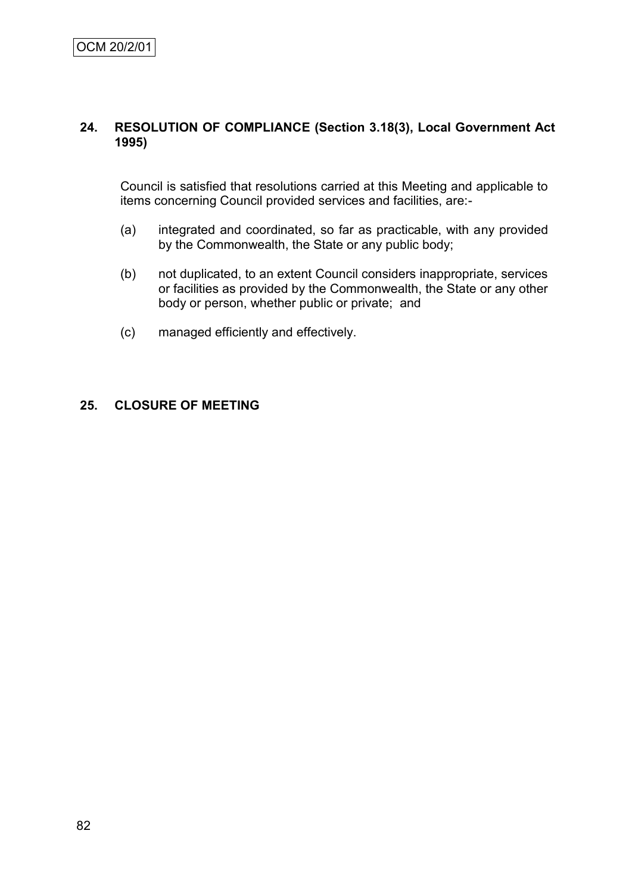## 24. RESOLUTION OF COMPLIANCE (Section 3.18(3), Local Government Act 1995)

Council is satisfied that resolutions carried at this Meeting and applicable to items concerning Council provided services and facilities, are:-

(a) integrated and coordinated, so far as practicable, with any provided by the Commonwealth, the State or any public body;

(b) not duplicated, to an extent Council considers inappropriate, services or facilities as provided by the Commonwealth, the State or any other body or person, whether public or private; and

(c) managed efficiently and effectively.

## 25. CLOSURE OF MEETING